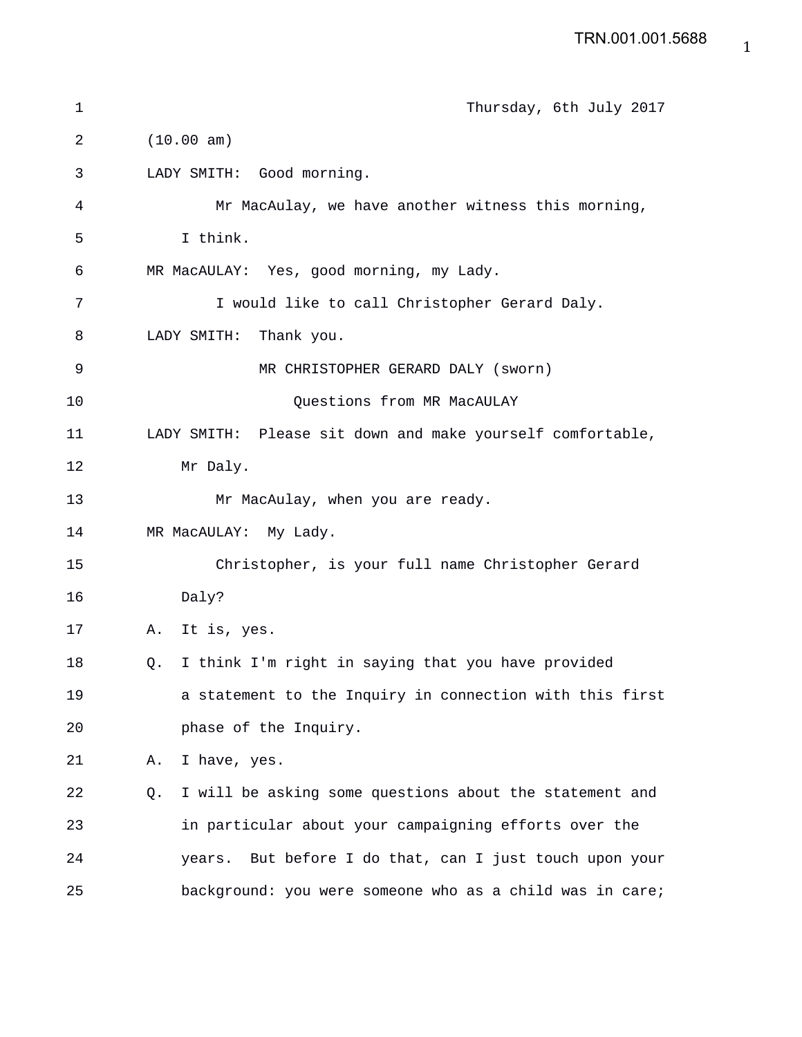Thursday, 6th July 2017

(10.00 am)

LADY SMITH: Good morning.

Mr MacAulay, we have another witness this morning, I think.

MR MacAULAY: Yes, good morning, my Lady.

I would like to call Christopher Gerard Daly.

LADY SMITH: Thank you.

MR CHRISTOPHER GERARD DALY (sworn)

Questions from MR MacAULAY

LADY SMITH: Please sit down and make yourself comfortable, Mr Daly.

Mr MacAulay, when you are ready.

MR MacAULAY: My Lady.

Christopher, is your full name Christopher Gerard Daly?

A. It is, yes.

Q. I think I'm right in saying that you have provided a statement to the Inquiry in connection with this first phase of the Inquiry.

A. I have, yes.

Q. I will be asking some questions about the statement and in particular about your campaigning efforts over the years. But before I do that, can I just touch upon your background: you were someone who as a child was in care;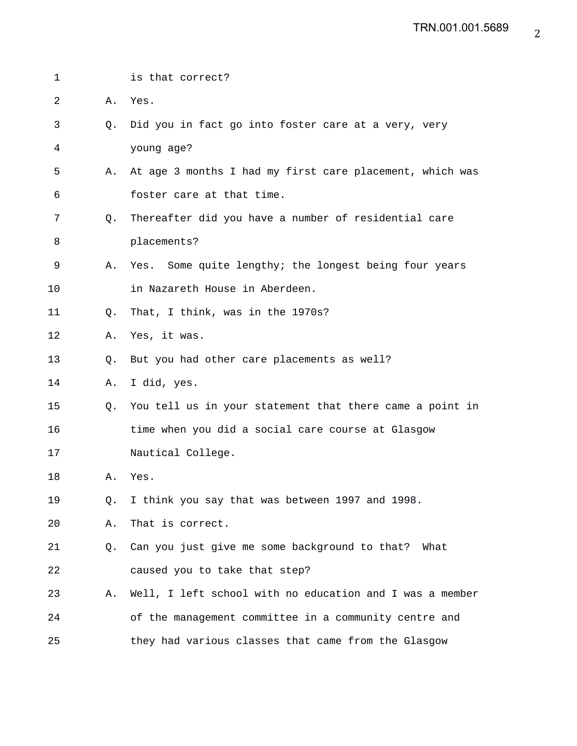1 is that correct?

2 A. Yes.

3 Q. Did you in fact go into foster care at a very, very

4 young age?

5 A. At age 3 months I had my first care placement, which was

6 foster care at that time.

7 Q. Thereafter did you have a number of residential care

8 placements?

9 A. Yes. Some quite lengthy; the longest being four years

10 in Nazareth House in Aberdeen.

11 Q. That, I think, was in the 1970s?

12 A. Yes, it was.

13 Q. But you had other care placements as well?

14 A. I did, yes.

15 Q. You tell us in your statement that there came a point in

16 time when you did a social care course at Glasgow

17 Nautical College.

18 A. Yes.

19 Q. I think you say that was between 1997 and 1998.

20 A. That is correct.

21 Q. Can you just give me some background to that? What

22 caused you to take that step?

23 A. Well, I left school with no education and I was a member

24 of the management committee in a community centre and

25 they had various classes that came from the Glasgow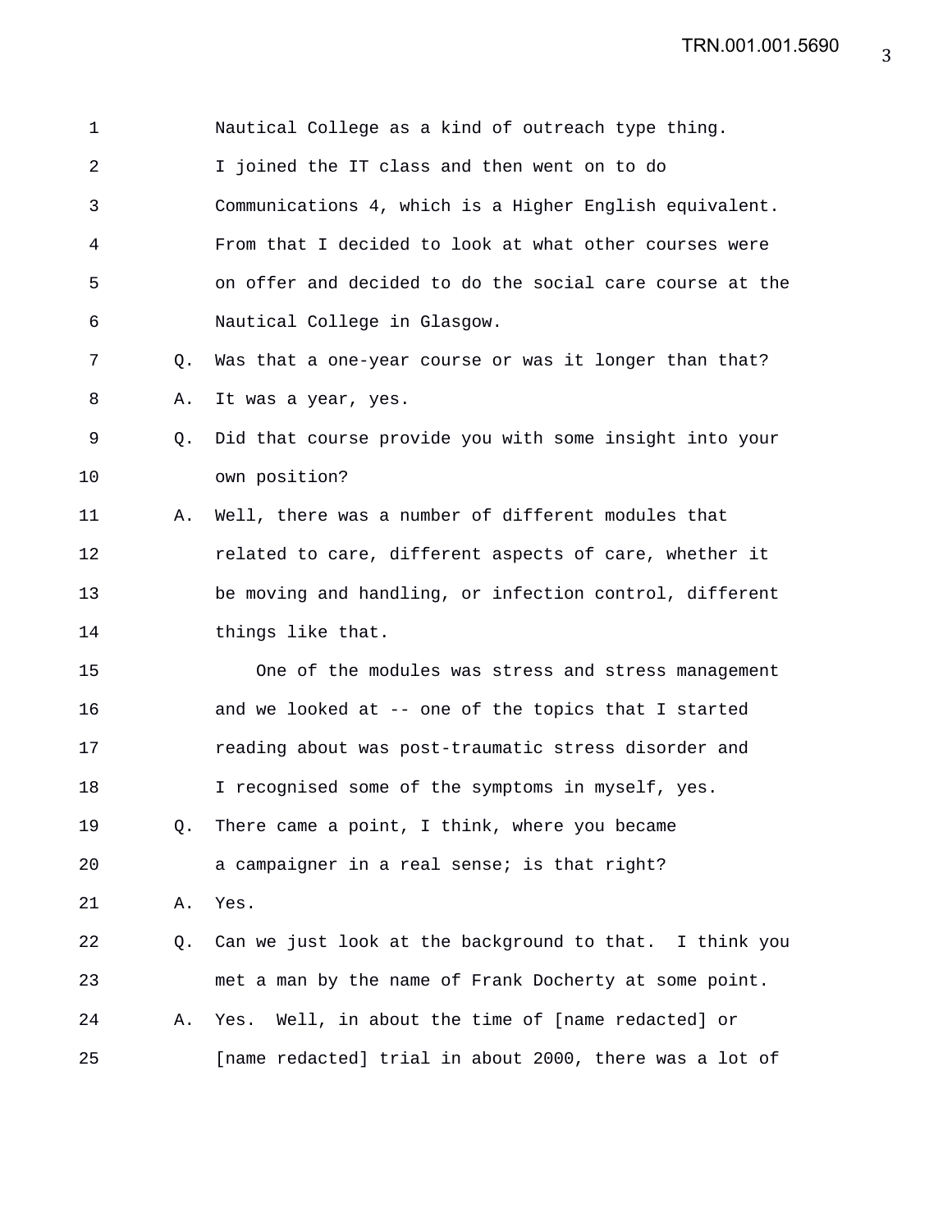Nautical College as a kind of outreach type thing. I joined the IT class and then went on to do Communications 4, which is a Higher English equivalent. From that I decided to look at what other courses were on offer and decided to do the social care course at the Nautical College in Glasgow.

Q. Was that a one-year course or was it longer than that?

A. It was a year, yes.

Q. Did that course provide you with some insight into your own position?

A. Well, there was a number of different modules that related to care, different aspects of care, whether it be moving and handling, or infection control, different things like that.

One of the modules was stress and stress management and we looked at -- one of the topics that I started reading about was post-traumatic stress disorder and I recognised some of the symptoms in myself, yes.

Q. There came a point, I think, where you became a campaigner in a real sense; is that right?

A. Yes.

Q. Can we just look at the background to that. I think you met a man by the name of Frank Docherty at some point.

A. Yes. Well, in about the time of [name redacted] or [name redacted] trial in about 2000, there was a lot of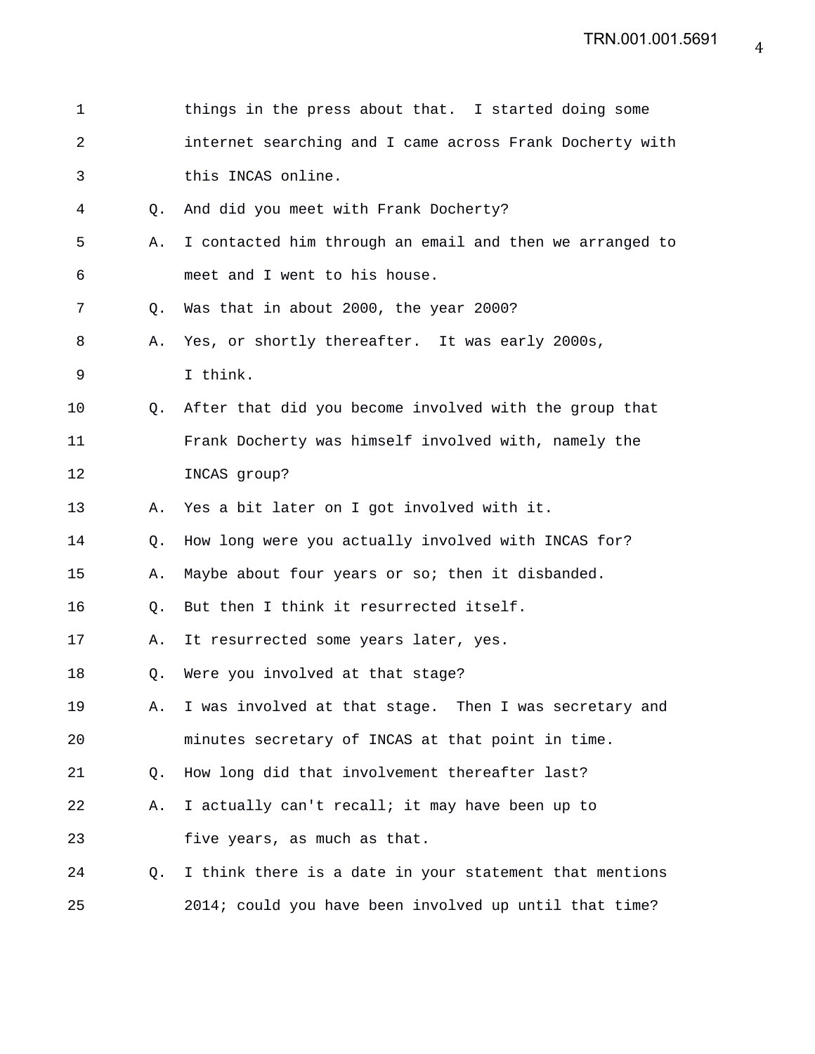1 things in the press about that. I started doing some
2 internet searching and I came across Frank Docherty with
3 this INCAS online.

4 Q. And did you meet with Frank Docherty?

5 A. I contacted him through an email and then we arranged to
6 meet and I went to his house.

7 Q. Was that in about 2000, the year 2000?

8 A. Yes, or shortly thereafter. It was early 2000s,
9 I think.

10 Q. After that did you become involved with the group that
11 Frank Docherty was himself involved with, namely the
12 INCAS group?

13 A. Yes a bit later on I got involved with it.

14 Q. How long were you actually involved with INCAS for?

15 A. Maybe about four years or so; then it disbanded.

16 Q. But then I think it resurrected itself.

17 A. It resurrected some years later, yes.

18 Q. Were you involved at that stage?

19 A. I was involved at that stage. Then I was secretary and
20 minutes secretary of INCAS at that point in time.

21 Q. How long did that involvement thereafter last?

22 A. I actually can't recall; it may have been up to
23 five years, as much as that.

24 Q. I think there is a date in your statement that mentions
25 2014; could you have been involved up until that time?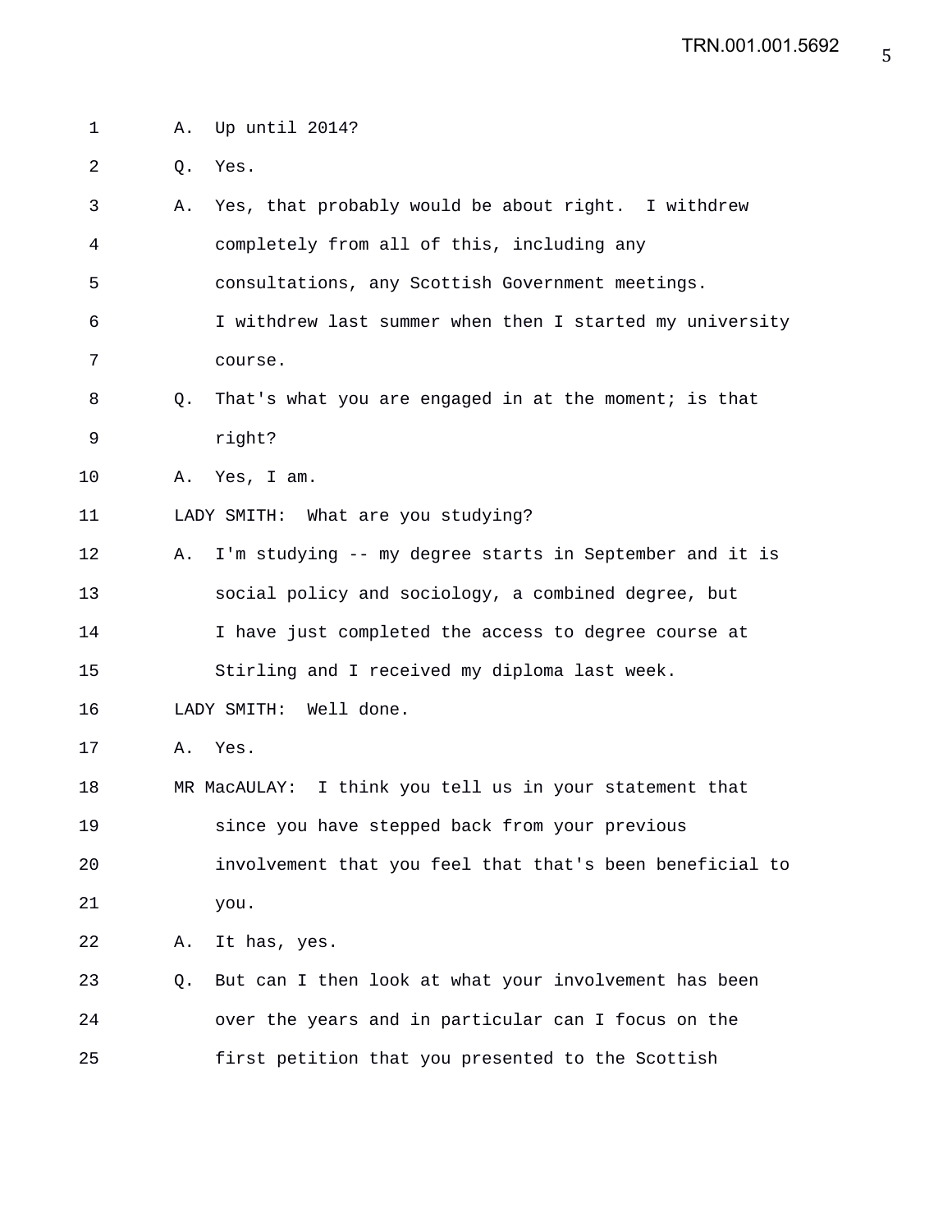1 A. Up until 2014?

2 Q. Yes.

3 A. Yes, that probably would be about right. I withdrew

4 completely from all of this, including any

5 consultations, any Scottish Government meetings.

6 I withdrew last summer when then I started my university

7 course.

8 Q. That's what you are engaged in at the moment; is that

9 right?

10 A. Yes, I am.

11 LADY SMITH: What are you studying?

12 A. I'm studying -- my degree starts in September and it is

13 social policy and sociology, a combined degree, but

14 I have just completed the access to degree course at

15 Stirling and I received my diploma last week.

16 LADY SMITH: Well done.

17 A. Yes.

18 MR MacAULAY: I think you tell us in your statement that

19 since you have stepped back from your previous

20 involvement that you feel that that's been beneficial to

21 you.

22 A. It has, yes.

23 Q. But can I then look at what your involvement has been

24 over the years and in particular can I focus on the

25 first petition that you presented to the Scottish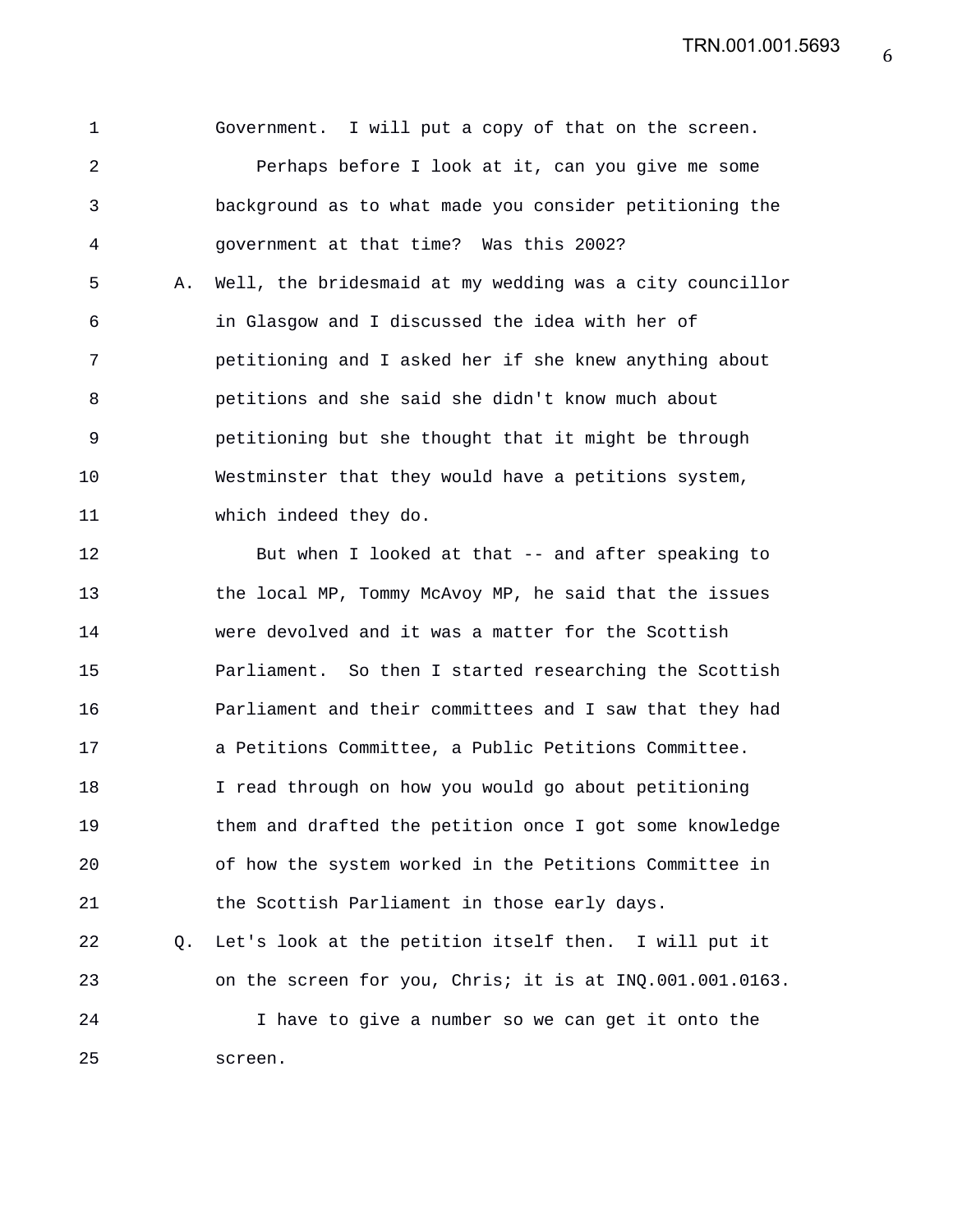Government. I will put a copy of that on the screen.

Perhaps before I look at it, can you give me some background as to what made you consider petitioning the government at that time? Was this 2002?

A. Well, the bridesmaid at my wedding was a city councillor in Glasgow and I discussed the idea with her of petitioning and I asked her if she knew anything about petitions and she said she didn't know much about petitioning but she thought that it might be through Westminster that they would have a petitions system, which indeed they do.

But when I looked at that -- and after speaking to the local MP, Tommy McAvoy MP, he said that the issues were devolved and it was a matter for the Scottish Parliament. So then I started researching the Scottish Parliament and their committees and I saw that they had a Petitions Committee, a Public Petitions Committee. I read through on how you would go about petitioning them and drafted the petition once I got some knowledge of how the system worked in the Petitions Committee in the Scottish Parliament in those early days.

Q. Let's look at the petition itself then. I will put it on the screen for you, Chris; it is at INQ.001.001.0163.

I have to give a number so we can get it onto the screen.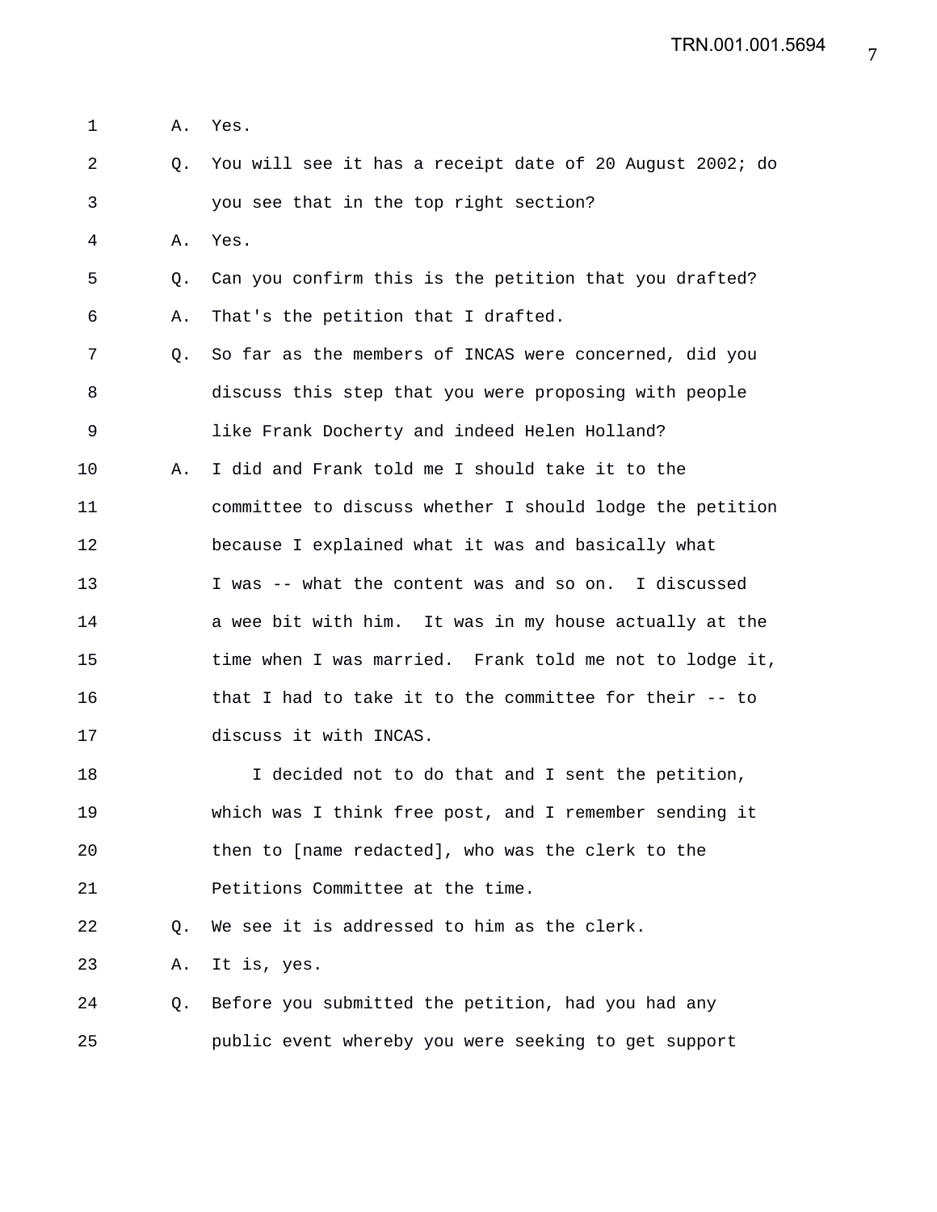1 A. Yes.

2 Q. You will see it has a receipt date of 20 August 2002; do

3 you see that in the top right section?

4 A. Yes.

5 Q. Can you confirm this is the petition that you drafted?

6 A. That's the petition that I drafted.

7 Q. So far as the members of INCAS were concerned, did you

8 discuss this step that you were proposing with people

9 like Frank Docherty and indeed Helen Holland?

10 A. I did and Frank told me I should take it to the

11 committee to discuss whether I should lodge the petition

12 because I explained what it was and basically what

13 I was -- what the content was and so on. I discussed

14 a wee bit with him. It was in my house actually at the

15 time when I was married. Frank told me not to lodge it,

16 that I had to take it to the committee for their -- to

17 discuss it with INCAS.

18 I decided not to do that and I sent the petition,

19 which was I think free post, and I remember sending it

20 then to [name redacted], who was the clerk to the

21 Petitions Committee at the time.

22 Q. We see it is addressed to him as the clerk.

23 A. It is, yes.

24 Q. Before you submitted the petition, had you had any

25 public event whereby you were seeking to get support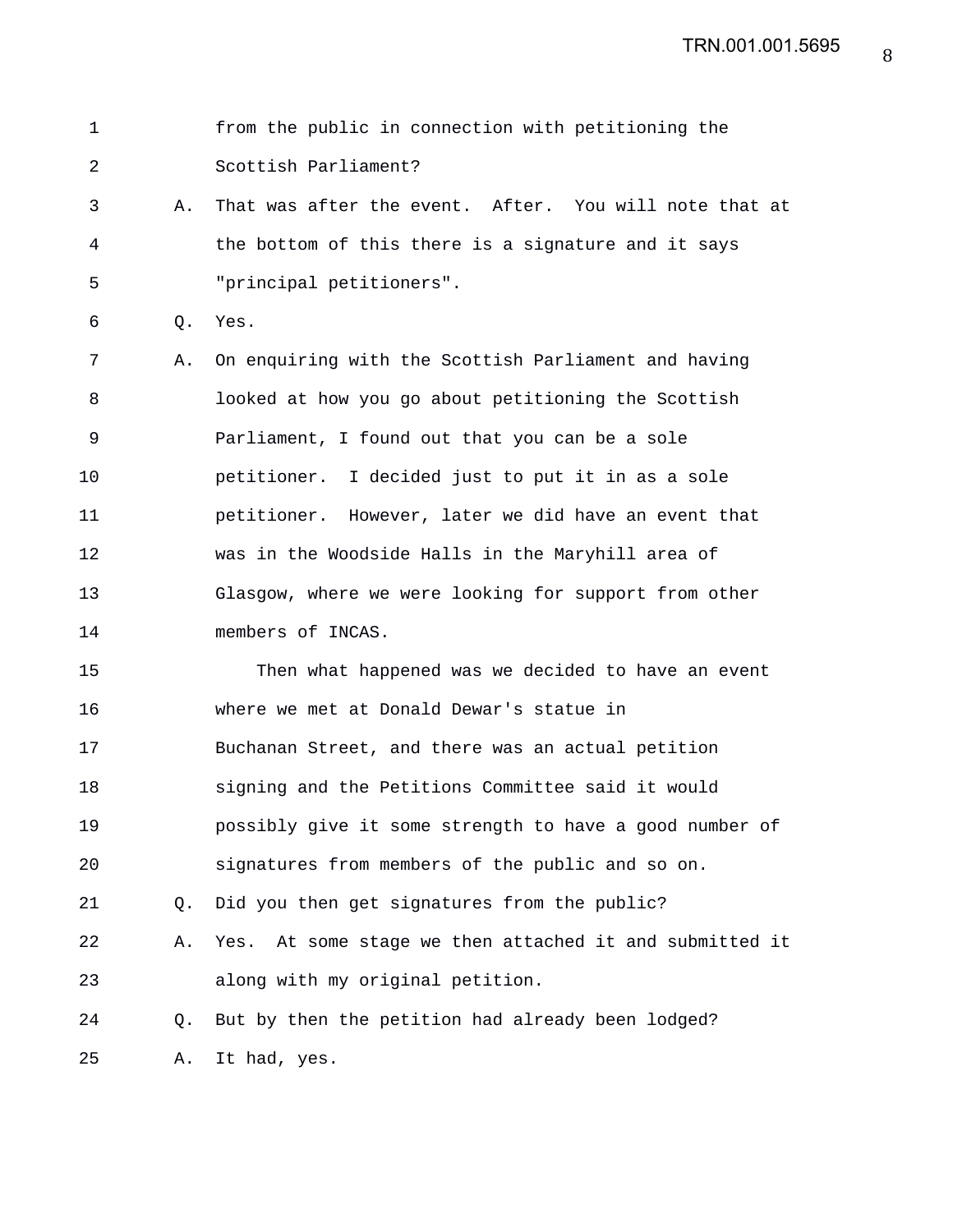from the public in connection with petitioning the Scottish Parliament?

A. That was after the event. After. You will note that at the bottom of this there is a signature and it says "principal petitioners".

Q. Yes.

A. On enquiring with the Scottish Parliament and having looked at how you go about petitioning the Scottish Parliament, I found out that you can be a sole petitioner. I decided just to put it in as a sole petitioner. However, later we did have an event that was in the Woodside Halls in the Maryhill area of Glasgow, where we were looking for support from other members of INCAS.

Then what happened was we decided to have an event where we met at Donald Dewar's statue in Buchanan Street, and there was an actual petition signing and the Petitions Committee said it would possibly give it some strength to have a good number of signatures from members of the public and so on.

Q. Did you then get signatures from the public?

A. Yes. At some stage we then attached it and submitted it along with my original petition.

Q. But by then the petition had already been lodged?

A. It had, yes.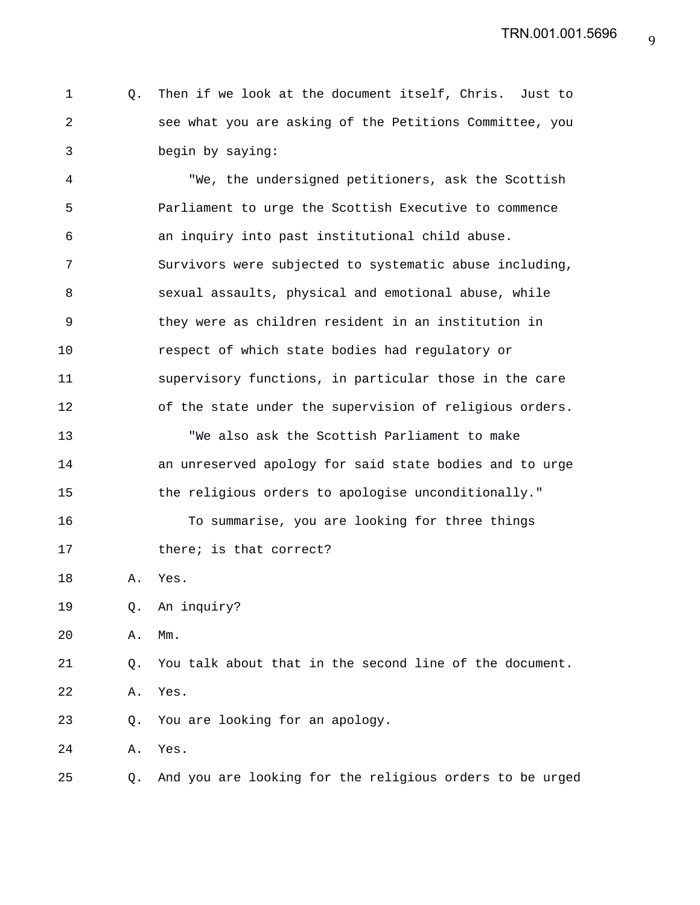Q. Then if we look at the document itself, Chris. Just to see what you are asking of the Petitions Committee, you begin by saying:

"We, the undersigned petitioners, ask the Scottish Parliament to urge the Scottish Executive to commence an inquiry into past institutional child abuse. Survivors were subjected to systematic abuse including, sexual assaults, physical and emotional abuse, while they were as children resident in an institution in respect of which state bodies had regulatory or supervisory functions, in particular those in the care of the state under the supervision of religious orders.

"We also ask the Scottish Parliament to make an unreserved apology for said state bodies and to urge the religious orders to apologise unconditionally."

To summarise, you are looking for three things there; is that correct?

A. Yes.

Q. An inquiry?

A. Mm.

Q. You talk about that in the second line of the document.

A. Yes.

Q. You are looking for an apology.

A. Yes.

Q. And you are looking for the religious orders to be urged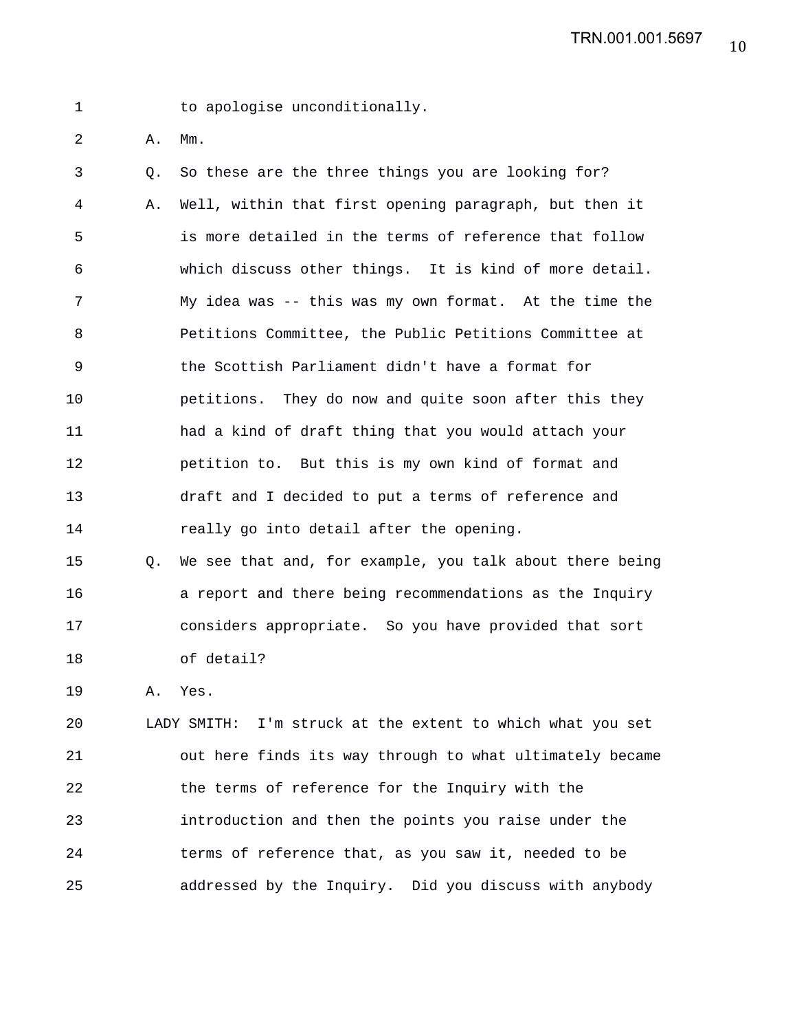to apologise unconditionally.

A. Mm.

Q. So these are the three things you are looking for?

A. Well, within that first opening paragraph, but then it is more detailed in the terms of reference that follow which discuss other things. It is kind of more detail. My idea was -- this was my own format. At the time the Petitions Committee, the Public Petitions Committee at the Scottish Parliament didn't have a format for petitions. They do now and quite soon after this they had a kind of draft thing that you would attach your petition to. But this is my own kind of format and draft and I decided to put a terms of reference and really go into detail after the opening.

Q. We see that and, for example, you talk about there being a report and there being recommendations as the Inquiry considers appropriate. So you have provided that sort of detail?

A. Yes.

LADY SMITH: I'm struck at the extent to which what you set out here finds its way through to what ultimately became the terms of reference for the Inquiry with the introduction and then the points you raise under the terms of reference that, as you saw it, needed to be addressed by the Inquiry. Did you discuss with anybody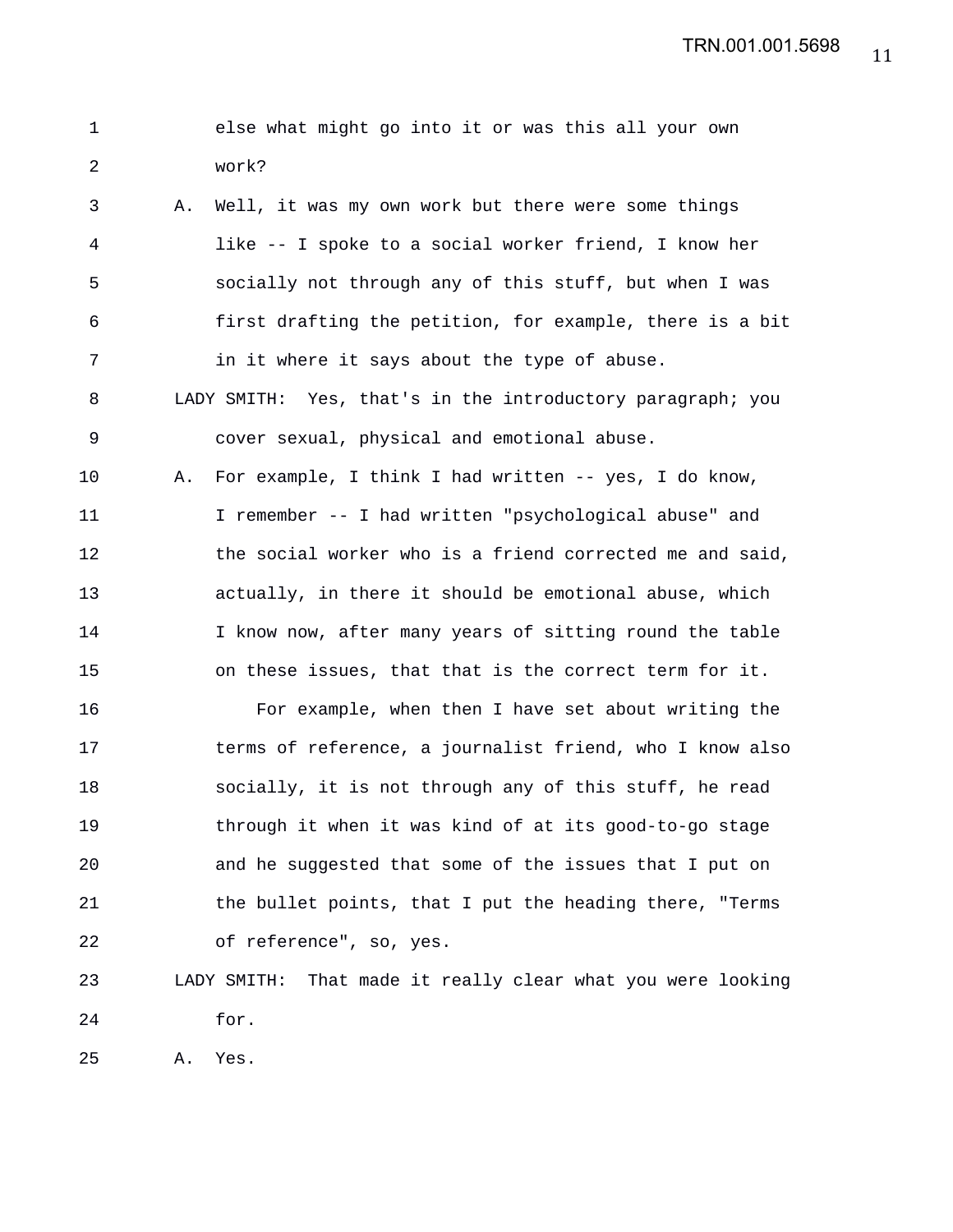else what might go into it or was this all your own work?

A. Well, it was my own work but there were some things like -- I spoke to a social worker friend, I know her socially not through any of this stuff, but when I was first drafting the petition, for example, there is a bit in it where it says about the type of abuse.

LADY SMITH: Yes, that's in the introductory paragraph; you cover sexual, physical and emotional abuse.

A. For example, I think I had written -- yes, I do know, I remember -- I had written "psychological abuse" and the social worker who is a friend corrected me and said, actually, in there it should be emotional abuse, which I know now, after many years of sitting round the table on these issues, that that is the correct term for it.

For example, when then I have set about writing the terms of reference, a journalist friend, who I know also socially, it is not through any of this stuff, he read through it when it was kind of at its good-to-go stage and he suggested that some of the issues that I put on the bullet points, that I put the heading there, "Terms of reference", so, yes.

LADY SMITH: That made it really clear what you were looking for.

A. Yes.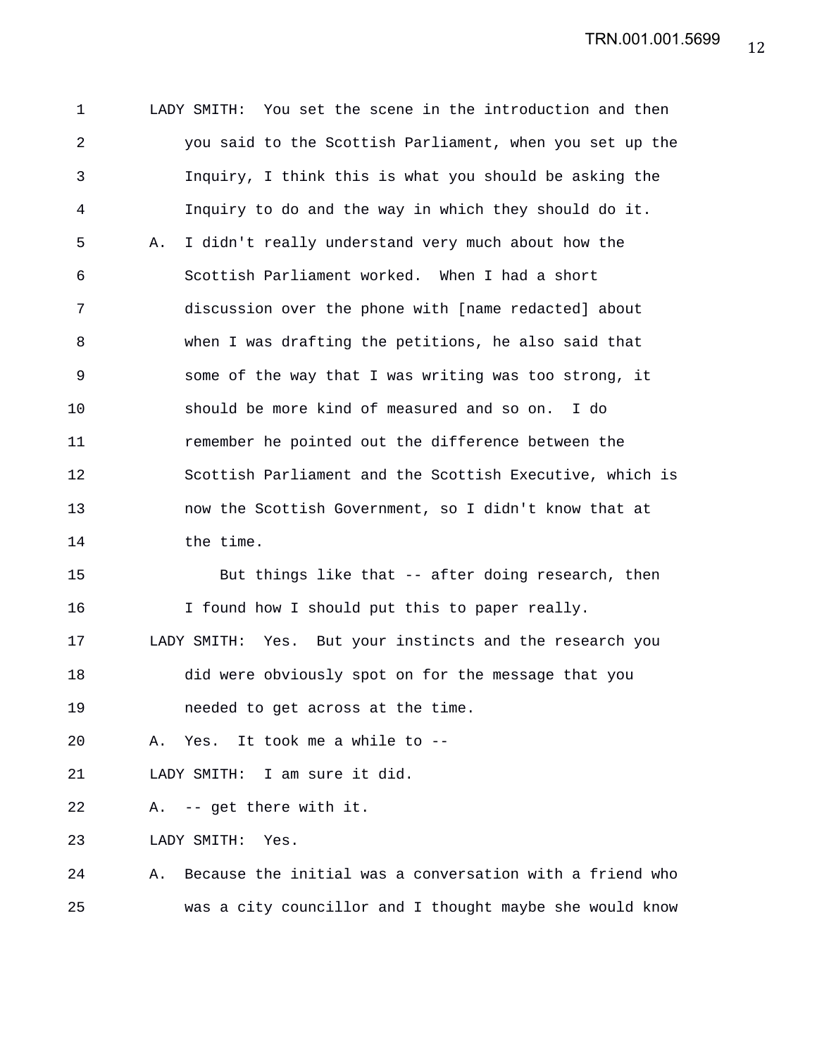LADY SMITH: You set the scene in the introduction and then you said to the Scottish Parliament, when you set up the Inquiry, I think this is what you should be asking the Inquiry to do and the way in which they should do it.

A. I didn't really understand very much about how the Scottish Parliament worked. When I had a short discussion over the phone with [name redacted] about when I was drafting the petitions, he also said that some of the way that I was writing was too strong, it should be more kind of measured and so on. I do remember he pointed out the difference between the Scottish Parliament and the Scottish Executive, which is now the Scottish Government, so I didn't know that at the time.

But things like that -- after doing research, then I found how I should put this to paper really.

LADY SMITH: Yes. But your instincts and the research you did were obviously spot on for the message that you needed to get across at the time.

A. Yes. It took me a while to --

LADY SMITH: I am sure it did.

A. -- get there with it.

LADY SMITH: Yes.

A. Because the initial was a conversation with a friend who was a city councillor and I thought maybe she would know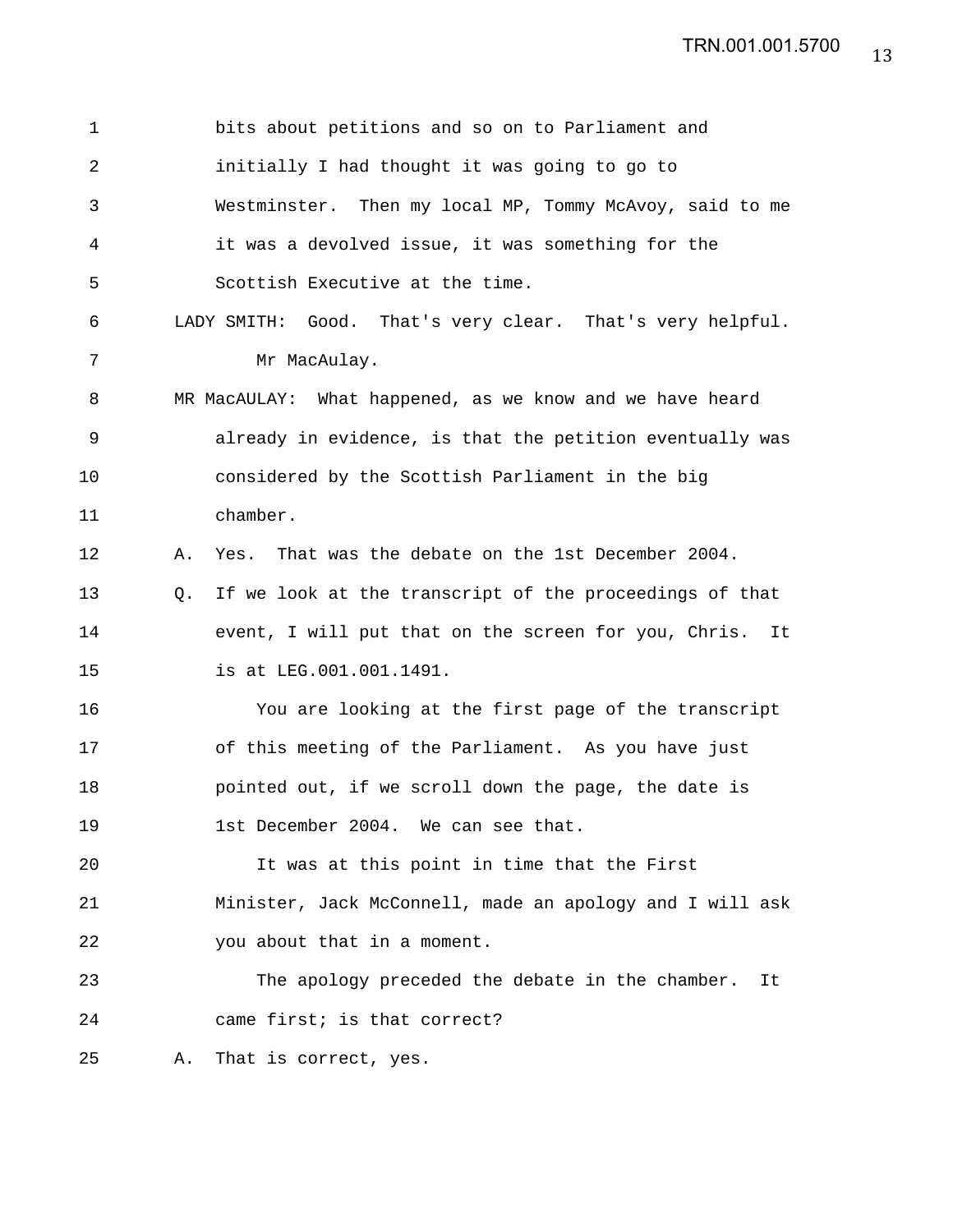bits about petitions and so on to Parliament and initially I had thought it was going to go to Westminster. Then my local MP, Tommy McAvoy, said to me it was a devolved issue, it was something for the Scottish Executive at the time.

LADY SMITH: Good. That's very clear. That's very helpful.

Mr MacAulay.

MR MacAULAY: What happened, as we know and we have heard already in evidence, is that the petition eventually was considered by the Scottish Parliament in the big chamber.

A. Yes. That was the debate on the 1st December 2004.

Q. If we look at the transcript of the proceedings of that event, I will put that on the screen for you, Chris. It is at LEG.001.001.1491.

You are looking at the first page of the transcript of this meeting of the Parliament. As you have just pointed out, if we scroll down the page, the date is 1st December 2004. We can see that.

It was at this point in time that the First Minister, Jack McConnell, made an apology and I will ask you about that in a moment.

The apology preceded the debate in the chamber. It came first; is that correct?

A. That is correct, yes.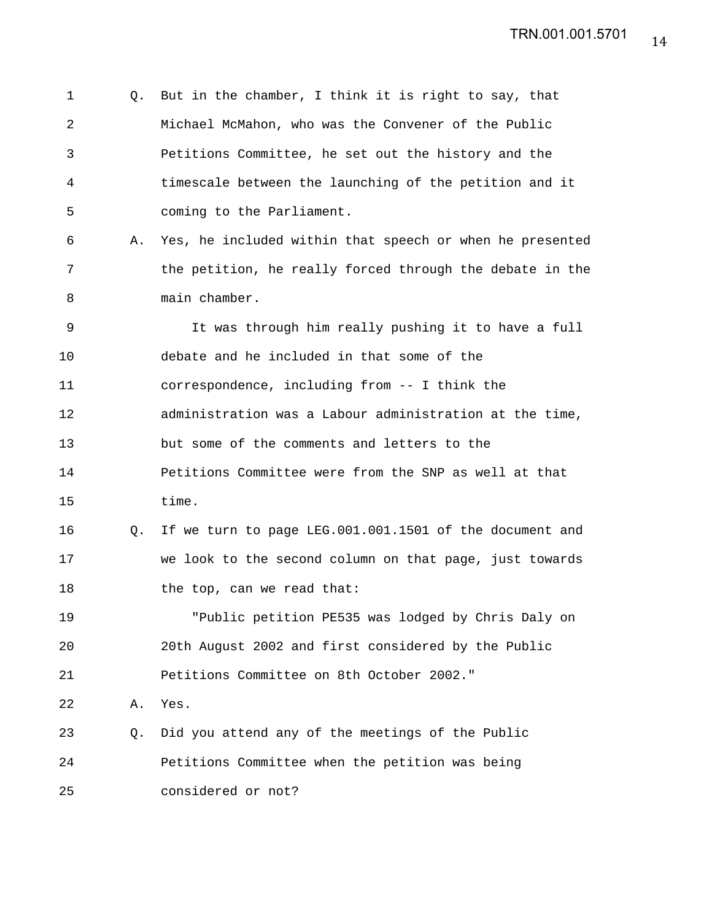Q. But in the chamber, I think it is right to say, that Michael McMahon, who was the Convener of the Public Petitions Committee, he set out the history and the timescale between the launching of the petition and it coming to the Parliament.

A. Yes, he included within that speech or when he presented the petition, he really forced through the debate in the main chamber.

It was through him really pushing it to have a full debate and he included in that some of the correspondence, including from -- I think the administration was a Labour administration at the time, but some of the comments and letters to the Petitions Committee were from the SNP as well at that time.

Q. If we turn to page LEG.001.001.1501 of the document and we look to the second column on that page, just towards the top, can we read that:

"Public petition PE535 was lodged by Chris Daly on 20th August 2002 and first considered by the Public Petitions Committee on 8th October 2002."

A. Yes.

Q. Did you attend any of the meetings of the Public Petitions Committee when the petition was being considered or not?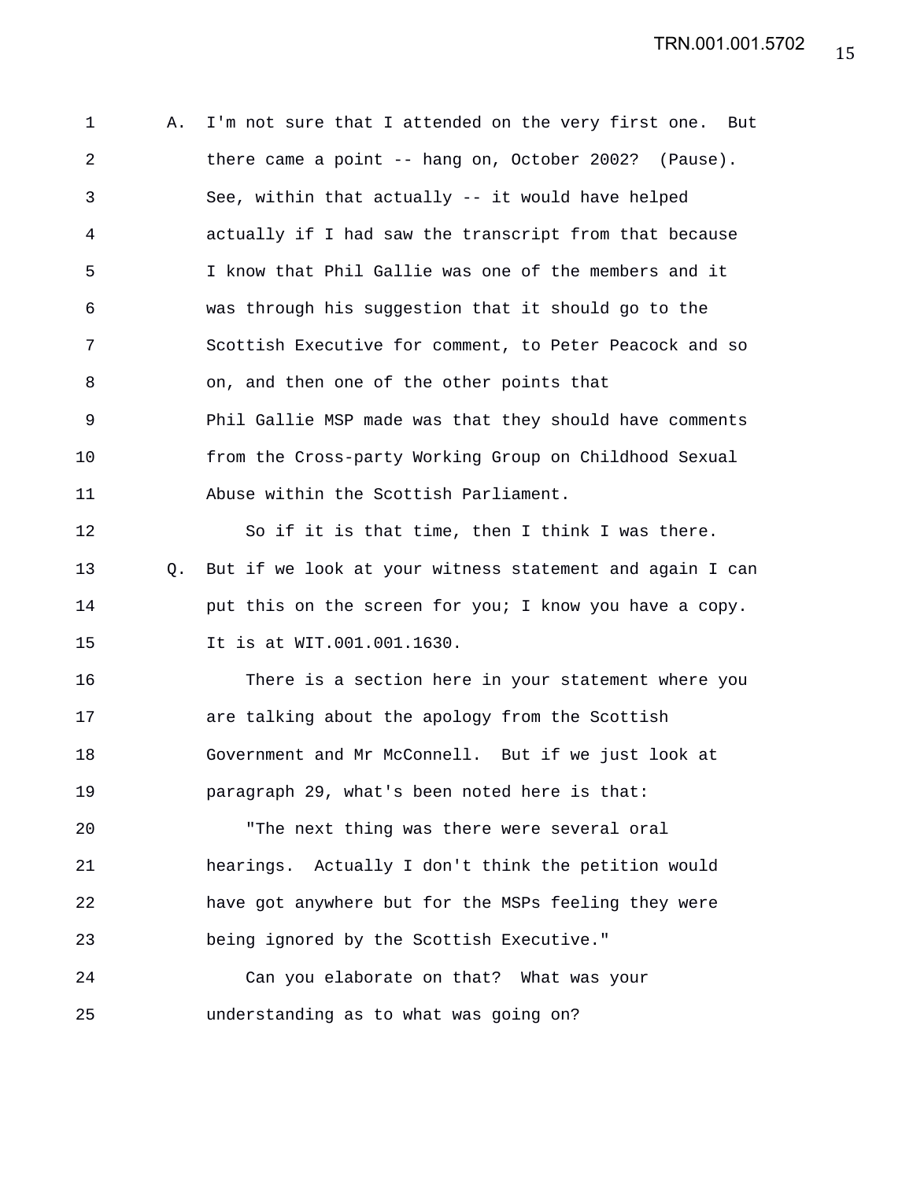A. I'm not sure that I attended on the very first one. But there came a point -- hang on, October 2002? (Pause). See, within that actually -- it would have helped actually if I had saw the transcript from that because I know that Phil Gallie was one of the members and it was through his suggestion that it should go to the Scottish Executive for comment, to Peter Peacock and so on, and then one of the other points that Phil Gallie MSP made was that they should have comments from the Cross-party Working Group on Childhood Sexual Abuse within the Scottish Parliament.

So if it is that time, then I think I was there.

Q. But if we look at your witness statement and again I can put this on the screen for you; I know you have a copy. It is at WIT.001.001.1630.

There is a section here in your statement where you are talking about the apology from the Scottish Government and Mr McConnell. But if we just look at paragraph 29, what's been noted here is that:

"The next thing was there were several oral hearings. Actually I don't think the petition would have got anywhere but for the MSPs feeling they were being ignored by the Scottish Executive."

Can you elaborate on that? What was your understanding as to what was going on?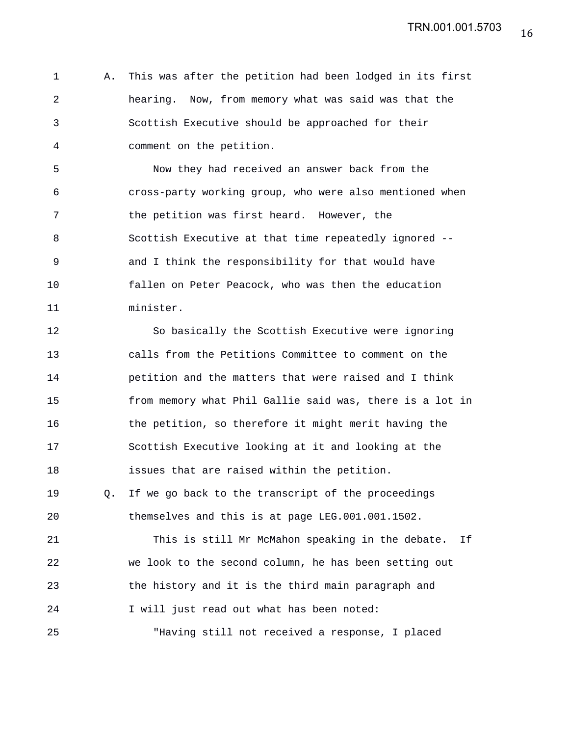A. This was after the petition had been lodged in its first hearing. Now, from memory what was said was that the Scottish Executive should be approached for their comment on the petition.

Now they had received an answer back from the cross-party working group, who were also mentioned when the petition was first heard. However, the Scottish Executive at that time repeatedly ignored -- and I think the responsibility for that would have fallen on Peter Peacock, who was then the education minister.

So basically the Scottish Executive were ignoring calls from the Petitions Committee to comment on the petition and the matters that were raised and I think from memory what Phil Gallie said was, there is a lot in the petition, so therefore it might merit having the Scottish Executive looking at it and looking at the issues that are raised within the petition.

Q. If we go back to the transcript of the proceedings themselves and this is at page LEG.001.001.1502.

This is still Mr McMahon speaking in the debate. If we look to the second column, he has been setting out the history and it is the third main paragraph and I will just read out what has been noted:

"Having still not received a response, I placed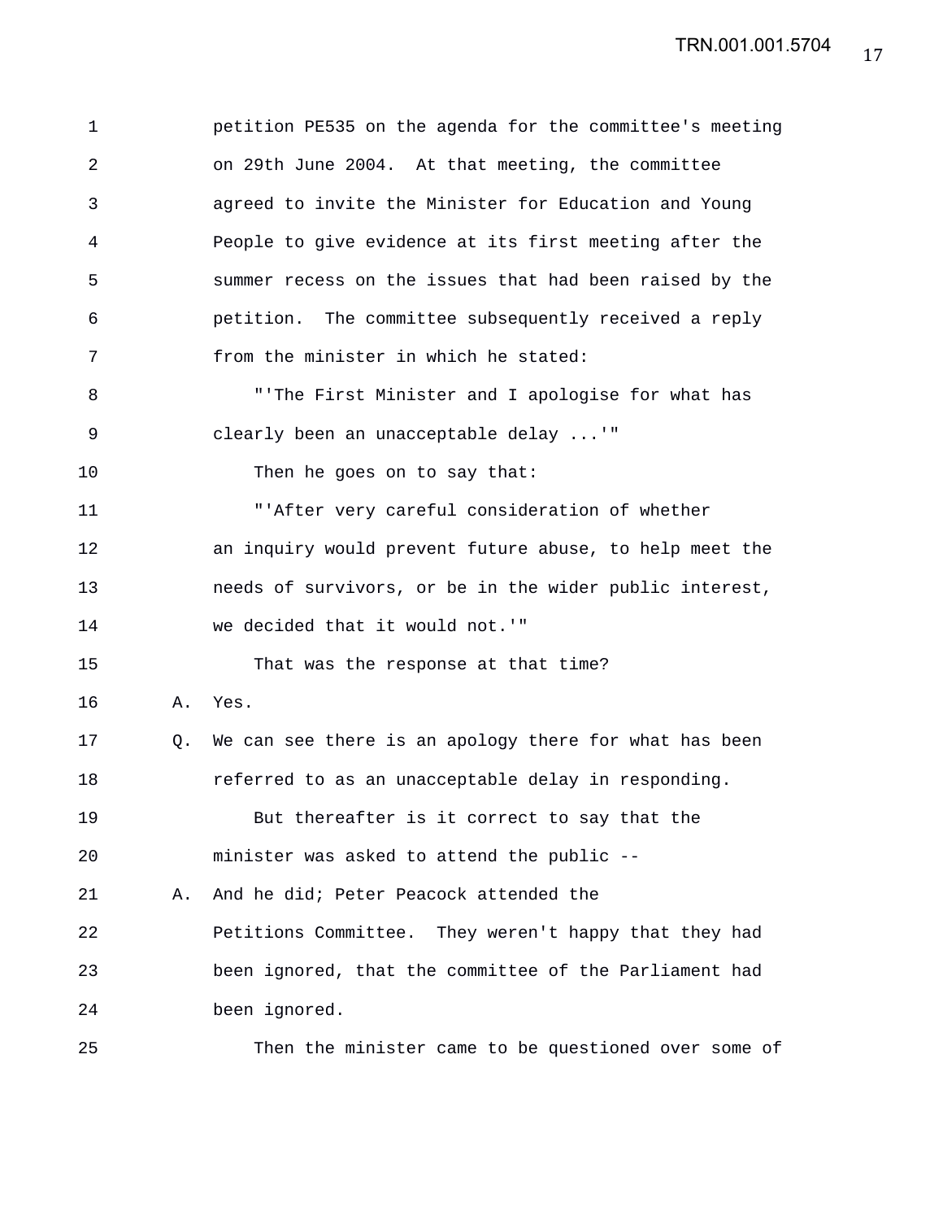petition PE535 on the agenda for the committee's meeting on 29th June 2004. At that meeting, the committee agreed to invite the Minister for Education and Young People to give evidence at its first meeting after the summer recess on the issues that had been raised by the petition. The committee subsequently received a reply from the minister in which he stated:

"'The First Minister and I apologise for what has clearly been an unacceptable delay ...'"

Then he goes on to say that:

"'After very careful consideration of whether an inquiry would prevent future abuse, to help meet the needs of survivors, or be in the wider public interest, we decided that it would not.'"

That was the response at that time?

A. Yes.

Q. We can see there is an apology there for what has been referred to as an unacceptable delay in responding.

But thereafter is it correct to say that the minister was asked to attend the public --

A. And he did; Peter Peacock attended the Petitions Committee. They weren't happy that they had been ignored, that the committee of the Parliament had been ignored.

Then the minister came to be questioned over some of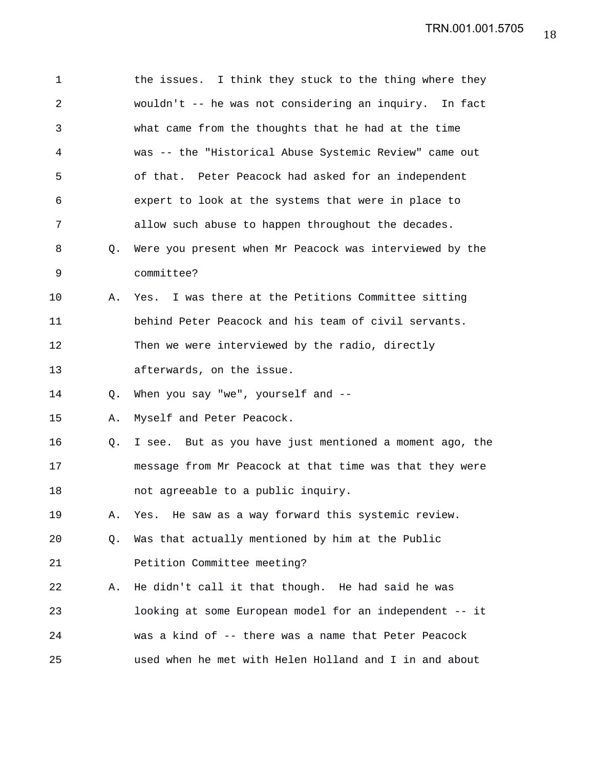1 the issues. I think they stuck to the thing where they
2 wouldn't -- he was not considering an inquiry. In fact
3 what came from the thoughts that he had at the time
4 was -- the "Historical Abuse Systemic Review" came out
5 of that. Peter Peacock had asked for an independent
6 expert to look at the systems that were in place to
7 allow such abuse to happen throughout the decades.
8 Q. Were you present when Mr Peacock was interviewed by the
9 committee?
10 A. Yes. I was there at the Petitions Committee sitting
11 behind Peter Peacock and his team of civil servants.
12 Then we were interviewed by the radio, directly
13 afterwards, on the issue.
14 Q. When you say "we", yourself and --
15 A. Myself and Peter Peacock.
16 Q. I see. But as you have just mentioned a moment ago, the
17 message from Mr Peacock at that time was that they were
18 not agreeable to a public inquiry.
19 A. Yes. He saw as a way forward this systemic review.
20 Q. Was that actually mentioned by him at the Public
21 Petition Committee meeting?
22 A. He didn't call it that though. He had said he was
23 looking at some European model for an independent -- it
24 was a kind of -- there was a name that Peter Peacock
25 used when he met with Helen Holland and I in and about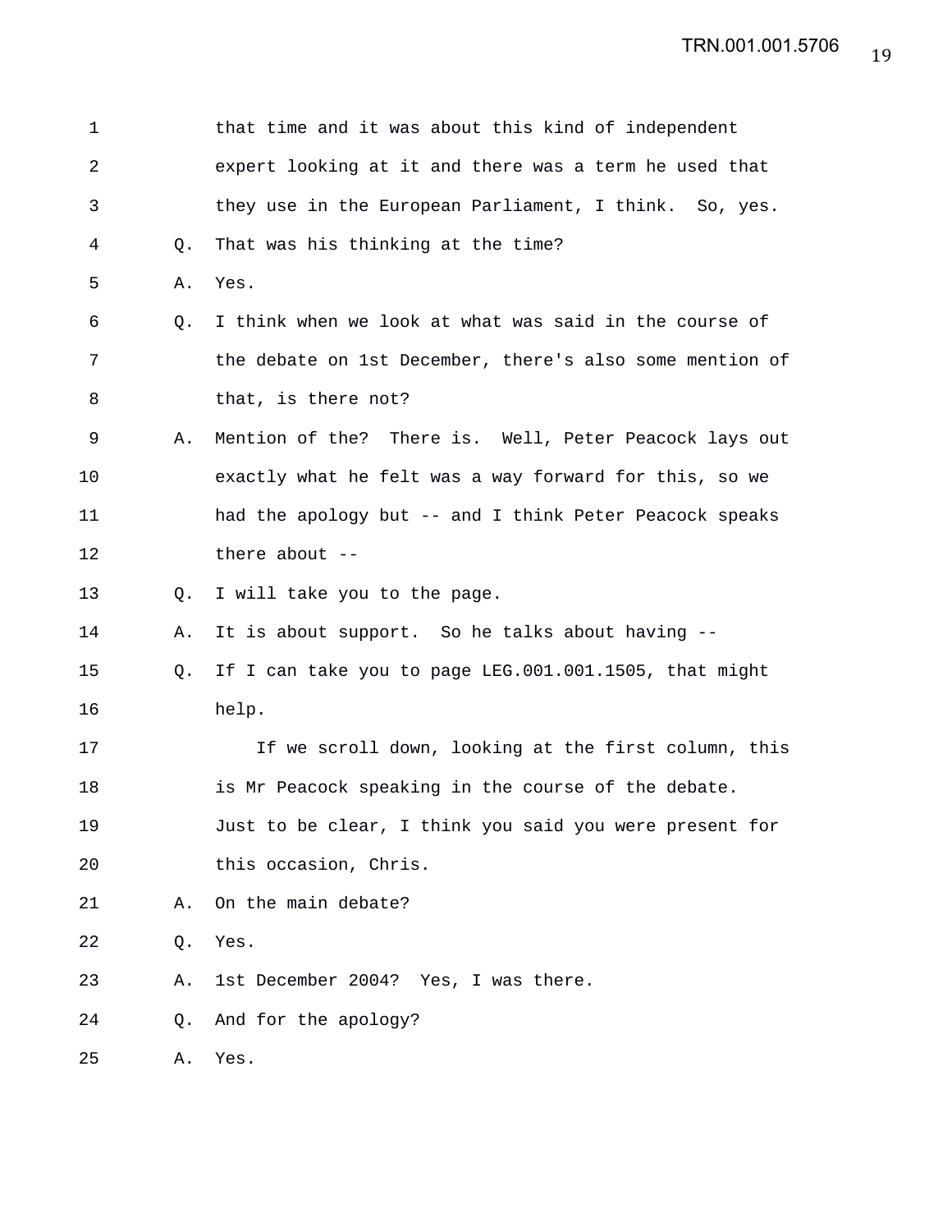that time and it was about this kind of independent expert looking at it and there was a term he used that they use in the European Parliament, I think. So, yes.

Q. That was his thinking at the time?

A. Yes.

Q. I think when we look at what was said in the course of the debate on 1st December, there's also some mention of that, is there not?

A. Mention of the? There is. Well, Peter Peacock lays out exactly what he felt was a way forward for this, so we had the apology but -- and I think Peter Peacock speaks there about --

Q. I will take you to the page.

A. It is about support. So he talks about having --

Q. If I can take you to page LEG.001.001.1505, that might help.

If we scroll down, looking at the first column, this is Mr Peacock speaking in the course of the debate. Just to be clear, I think you said you were present for this occasion, Chris.

A. On the main debate?

Q. Yes.

A. 1st December 2004? Yes, I was there.

Q. And for the apology?

A. Yes.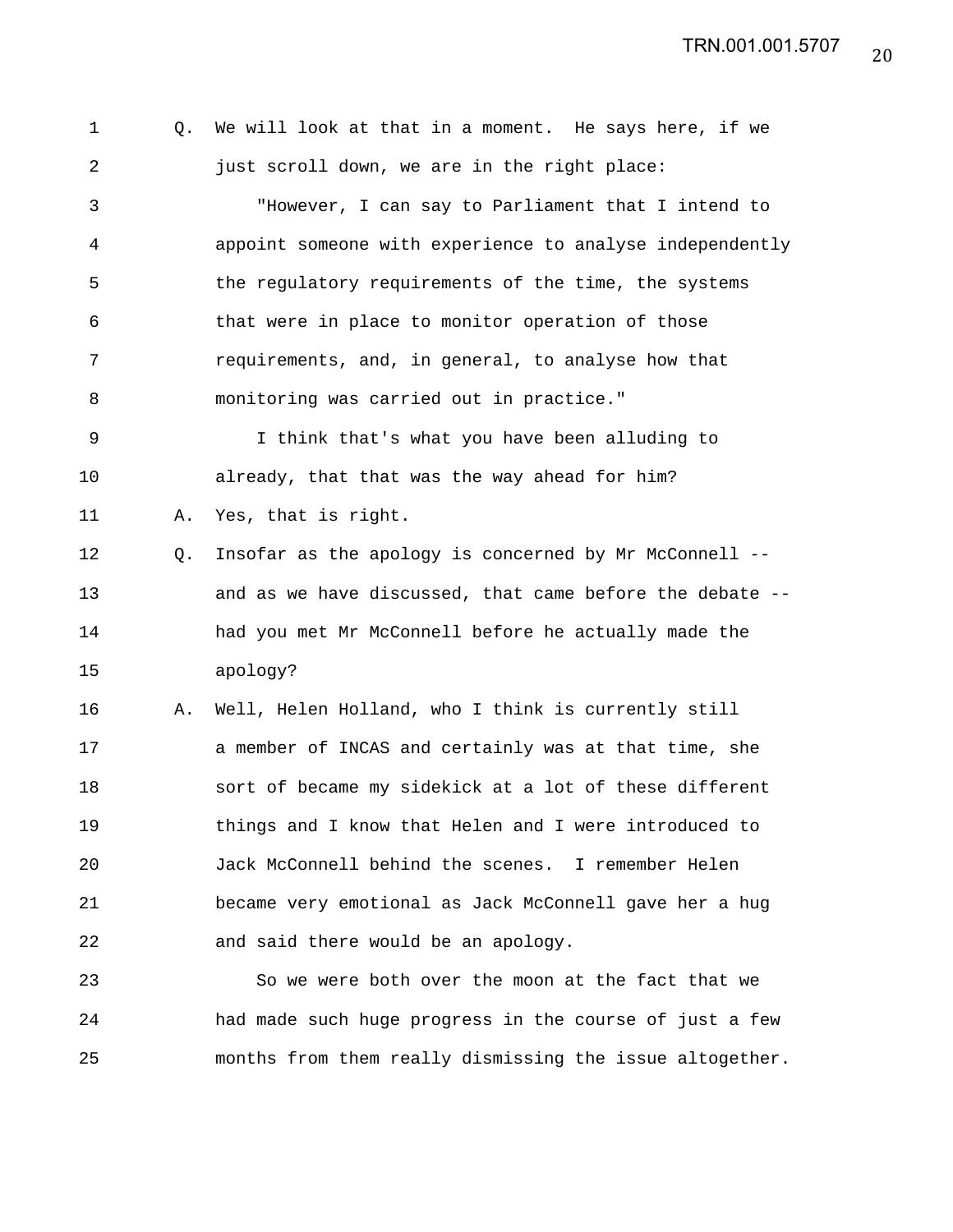Q. We will look at that in a moment. He says here, if we just scroll down, we are in the right place:

"However, I can say to Parliament that I intend to appoint someone with experience to analyse independently the regulatory requirements of the time, the systems that were in place to monitor operation of those requirements, and, in general, to analyse how that monitoring was carried out in practice."

I think that's what you have been alluding to already, that that was the way ahead for him?

A. Yes, that is right.

Q. Insofar as the apology is concerned by Mr McConnell -- and as we have discussed, that came before the debate -- had you met Mr McConnell before he actually made the apology?

A. Well, Helen Holland, who I think is currently still a member of INCAS and certainly was at that time, she sort of became my sidekick at a lot of these different things and I know that Helen and I were introduced to Jack McConnell behind the scenes. I remember Helen became very emotional as Jack McConnell gave her a hug and said there would be an apology.

So we were both over the moon at the fact that we had made such huge progress in the course of just a few months from them really dismissing the issue altogether.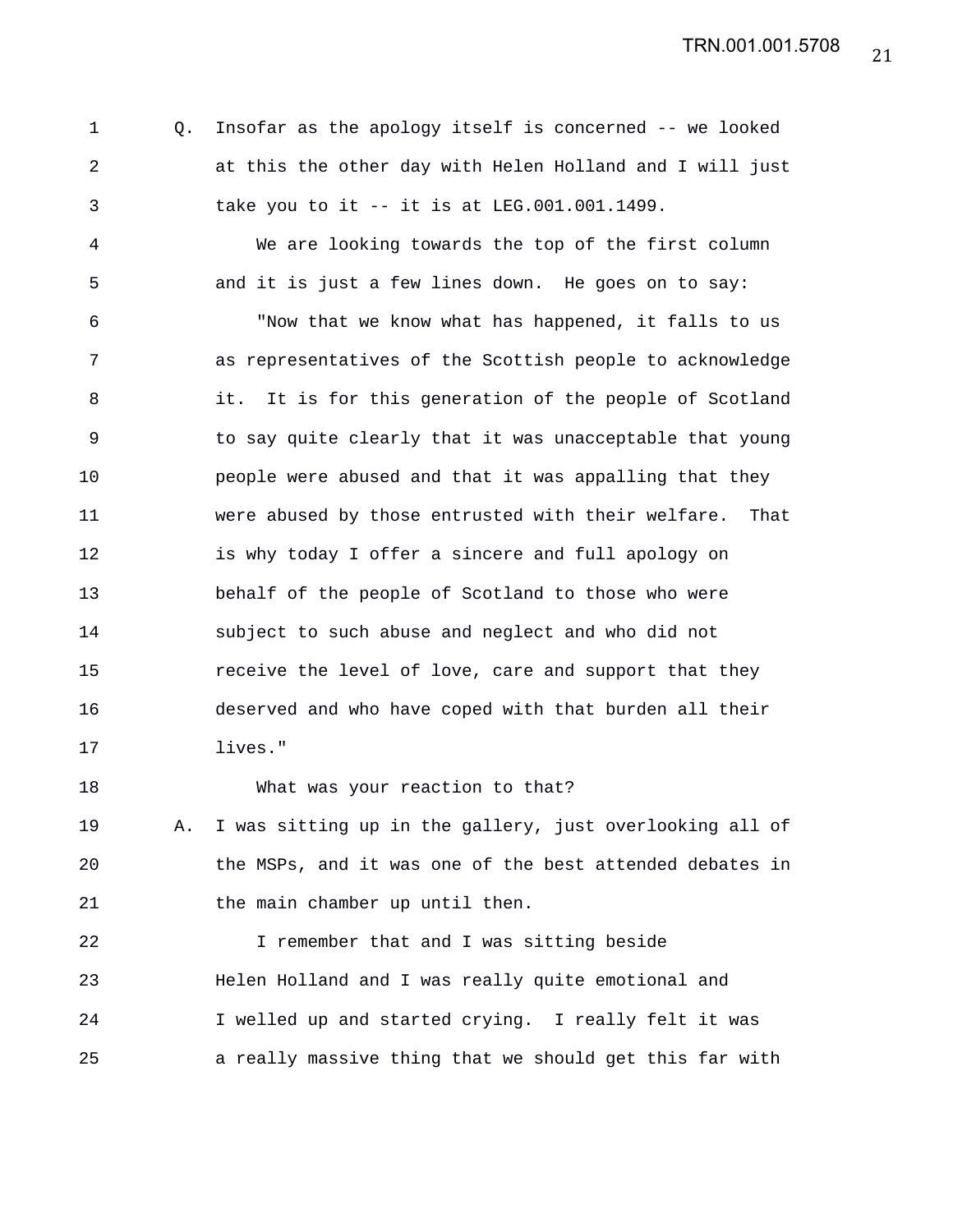Q. Insofar as the apology itself is concerned -- we looked at this the other day with Helen Holland and I will just take you to it -- it is at LEG.001.001.1499.

We are looking towards the top of the first column and it is just a few lines down. He goes on to say:

"Now that we know what has happened, it falls to us as representatives of the Scottish people to acknowledge it. It is for this generation of the people of Scotland to say quite clearly that it was unacceptable that young people were abused and that it was appalling that they were abused by those entrusted with their welfare. That is why today I offer a sincere and full apology on behalf of the people of Scotland to those who were subject to such abuse and neglect and who did not receive the level of love, care and support that they deserved and who have coped with that burden all their lives."

What was your reaction to that?

A. I was sitting up in the gallery, just overlooking all of the MSPs, and it was one of the best attended debates in the main chamber up until then.

I remember that and I was sitting beside Helen Holland and I was really quite emotional and I welled up and started crying. I really felt it was a really massive thing that we should get this far with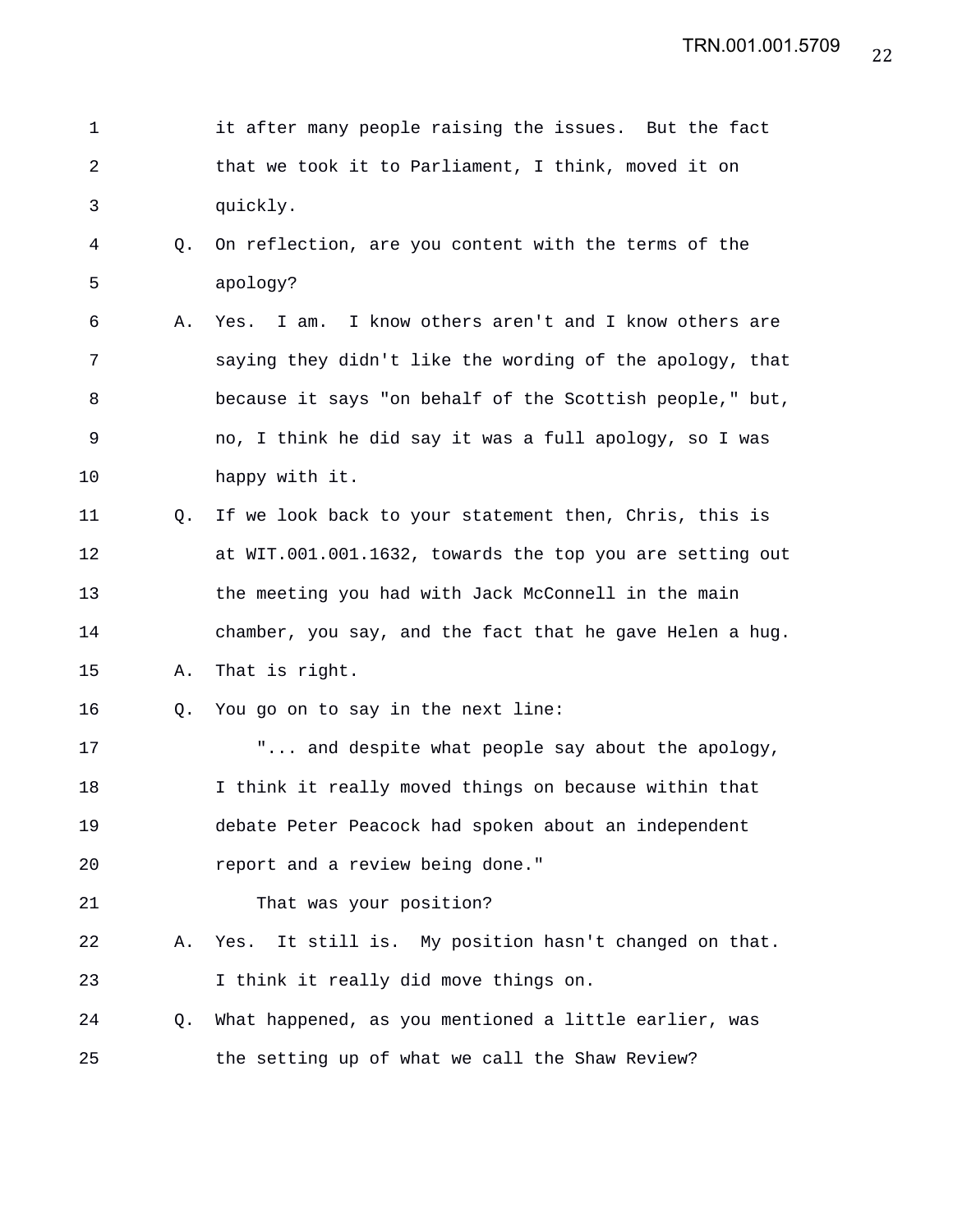1 it after many people raising the issues. But the fact
2 that we took it to Parliament, I think, moved it on
3 quickly.
4 Q. On reflection, are you content with the terms of the
5 apology?
6 A. Yes. I am. I know others aren't and I know others are
7 saying they didn't like the wording of the apology, that
8 because it says "on behalf of the Scottish people," but,
9 no, I think he did say it was a full apology, so I was
10 happy with it.
11 Q. If we look back to your statement then, Chris, this is
12 at WIT.001.001.1632, towards the top you are setting out
13 the meeting you had with Jack McConnell in the main
14 chamber, you say, and the fact that he gave Helen a hug.
15 A. That is right.
16 Q. You go on to say in the next line:
17 "... and despite what people say about the apology,
18 I think it really moved things on because within that
19 debate Peter Peacock had spoken about an independent
20 report and a review being done."
21 That was your position?
22 A. Yes. It still is. My position hasn't changed on that.
23 I think it really did move things on.
24 Q. What happened, as you mentioned a little earlier, was
25 the setting up of what we call the Shaw Review?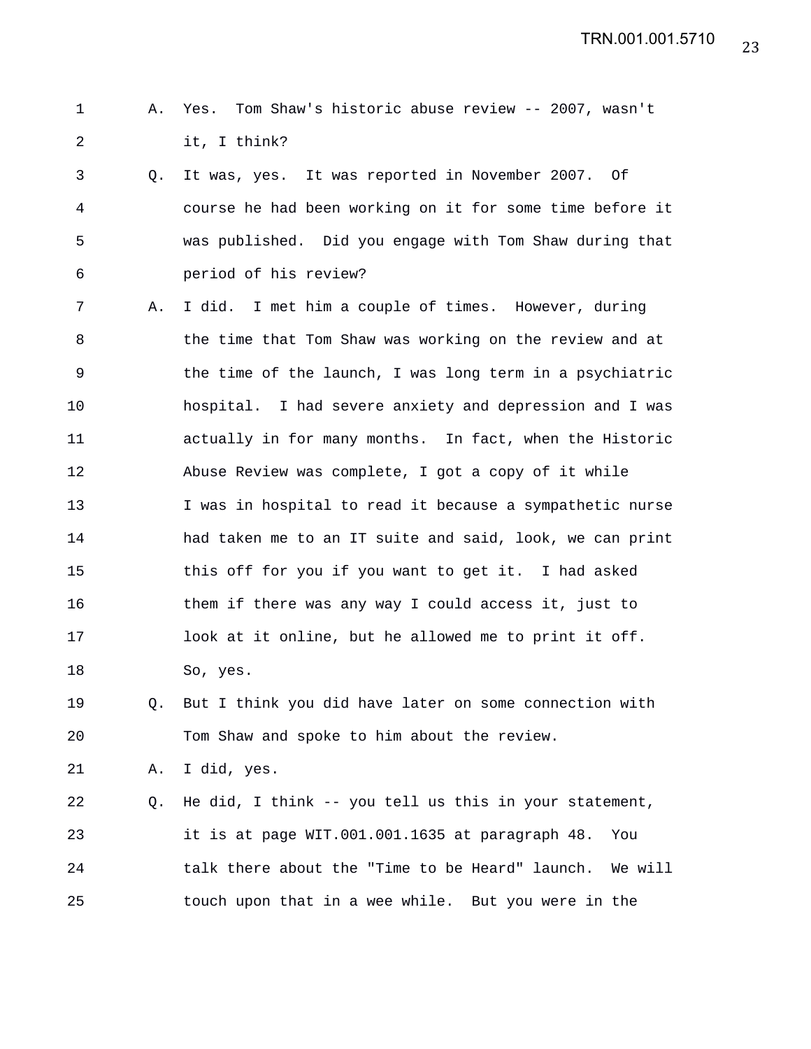1 A. Yes. Tom Shaw's historic abuse review -- 2007, wasn't
2 it, I think?
3 Q. It was, yes. It was reported in November 2007. Of
4 course he had been working on it for some time before it
5 was published. Did you engage with Tom Shaw during that
6 period of his review?
7 A. I did. I met him a couple of times. However, during
8 the time that Tom Shaw was working on the review and at
9 the time of the launch, I was long term in a psychiatric
10 hospital. I had severe anxiety and depression and I was
11 actually in for many months. In fact, when the Historic
12 Abuse Review was complete, I got a copy of it while
13 I was in hospital to read it because a sympathetic nurse
14 had taken me to an IT suite and said, look, we can print
15 this off for you if you want to get it. I had asked
16 them if there was any way I could access it, just to
17 look at it online, but he allowed me to print it off.
18 So, yes.
19 Q. But I think you did have later on some connection with
20 Tom Shaw and spoke to him about the review.
21 A. I did, yes.
22 Q. He did, I think -- you tell us this in your statement,
23 it is at page WIT.001.001.1635 at paragraph 48. You
24 talk there about the "Time to be Heard" launch. We will
25 touch upon that in a wee while. But you were in the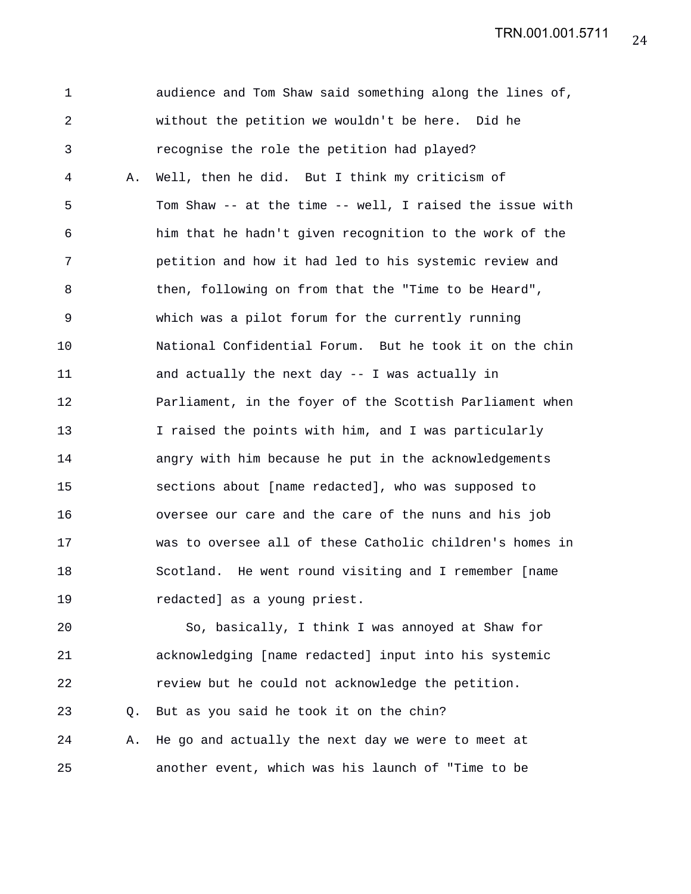audience and Tom Shaw said something along the lines of, without the petition we wouldn't be here. Did he recognise the role the petition had played?

A. Well, then he did. But I think my criticism of Tom Shaw -- at the time -- well, I raised the issue with him that he hadn't given recognition to the work of the petition and how it had led to his systemic review and then, following on from that the "Time to be Heard", which was a pilot forum for the currently running National Confidential Forum. But he took it on the chin and actually the next day -- I was actually in Parliament, in the foyer of the Scottish Parliament when I raised the points with him, and I was particularly angry with him because he put in the acknowledgements sections about [name redacted], who was supposed to oversee our care and the care of the nuns and his job was to oversee all of these Catholic children's homes in Scotland. He went round visiting and I remember [name redacted] as a young priest.

So, basically, I think I was annoyed at Shaw for acknowledging [name redacted] input into his systemic review but he could not acknowledge the petition.

Q. But as you said he took it on the chin?

A. He go and actually the next day we were to meet at another event, which was his launch of "Time to be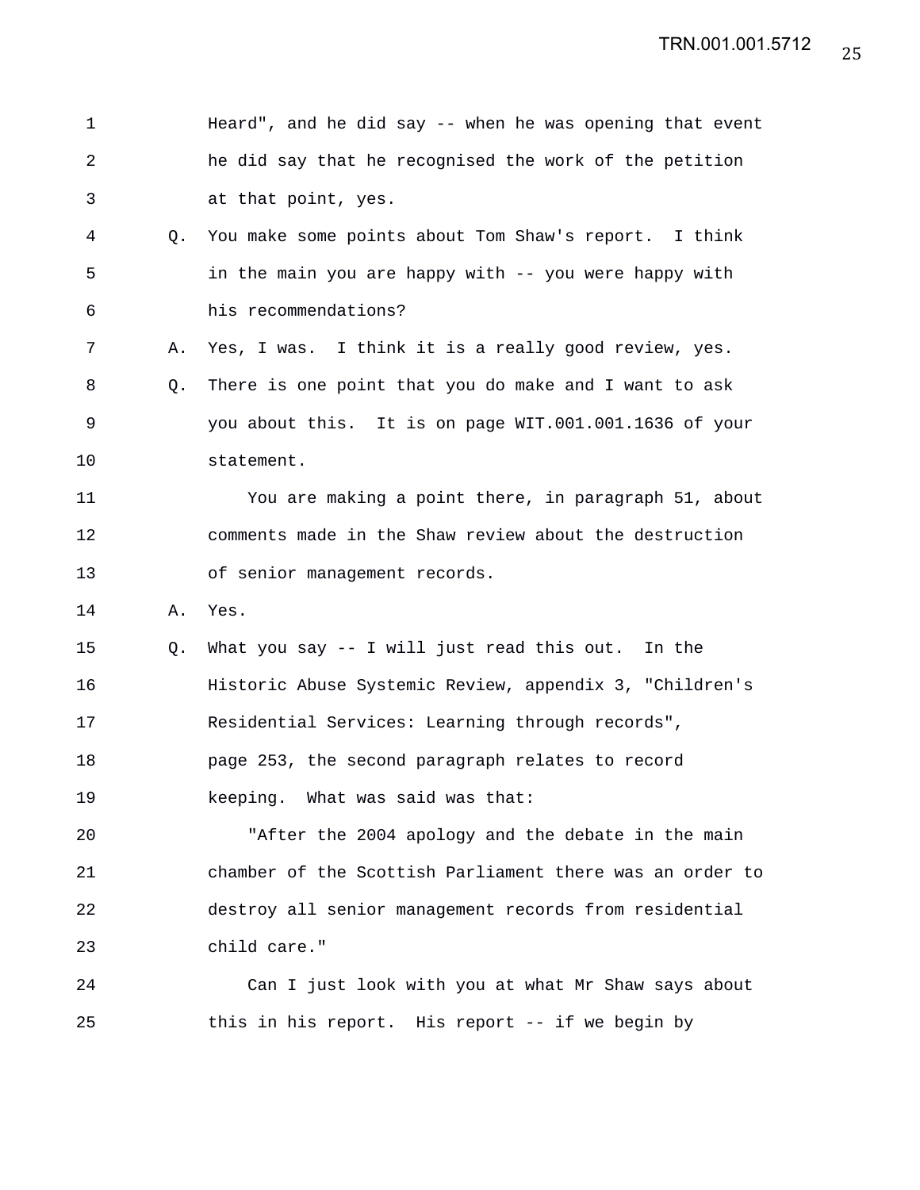Heard", and he did say -- when he was opening that event he did say that he recognised the work of the petition at that point, yes.

Q. You make some points about Tom Shaw's report. I think in the main you are happy with -- you were happy with his recommendations?

A. Yes, I was. I think it is a really good review, yes.

Q. There is one point that you do make and I want to ask you about this. It is on page WIT.001.001.1636 of your statement.

You are making a point there, in paragraph 51, about comments made in the Shaw review about the destruction of senior management records.

A. Yes.

Q. What you say -- I will just read this out. In the Historic Abuse Systemic Review, appendix 3, "Children's Residential Services: Learning through records", page 253, the second paragraph relates to record keeping. What was said was that:

"After the 2004 apology and the debate in the main chamber of the Scottish Parliament there was an order to destroy all senior management records from residential child care."

Can I just look with you at what Mr Shaw says about this in his report. His report -- if we begin by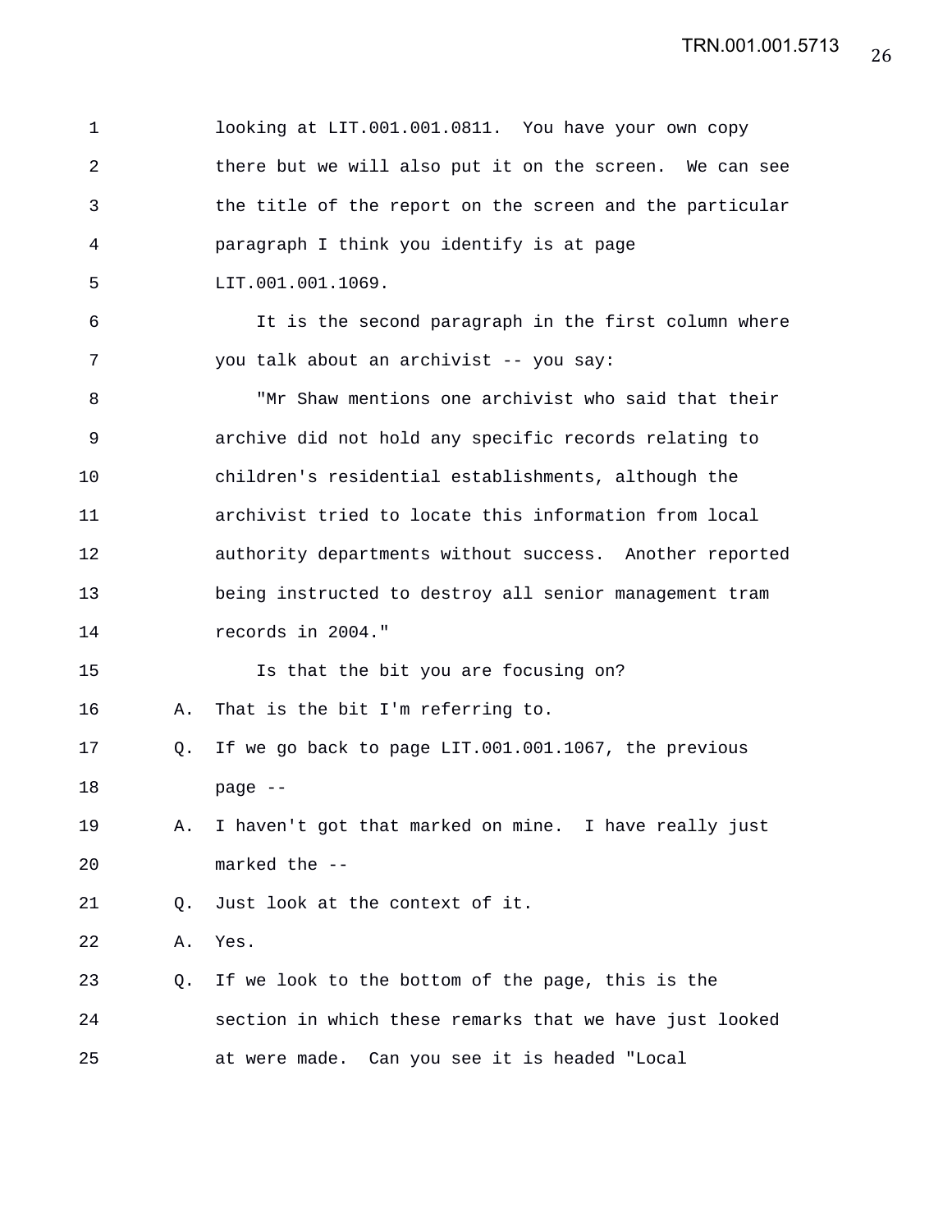looking at LIT.001.001.0811. You have your own copy there but we will also put it on the screen. We can see the title of the report on the screen and the particular paragraph I think you identify is at page LIT.001.001.1069.

It is the second paragraph in the first column where you talk about an archivist -- you say:

"Mr Shaw mentions one archivist who said that their archive did not hold any specific records relating to children's residential establishments, although the archivist tried to locate this information from local authority departments without success. Another reported being instructed to destroy all senior management tram records in 2004."

Is that the bit you are focusing on?

A. That is the bit I'm referring to.

Q. If we go back to page LIT.001.001.1067, the previous page --

A. I haven't got that marked on mine. I have really just marked the --

Q. Just look at the context of it.

A. Yes.

Q. If we look to the bottom of the page, this is the section in which these remarks that we have just looked at were made. Can you see it is headed "Local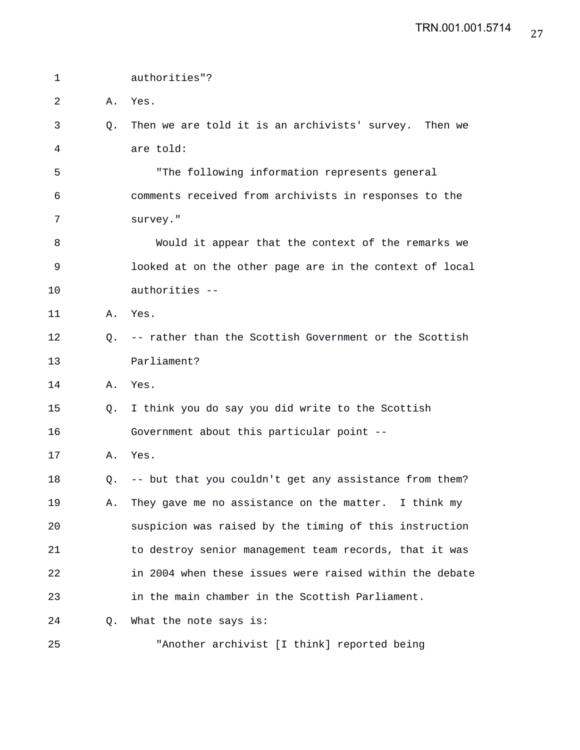authorities"?

A. Yes.

Q. Then we are told it is an archivists' survey. Then we are told:

"The following information represents general comments received from archivists in responses to the survey."

Would it appear that the context of the remarks we looked at on the other page are in the context of local authorities --

A. Yes.

Q. -- rather than the Scottish Government or the Scottish Parliament?

A. Yes.

Q. I think you do say you did write to the Scottish Government about this particular point --

A. Yes.

Q. -- but that you couldn't get any assistance from them?

A. They gave me no assistance on the matter. I think my suspicion was raised by the timing of this instruction to destroy senior management team records, that it was in 2004 when these issues were raised within the debate in the main chamber in the Scottish Parliament.

Q. What the note says is:

"Another archivist [I think] reported being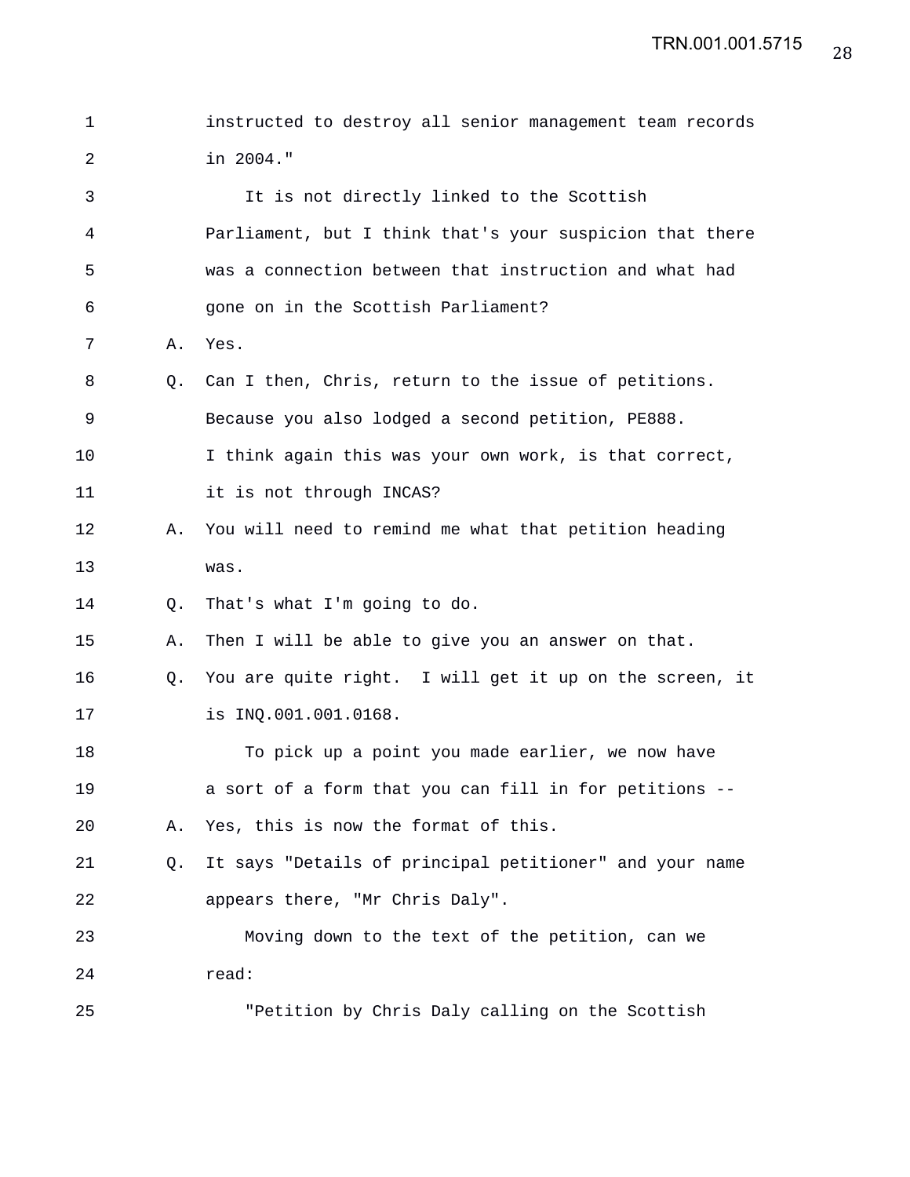instructed to destroy all senior management team records in 2004."

It is not directly linked to the Scottish Parliament, but I think that's your suspicion that there was a connection between that instruction and what had gone on in the Scottish Parliament?

A. Yes.

Q. Can I then, Chris, return to the issue of petitions. Because you also lodged a second petition, PE888. I think again this was your own work, is that correct, it is not through INCAS?

A. You will need to remind me what that petition heading was.

Q. That's what I'm going to do.

A. Then I will be able to give you an answer on that.

Q. You are quite right. I will get it up on the screen, it is INQ.001.001.0168.

To pick up a point you made earlier, we now have a sort of a form that you can fill in for petitions --

A. Yes, this is now the format of this.

Q. It says "Details of principal petitioner" and your name appears there, "Mr Chris Daly".

Moving down to the text of the petition, can we read:

"Petition by Chris Daly calling on the Scottish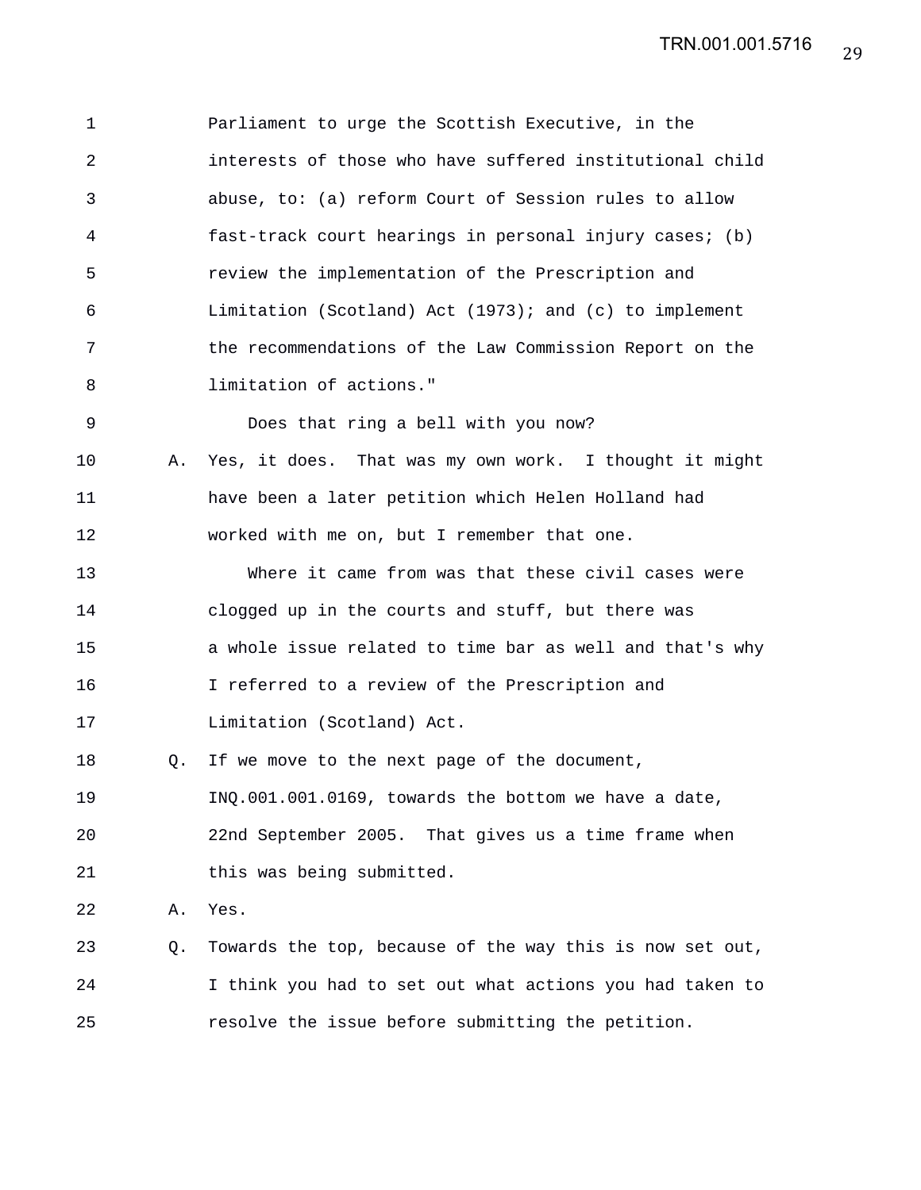1 Parliament to urge the Scottish Executive, in the
2 interests of those who have suffered institutional child
3 abuse, to: (a) reform Court of Session rules to allow
4 fast-track court hearings in personal injury cases; (b)
5 review the implementation of the Prescription and
6 Limitation (Scotland) Act (1973); and (c) to implement
7 the recommendations of the Law Commission Report on the
8 limitation of actions."

9 Does that ring a bell with you now?

10 A. Yes, it does. That was my own work. I thought it might
11 have been a later petition which Helen Holland had
12 worked with me on, but I remember that one.

13 Where it came from was that these civil cases were
14 clogged up in the courts and stuff, but there was
15 a whole issue related to time bar as well and that's why
16 I referred to a review of the Prescription and
17 Limitation (Scotland) Act.

18 Q. If we move to the next page of the document,
19 INQ.001.001.0169, towards the bottom we have a date,
20 22nd September 2005. That gives us a time frame when
21 this was being submitted.

22 A. Yes.

23 Q. Towards the top, because of the way this is now set out,
24 I think you had to set out what actions you had taken to
25 resolve the issue before submitting the petition.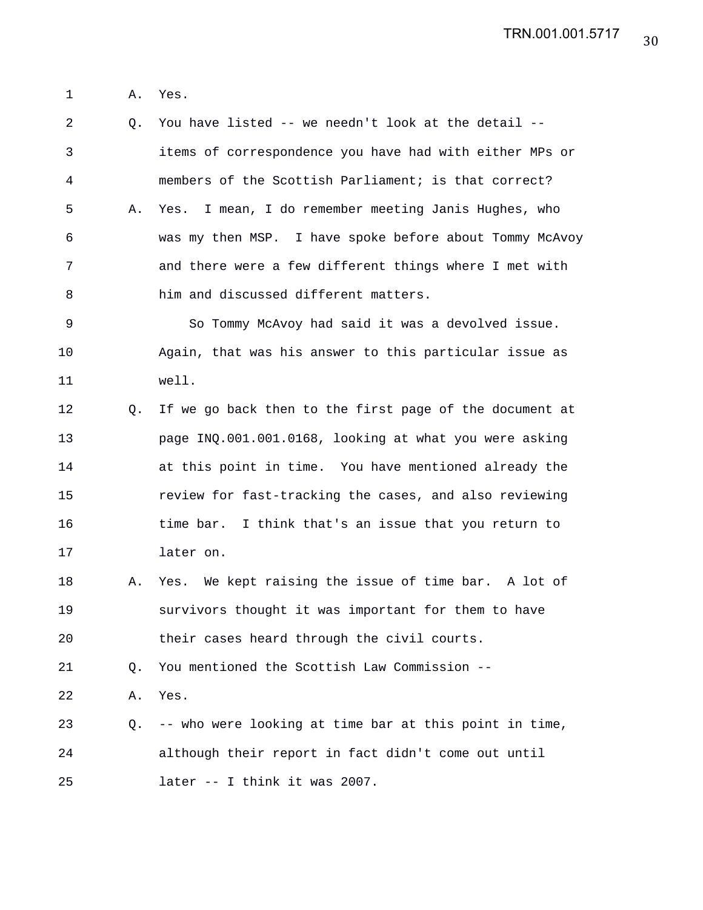1 A. Yes.

2 Q. You have listed -- we needn't look at the detail --

3 items of correspondence you have had with either MPs or

4 members of the Scottish Parliament; is that correct?

5 A. Yes. I mean, I do remember meeting Janis Hughes, who

6 was my then MSP. I have spoke before about Tommy McAvoy

7 and there were a few different things where I met with

8 him and discussed different matters.

9 So Tommy McAvoy had said it was a devolved issue.

10 Again, that was his answer to this particular issue as

11 well.

12 Q. If we go back then to the first page of the document at

13 page INQ.001.001.0168, looking at what you were asking

14 at this point in time. You have mentioned already the

15 review for fast-tracking the cases, and also reviewing

16 time bar. I think that's an issue that you return to

17 later on.

18 A. Yes. We kept raising the issue of time bar. A lot of

19 survivors thought it was important for them to have

20 their cases heard through the civil courts.

21 Q. You mentioned the Scottish Law Commission --

22 A. Yes.

23 Q. -- who were looking at time bar at this point in time,

24 although their report in fact didn't come out until

25 later -- I think it was 2007.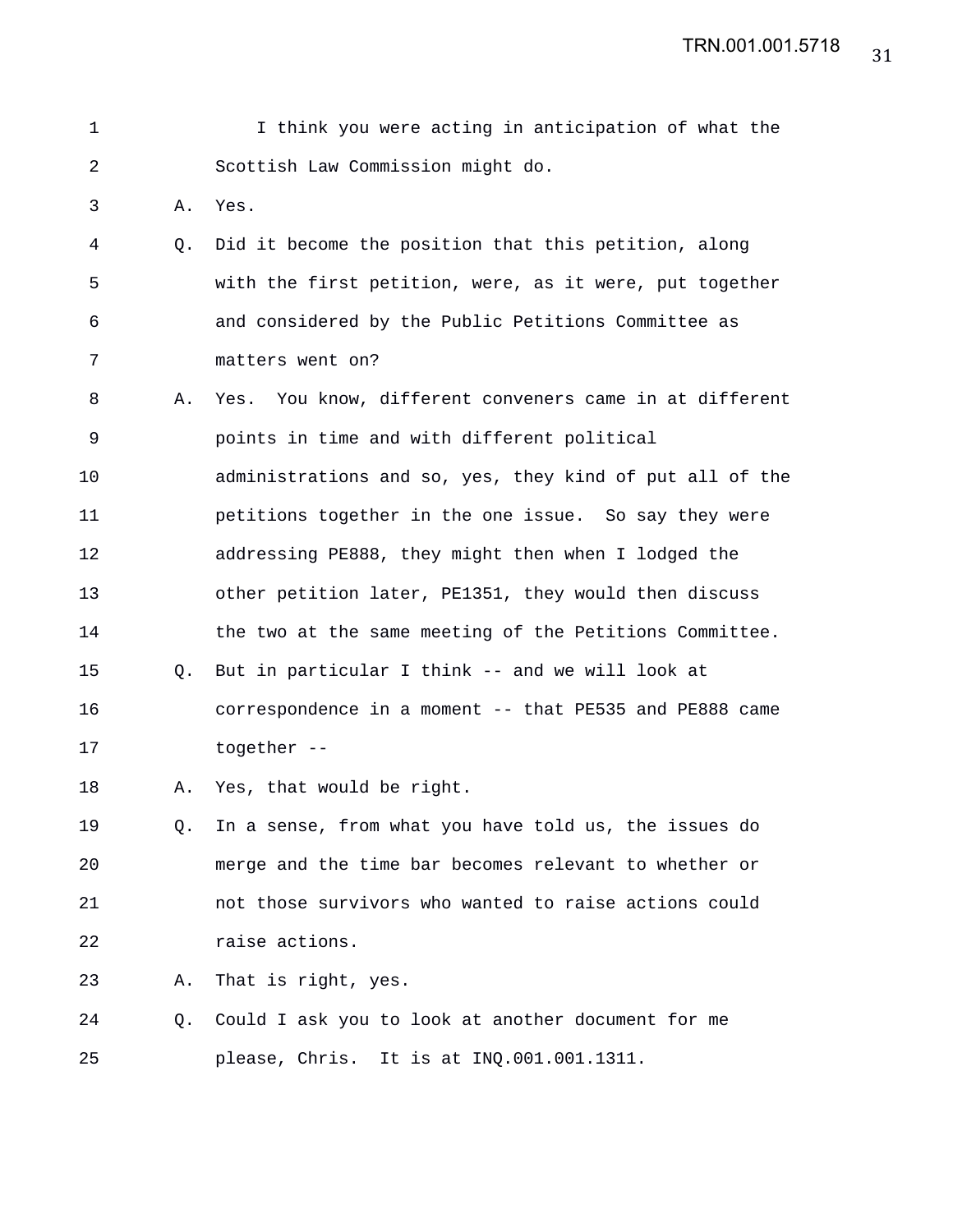I think you were acting in anticipation of what the Scottish Law Commission might do.

A. Yes.

Q. Did it become the position that this petition, along with the first petition, were, as it were, put together and considered by the Public Petitions Committee as matters went on?

A. Yes. You know, different conveners came in at different points in time and with different political administrations and so, yes, they kind of put all of the petitions together in the one issue. So say they were addressing PE888, they might then when I lodged the other petition later, PE1351, they would then discuss the two at the same meeting of the Petitions Committee.

Q. But in particular I think -- and we will look at correspondence in a moment -- that PE535 and PE888 came together --

A. Yes, that would be right.

Q. In a sense, from what you have told us, the issues do merge and the time bar becomes relevant to whether or not those survivors who wanted to raise actions could raise actions.

A. That is right, yes.

Q. Could I ask you to look at another document for me please, Chris. It is at INQ.001.001.1311.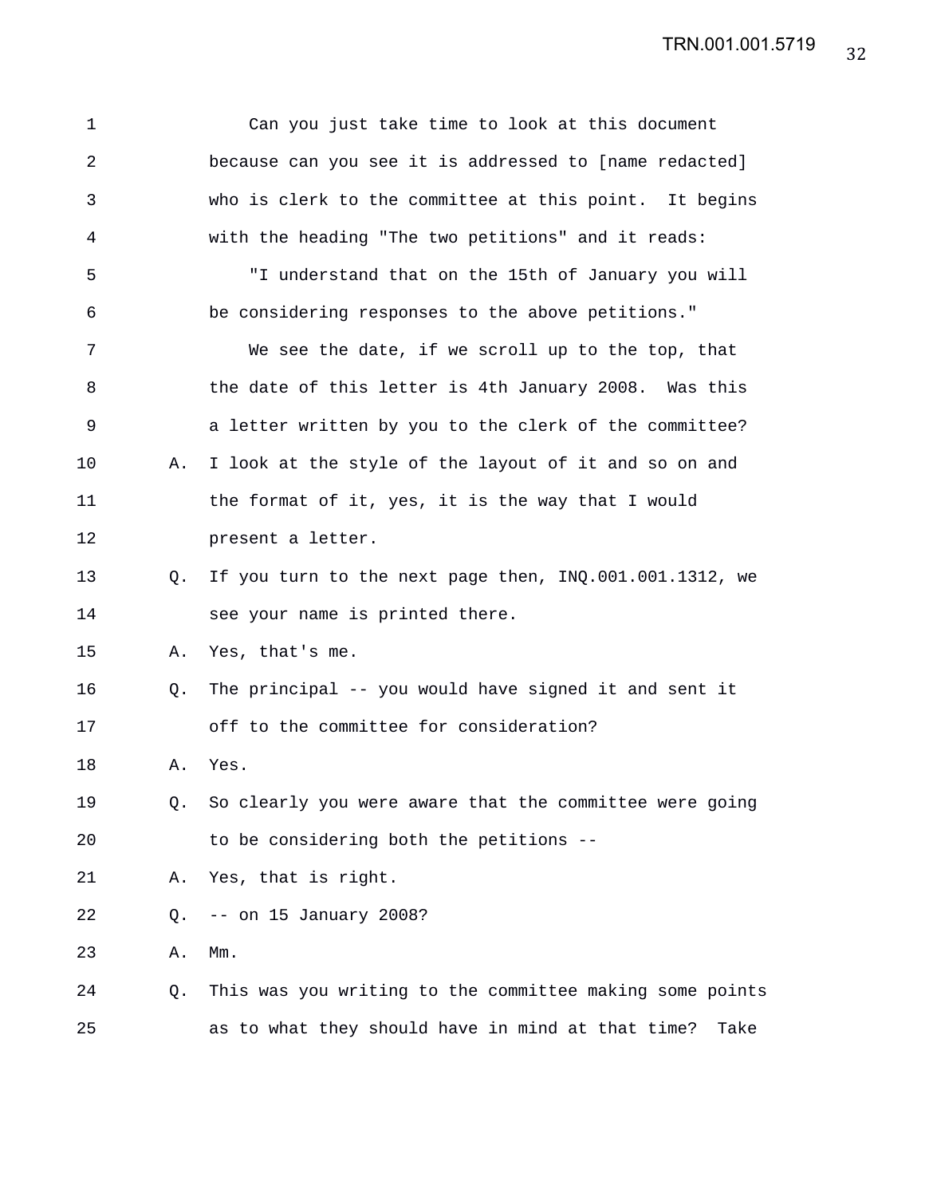1 Can you just take time to look at this document
2 because can you see it is addressed to [name redacted]
3 who is clerk to the committee at this point. It begins
4 with the heading "The two petitions" and it reads:
5 "I understand that on the 15th of January you will
6 be considering responses to the above petitions."
7 We see the date, if we scroll up to the top, that
8 the date of this letter is 4th January 2008. Was this
9 a letter written by you to the clerk of the committee?
10 A. I look at the style of the layout of it and so on and
11 the format of it, yes, it is the way that I would
12 present a letter.
13 Q. If you turn to the next page then, INQ.001.001.1312, we
14 see your name is printed there.
15 A. Yes, that's me.
16 Q. The principal -- you would have signed it and sent it
17 off to the committee for consideration?
18 A. Yes.
19 Q. So clearly you were aware that the committee were going
20 to be considering both the petitions --
21 A. Yes, that is right.
22 Q. -- on 15 January 2008?
23 A. Mm.
24 Q. This was you writing to the committee making some points
25 as to what they should have in mind at that time? Take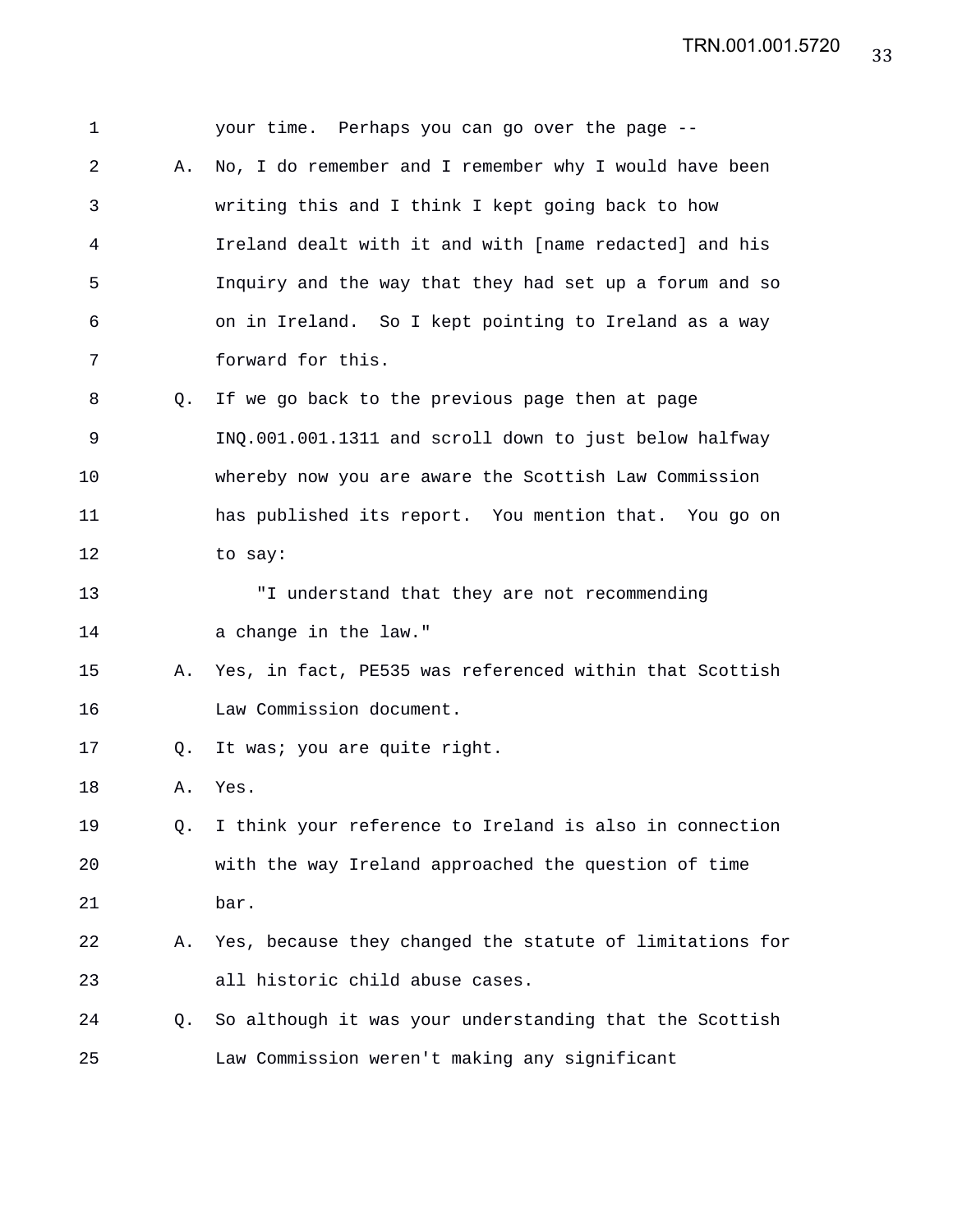your time. Perhaps you can go over the page --

A. No, I do remember and I remember why I would have been writing this and I think I kept going back to how Ireland dealt with it and with [name redacted] and his Inquiry and the way that they had set up a forum and so on in Ireland. So I kept pointing to Ireland as a way forward for this.

Q. If we go back to the previous page then at page INQ.001.001.1311 and scroll down to just below halfway whereby now you are aware the Scottish Law Commission has published its report. You mention that. You go on to say:

"I understand that they are not recommending a change in the law."

A. Yes, in fact, PE535 was referenced within that Scottish Law Commission document.

Q. It was; you are quite right.

A. Yes.

Q. I think your reference to Ireland is also in connection with the way Ireland approached the question of time bar.

A. Yes, because they changed the statute of limitations for all historic child abuse cases.

Q. So although it was your understanding that the Scottish Law Commission weren't making any significant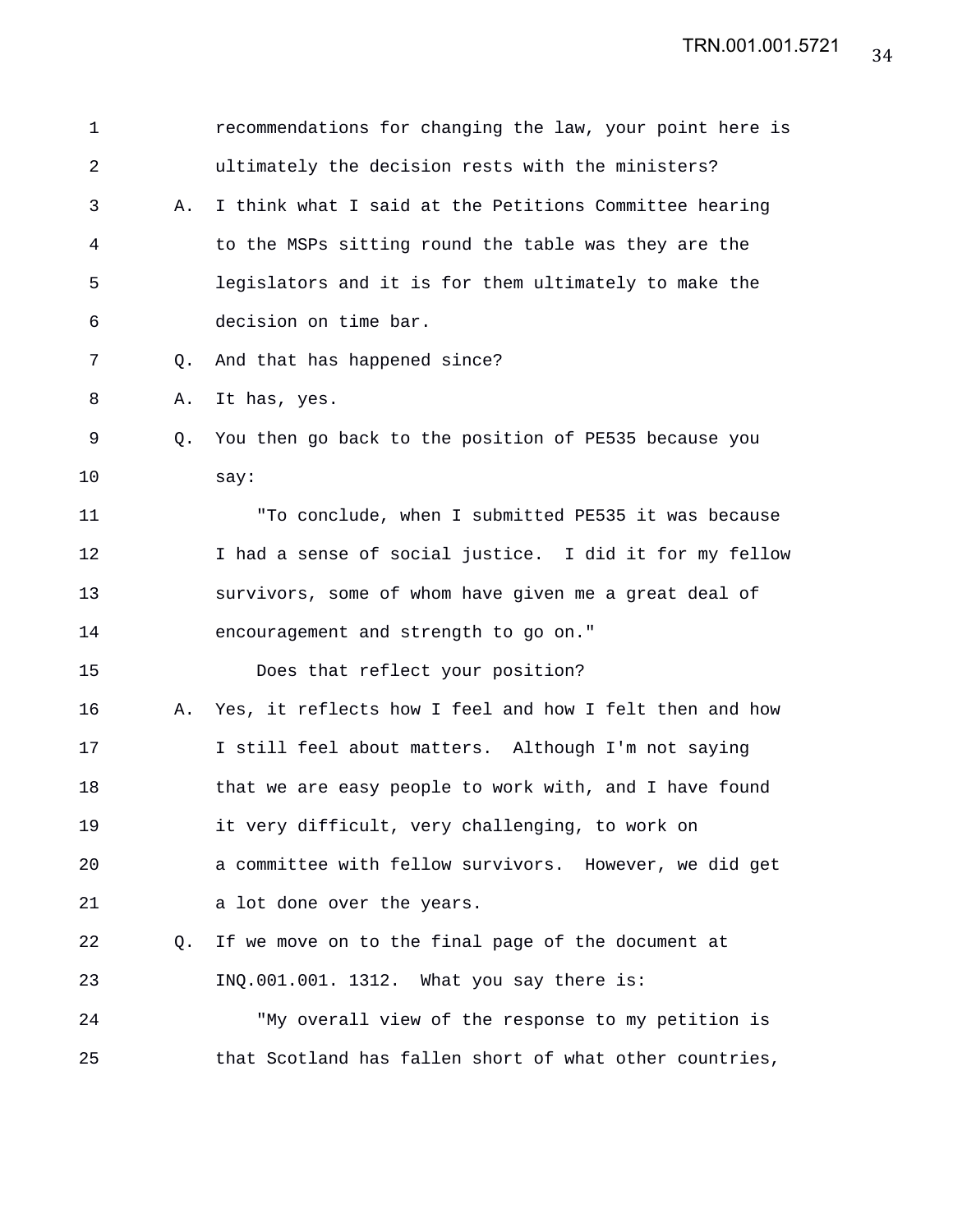recommendations for changing the law, your point here is ultimately the decision rests with the ministers?

A. I think what I said at the Petitions Committee hearing to the MSPs sitting round the table was they are the legislators and it is for them ultimately to make the decision on time bar.

Q. And that has happened since?

A. It has, yes.

Q. You then go back to the position of PE535 because you say:

"To conclude, when I submitted PE535 it was because I had a sense of social justice. I did it for my fellow survivors, some of whom have given me a great deal of encouragement and strength to go on."

Does that reflect your position?

A. Yes, it reflects how I feel and how I felt then and how I still feel about matters. Although I'm not saying that we are easy people to work with, and I have found it very difficult, very challenging, to work on a committee with fellow survivors. However, we did get a lot done over the years.

Q. If we move on to the final page of the document at INQ.001.001. 1312. What you say there is:

"My overall view of the response to my petition is that Scotland has fallen short of what other countries,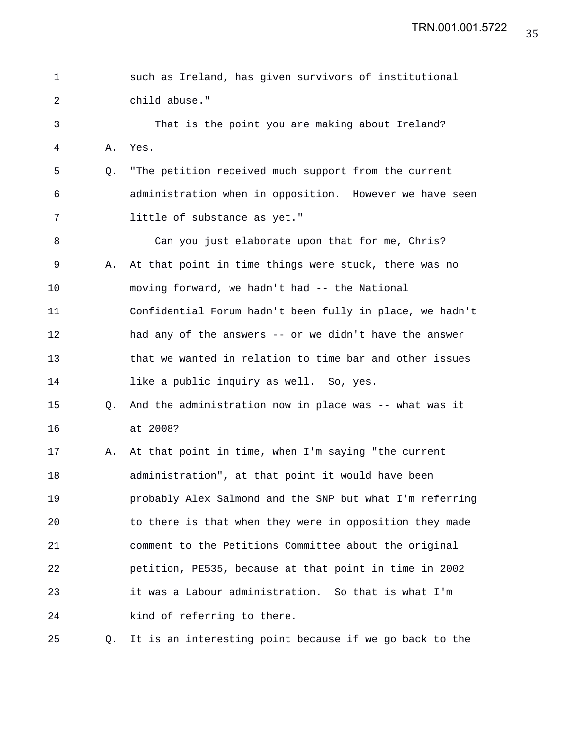such as Ireland, has given survivors of institutional child abuse."

That is the point you are making about Ireland?

A. Yes.

Q. "The petition received much support from the current administration when in opposition. However we have seen little of substance as yet."

Can you just elaborate upon that for me, Chris?

A. At that point in time things were stuck, there was no moving forward, we hadn't had -- the National Confidential Forum hadn't been fully in place, we hadn't had any of the answers -- or we didn't have the answer that we wanted in relation to time bar and other issues like a public inquiry as well. So, yes.

Q. And the administration now in place was -- what was it at 2008?

A. At that point in time, when I'm saying "the current administration", at that point it would have been probably Alex Salmond and the SNP but what I'm referring to there is that when they were in opposition they made comment to the Petitions Committee about the original petition, PE535, because at that point in time in 2002 it was a Labour administration. So that is what I'm kind of referring to there.

Q. It is an interesting point because if we go back to the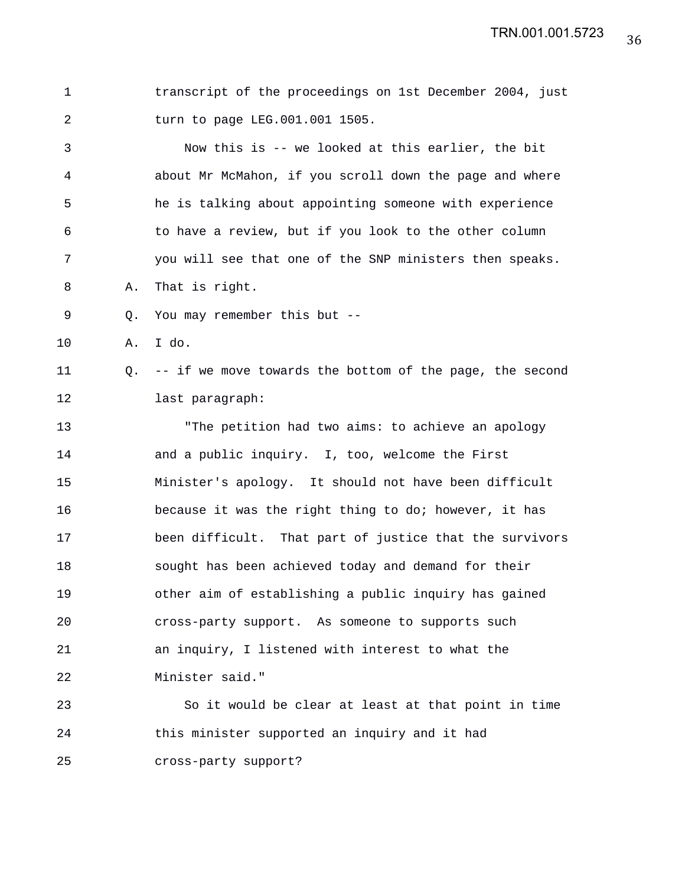transcript of the proceedings on 1st December 2004, just turn to page LEG.001.001 1505.

Now this is -- we looked at this earlier, the bit about Mr McMahon, if you scroll down the page and where he is talking about appointing someone with experience to have a review, but if you look to the other column you will see that one of the SNP ministers then speaks.

A. That is right.

Q. You may remember this but --

A. I do.

Q. -- if we move towards the bottom of the page, the second last paragraph:

"The petition had two aims: to achieve an apology and a public inquiry. I, too, welcome the First Minister's apology. It should not have been difficult because it was the right thing to do; however, it has been difficult. That part of justice that the survivors sought has been achieved today and demand for their other aim of establishing a public inquiry has gained cross-party support. As someone to supports such an inquiry, I listened with interest to what the Minister said."

So it would be clear at least at that point in time this minister supported an inquiry and it had cross-party support?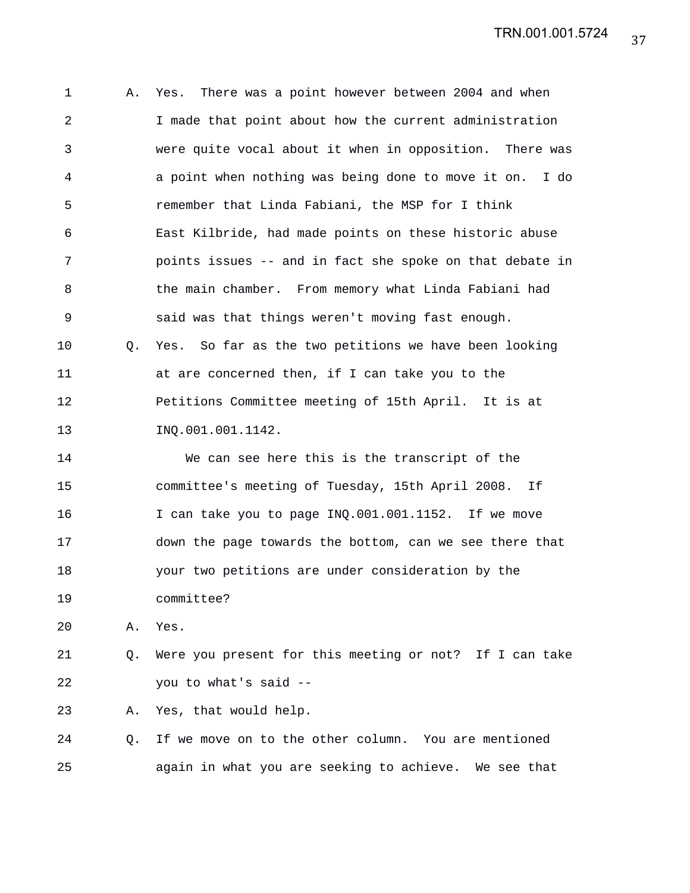A. Yes. There was a point however between 2004 and when I made that point about how the current administration were quite vocal about it when in opposition. There was a point when nothing was being done to move it on. I do remember that Linda Fabiani, the MSP for I think East Kilbride, had made points on these historic abuse points issues -- and in fact she spoke on that debate in the main chamber. From memory what Linda Fabiani had said was that things weren't moving fast enough.

Q. Yes. So far as the two petitions we have been looking at are concerned then, if I can take you to the Petitions Committee meeting of 15th April. It is at INQ.001.001.1142.

We can see here this is the transcript of the committee's meeting of Tuesday, 15th April 2008. If I can take you to page INQ.001.001.1152. If we move down the page towards the bottom, can we see there that your two petitions are under consideration by the committee?

A. Yes.

Q. Were you present for this meeting or not? If I can take you to what's said --

A. Yes, that would help.

Q. If we move on to the other column. You are mentioned again in what you are seeking to achieve. We see that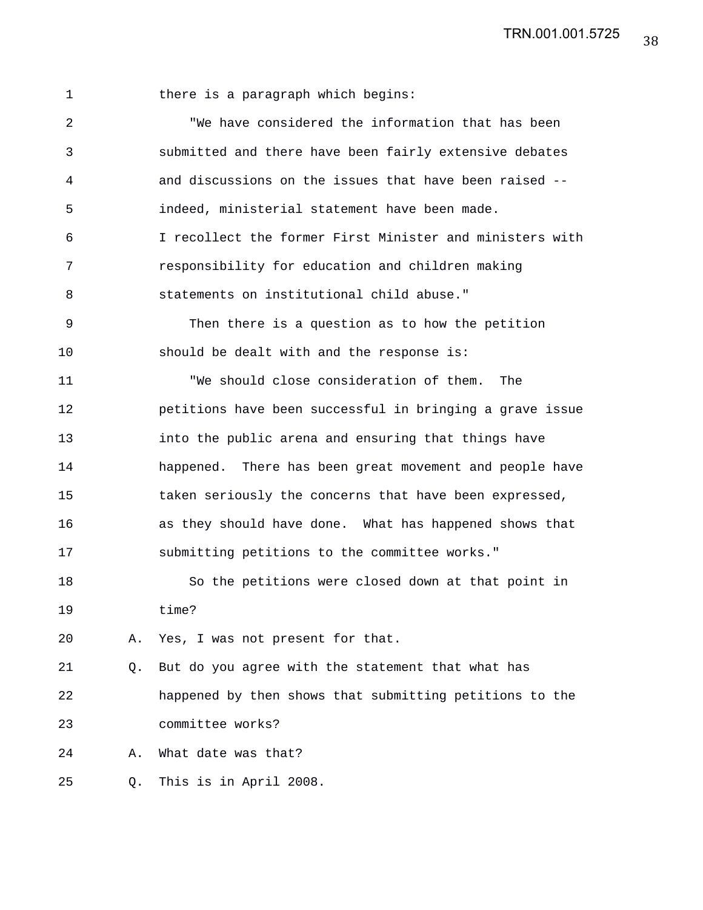there is a paragraph which begins:

"We have considered the information that has been submitted and there have been fairly extensive debates and discussions on the issues that have been raised -- indeed, ministerial statement have been made. I recollect the former First Minister and ministers with responsibility for education and children making statements on institutional child abuse."

Then there is a question as to how the petition should be dealt with and the response is:

"We should close consideration of them. The petitions have been successful in bringing a grave issue into the public arena and ensuring that things have happened. There has been great movement and people have taken seriously the concerns that have been expressed, as they should have done. What has happened shows that submitting petitions to the committee works."

So the petitions were closed down at that point in time?

A. Yes, I was not present for that.

Q. But do you agree with the statement that what has happened by then shows that submitting petitions to the committee works?

A. What date was that?

Q. This is in April 2008.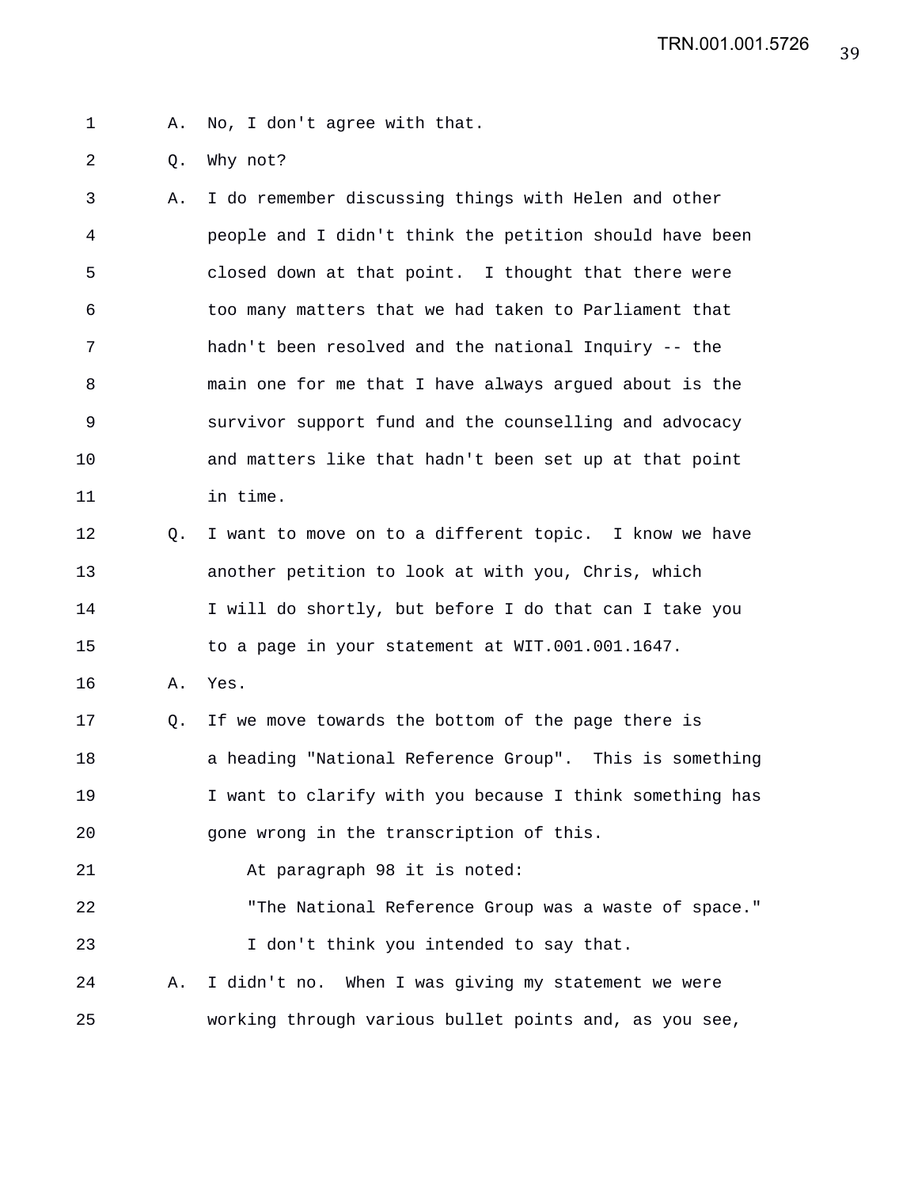A. No, I don't agree with that.

Q. Why not?

A. I do remember discussing things with Helen and other people and I didn't think the petition should have been closed down at that point. I thought that there were too many matters that we had taken to Parliament that hadn't been resolved and the national Inquiry -- the main one for me that I have always argued about is the survivor support fund and the counselling and advocacy and matters like that hadn't been set up at that point in time.

Q. I want to move on to a different topic. I know we have another petition to look at with you, Chris, which I will do shortly, but before I do that can I take you to a page in your statement at WIT.001.001.1647.

A. Yes.

Q. If we move towards the bottom of the page there is a heading "National Reference Group". This is something I want to clarify with you because I think something has gone wrong in the transcription of this.

At paragraph 98 it is noted:

"The National Reference Group was a waste of space."

I don't think you intended to say that.

A. I didn't no. When I was giving my statement we were working through various bullet points and, as you see,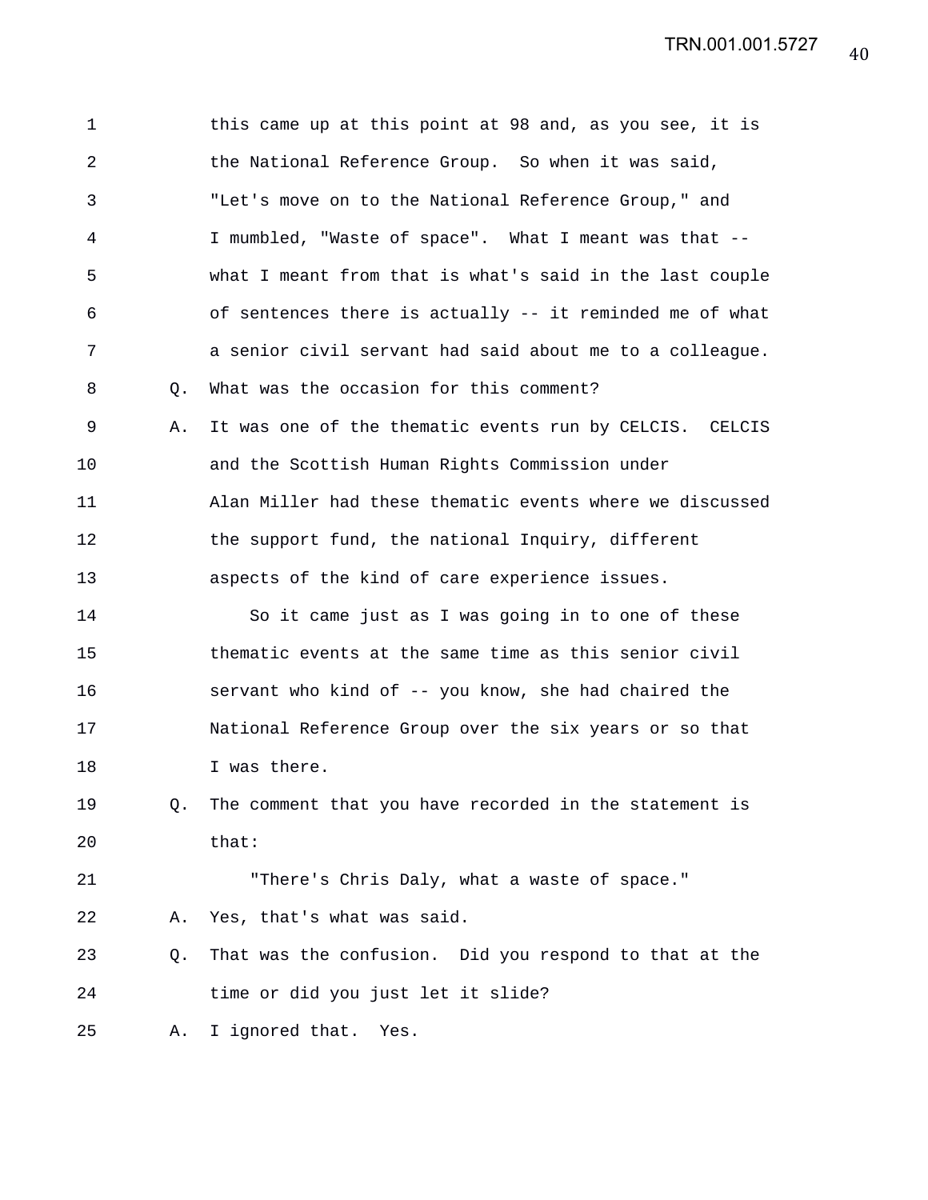this came up at this point at 98 and, as you see, it is the National Reference Group. So when it was said, "Let's move on to the National Reference Group," and I mumbled, "Waste of space". What I meant was that -- what I meant from that is what's said in the last couple of sentences there is actually -- it reminded me of what a senior civil servant had said about me to a colleague.

Q. What was the occasion for this comment?

A. It was one of the thematic events run by CELCIS. CELCIS and the Scottish Human Rights Commission under Alan Miller had these thematic events where we discussed the support fund, the national Inquiry, different aspects of the kind of care experience issues.

So it came just as I was going in to one of these thematic events at the same time as this senior civil servant who kind of -- you know, she had chaired the National Reference Group over the six years or so that I was there.

Q. The comment that you have recorded in the statement is that:

"There's Chris Daly, what a waste of space."

A. Yes, that's what was said.

Q. That was the confusion. Did you respond to that at the time or did you just let it slide?

A. I ignored that. Yes.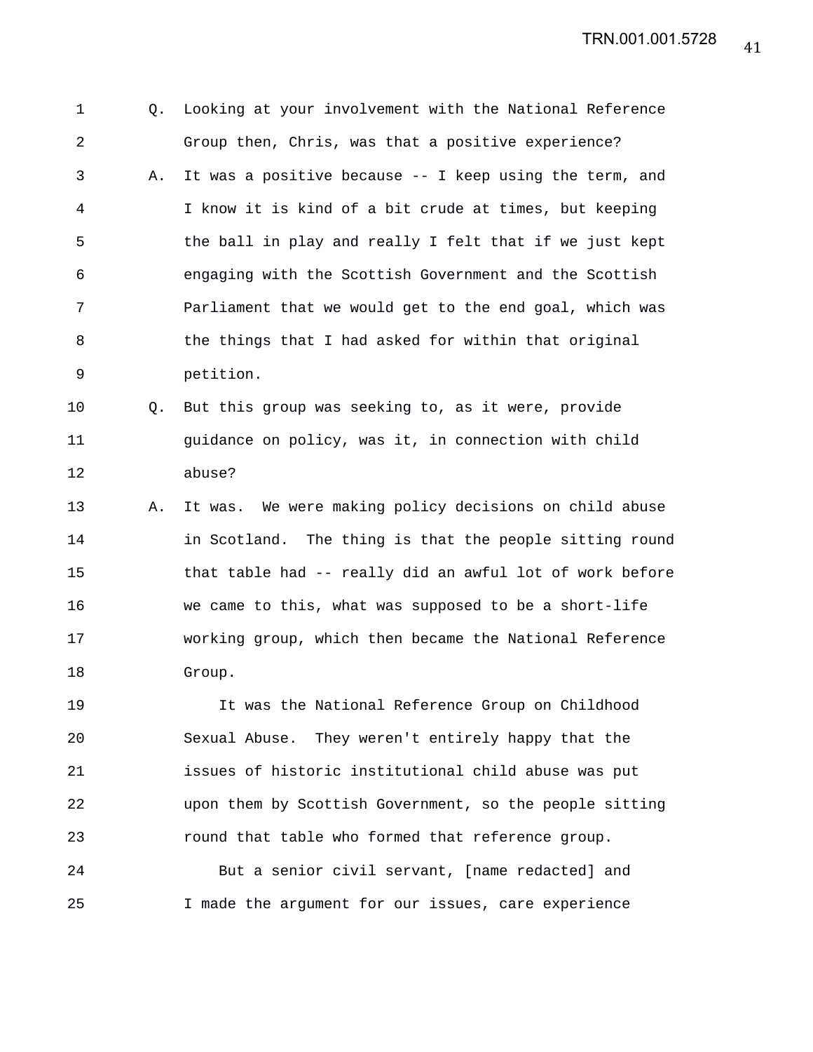Q. Looking at your involvement with the National Reference Group then, Chris, was that a positive experience?

A. It was a positive because -- I keep using the term, and I know it is kind of a bit crude at times, but keeping the ball in play and really I felt that if we just kept engaging with the Scottish Government and the Scottish Parliament that we would get to the end goal, which was the things that I had asked for within that original petition.

Q. But this group was seeking to, as it were, provide guidance on policy, was it, in connection with child abuse?

A. It was. We were making policy decisions on child abuse in Scotland. The thing is that the people sitting round that table had -- really did an awful lot of work before we came to this, what was supposed to be a short-life working group, which then became the National Reference Group.

It was the National Reference Group on Childhood Sexual Abuse. They weren't entirely happy that the issues of historic institutional child abuse was put upon them by Scottish Government, so the people sitting round that table who formed that reference group.

But a senior civil servant, [name redacted] and I made the argument for our issues, care experience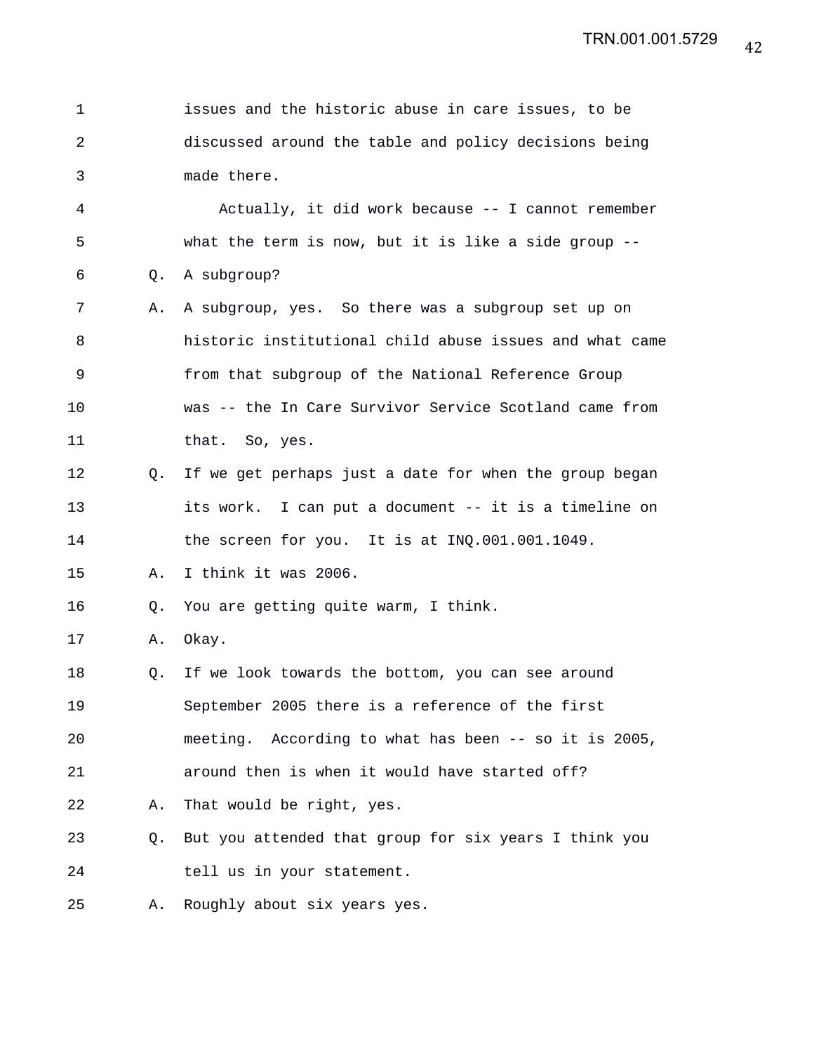issues and the historic abuse in care issues, to be discussed around the table and policy decisions being made there.

Actually, it did work because -- I cannot remember what the term is now, but it is like a side group --

Q. A subgroup?

A. A subgroup, yes. So there was a subgroup set up on historic institutional child abuse issues and what came from that subgroup of the National Reference Group was -- the In Care Survivor Service Scotland came from that. So, yes.

Q. If we get perhaps just a date for when the group began its work. I can put a document -- it is a timeline on the screen for you. It is at INQ.001.001.1049.

A. I think it was 2006.

Q. You are getting quite warm, I think.

A. Okay.

Q. If we look towards the bottom, you can see around September 2005 there is a reference of the first meeting. According to what has been -- so it is 2005, around then is when it would have started off?

A. That would be right, yes.

Q. But you attended that group for six years I think you tell us in your statement.

A. Roughly about six years yes.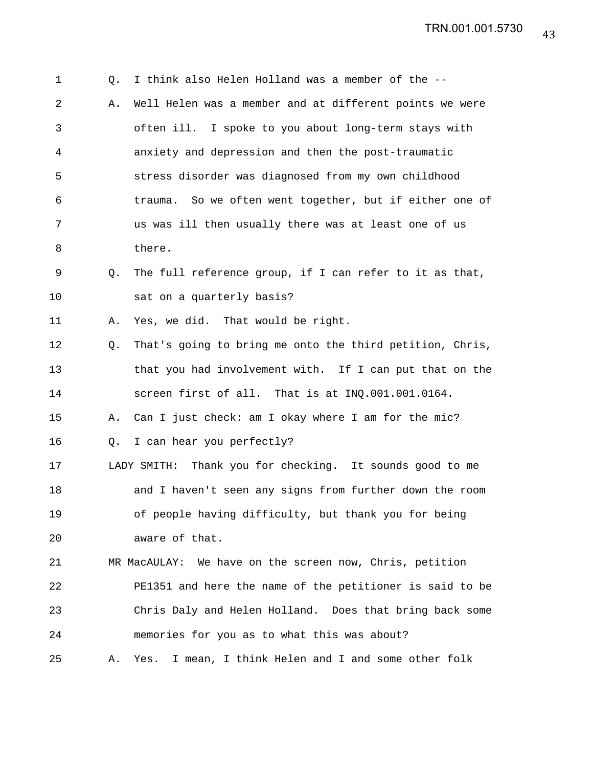Q. I think also Helen Holland was a member of the --

A. Well Helen was a member and at different points we were often ill. I spoke to you about long-term stays with anxiety and depression and then the post-traumatic stress disorder was diagnosed from my own childhood trauma. So we often went together, but if either one of us was ill then usually there was at least one of us there.

Q. The full reference group, if I can refer to it as that, sat on a quarterly basis?

A. Yes, we did. That would be right.

Q. That's going to bring me onto the third petition, Chris, that you had involvement with. If I can put that on the screen first of all. That is at INQ.001.001.0164.

A. Can I just check: am I okay where I am for the mic?

Q. I can hear you perfectly?

LADY SMITH: Thank you for checking. It sounds good to me and I haven't seen any signs from further down the room of people having difficulty, but thank you for being aware of that.

MR MacAULAY: We have on the screen now, Chris, petition PE1351 and here the name of the petitioner is said to be Chris Daly and Helen Holland. Does that bring back some memories for you as to what this was about?

A. Yes. I mean, I think Helen and I and some other folk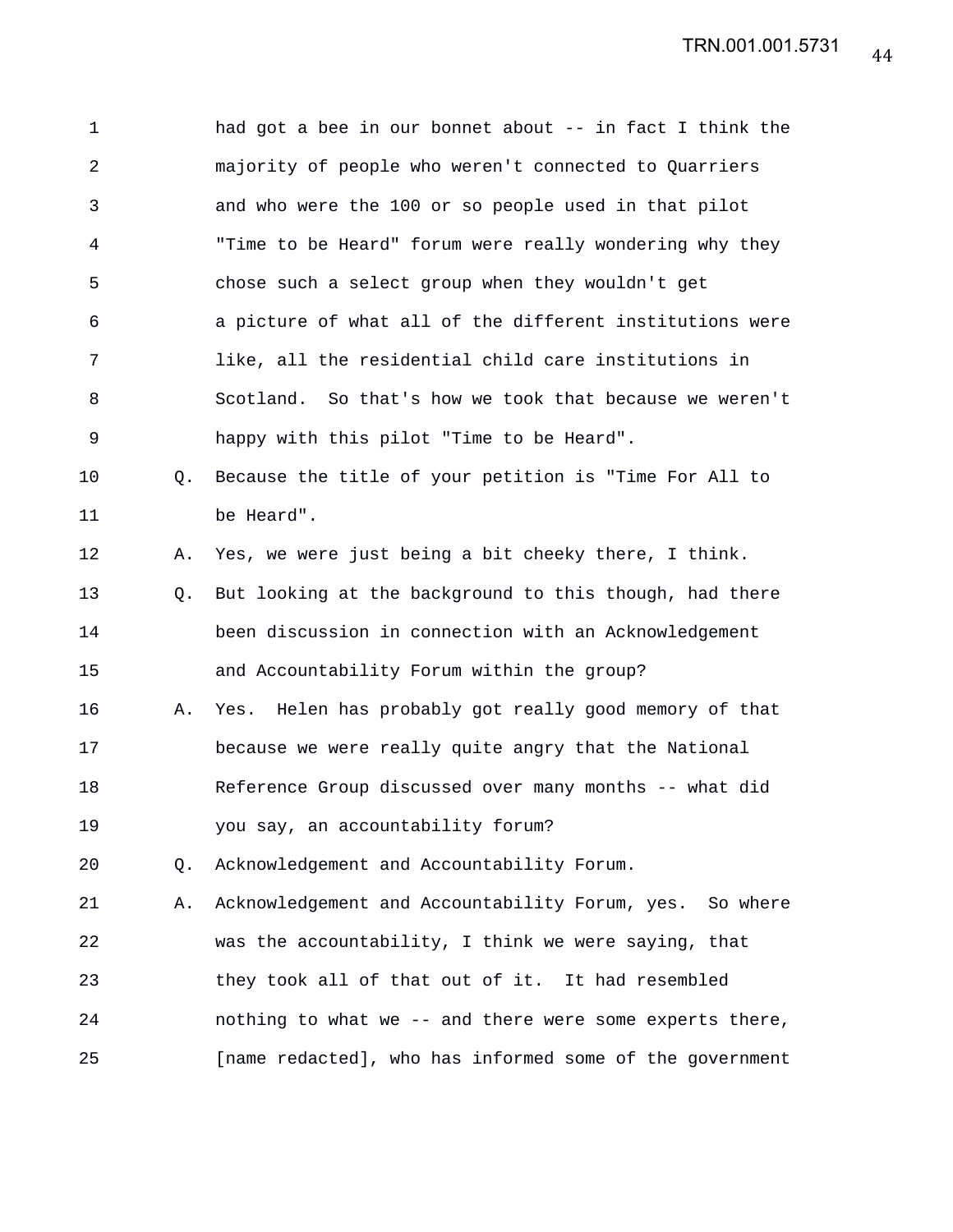had got a bee in our bonnet about -- in fact I think the majority of people who weren't connected to Quarriers and who were the 100 or so people used in that pilot "Time to be Heard" forum were really wondering why they chose such a select group when they wouldn't get a picture of what all of the different institutions were like, all the residential child care institutions in Scotland. So that's how we took that because we weren't happy with this pilot "Time to be Heard".

Q. Because the title of your petition is "Time For All to be Heard".

A. Yes, we were just being a bit cheeky there, I think.

Q. But looking at the background to this though, had there been discussion in connection with an Acknowledgement and Accountability Forum within the group?

A. Yes. Helen has probably got really good memory of that because we were really quite angry that the National Reference Group discussed over many months -- what did you say, an accountability forum?

Q. Acknowledgement and Accountability Forum.

A. Acknowledgement and Accountability Forum, yes. So where was the accountability, I think we were saying, that they took all of that out of it. It had resembled nothing to what we -- and there were some experts there, [name redacted], who has informed some of the government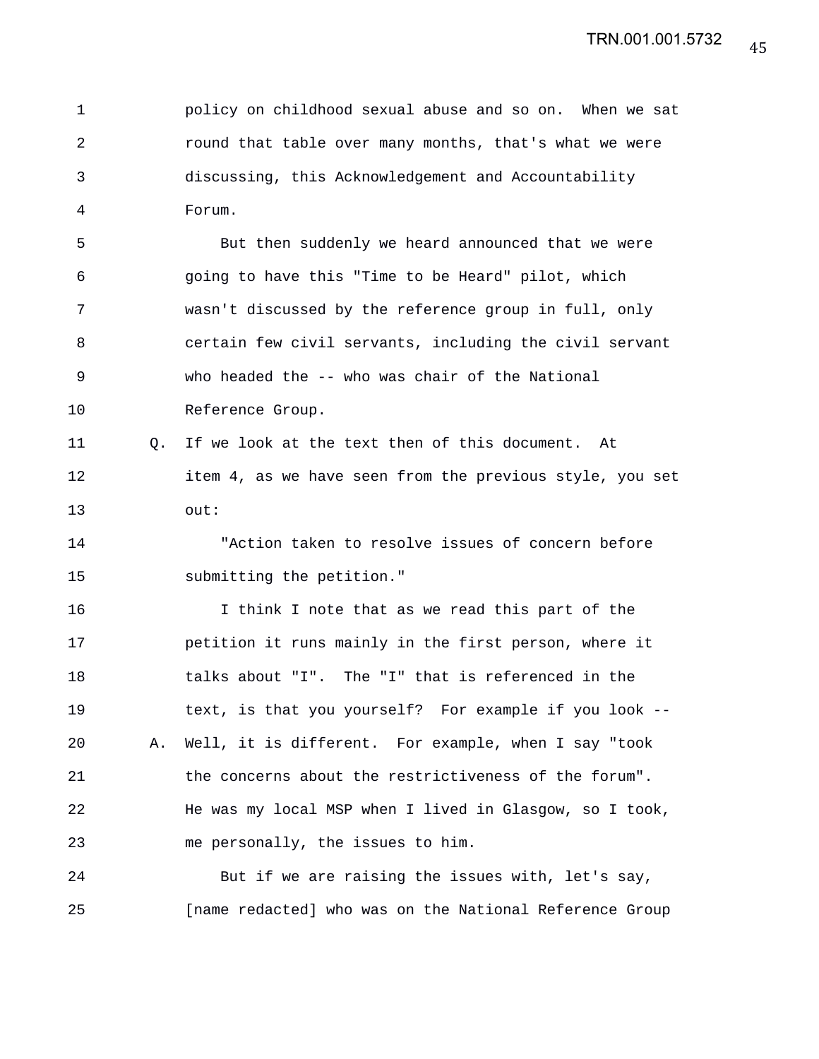policy on childhood sexual abuse and so on. When we sat round that table over many months, that's what we were discussing, this Acknowledgement and Accountability Forum.

But then suddenly we heard announced that we were going to have this "Time to be Heard" pilot, which wasn't discussed by the reference group in full, only certain few civil servants, including the civil servant who headed the -- who was chair of the National Reference Group.

Q. If we look at the text then of this document. At item 4, as we have seen from the previous style, you set out:

"Action taken to resolve issues of concern before submitting the petition."

I think I note that as we read this part of the petition it runs mainly in the first person, where it talks about "I". The "I" that is referenced in the text, is that you yourself? For example if you look --

A. Well, it is different. For example, when I say "took the concerns about the restrictiveness of the forum". He was my local MSP when I lived in Glasgow, so I took, me personally, the issues to him.

But if we are raising the issues with, let's say, [name redacted] who was on the National Reference Group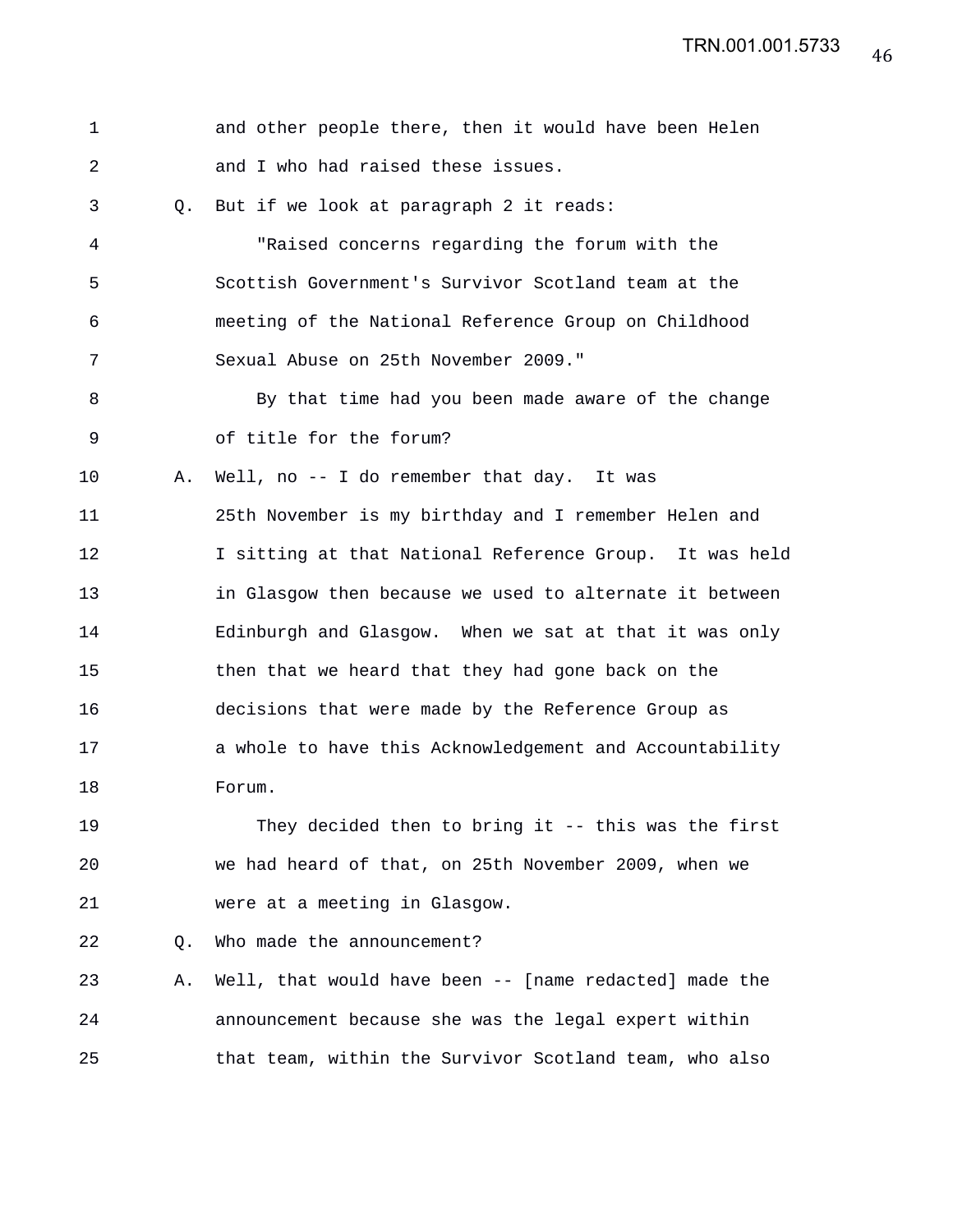and other people there, then it would have been Helen and I who had raised these issues.

Q. But if we look at paragraph 2 it reads:

"Raised concerns regarding the forum with the Scottish Government's Survivor Scotland team at the meeting of the National Reference Group on Childhood Sexual Abuse on 25th November 2009."

By that time had you been made aware of the change of title for the forum?

A. Well, no -- I do remember that day. It was 25th November is my birthday and I remember Helen and I sitting at that National Reference Group. It was held in Glasgow then because we used to alternate it between Edinburgh and Glasgow. When we sat at that it was only then that we heard that they had gone back on the decisions that were made by the Reference Group as a whole to have this Acknowledgement and Accountability Forum.

They decided then to bring it -- this was the first we had heard of that, on 25th November 2009, when we were at a meeting in Glasgow.

Q. Who made the announcement?

A. Well, that would have been -- [name redacted] made the announcement because she was the legal expert within that team, within the Survivor Scotland team, who also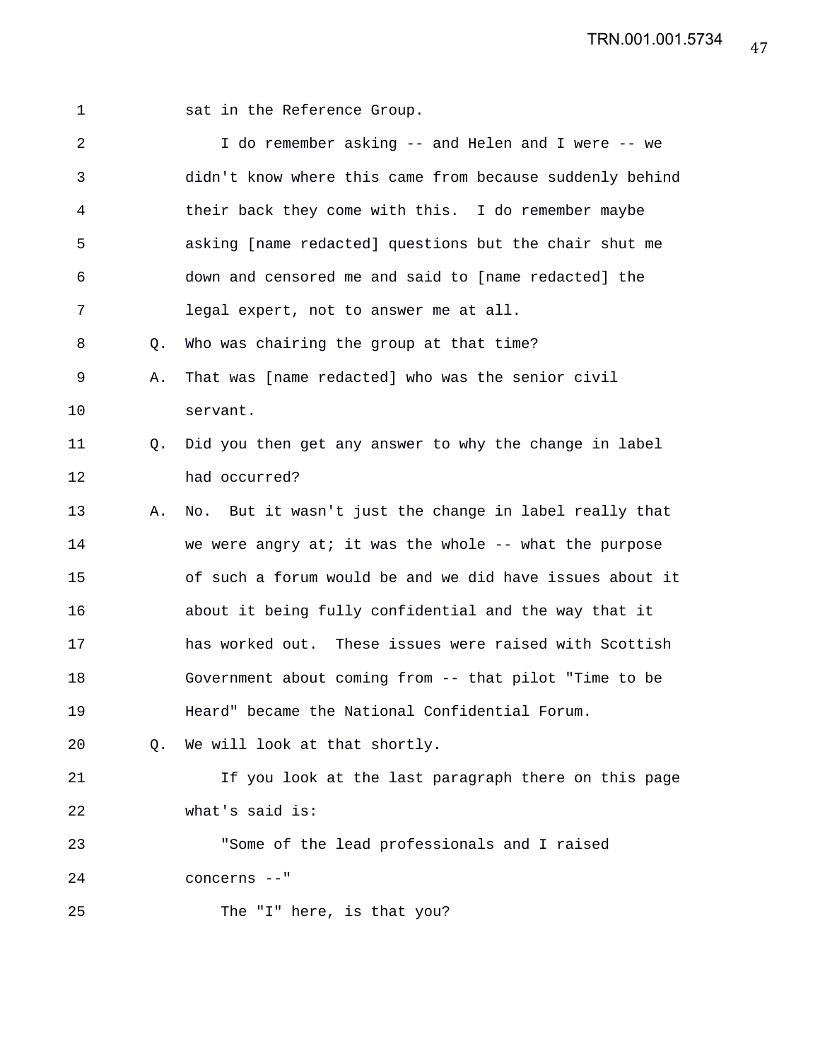sat in the Reference Group.

I do remember asking -- and Helen and I were -- we didn't know where this came from because suddenly behind their back they come with this. I do remember maybe asking [name redacted] questions but the chair shut me down and censored me and said to [name redacted] the legal expert, not to answer me at all.

Q. Who was chairing the group at that time?

A. That was [name redacted] who was the senior civil servant.

Q. Did you then get any answer to why the change in label had occurred?

A. No. But it wasn't just the change in label really that we were angry at; it was the whole -- what the purpose of such a forum would be and we did have issues about it about it being fully confidential and the way that it has worked out. These issues were raised with Scottish Government about coming from -- that pilot "Time to be Heard" became the National Confidential Forum.

Q. We will look at that shortly.

If you look at the last paragraph there on this page what's said is:

"Some of the lead professionals and I raised concerns --"

The "I" here, is that you?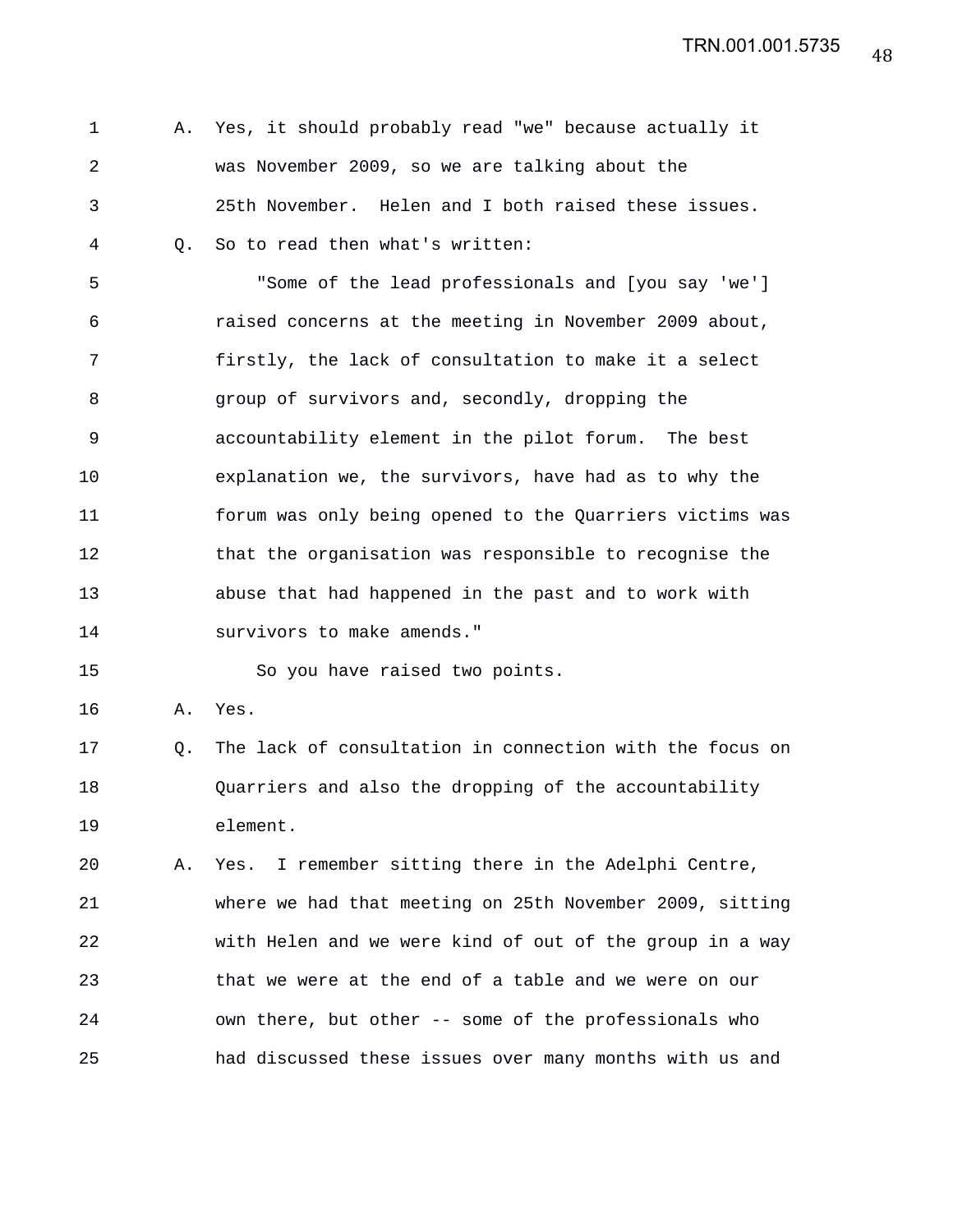1 A. Yes, it should probably read "we" because actually it
2 was November 2009, so we are talking about the
3 25th November. Helen and I both raised these issues.
4 Q. So to read then what's written:
5 "Some of the lead professionals and [you say 'we']
6 raised concerns at the meeting in November 2009 about,
7 firstly, the lack of consultation to make it a select
8 group of survivors and, secondly, dropping the
9 accountability element in the pilot forum. The best
10 explanation we, the survivors, have had as to why the
11 forum was only being opened to the Quarriers victims was
12 that the organisation was responsible to recognise the
13 abuse that had happened in the past and to work with
14 survivors to make amends."
15 So you have raised two points.
16 A. Yes.
17 Q. The lack of consultation in connection with the focus on
18 Quarriers and also the dropping of the accountability
19 element.
20 A. Yes. I remember sitting there in the Adelphi Centre,
21 where we had that meeting on 25th November 2009, sitting
22 with Helen and we were kind of out of the group in a way
23 that we were at the end of a table and we were on our
24 own there, but other -- some of the professionals who
25 had discussed these issues over many months with us and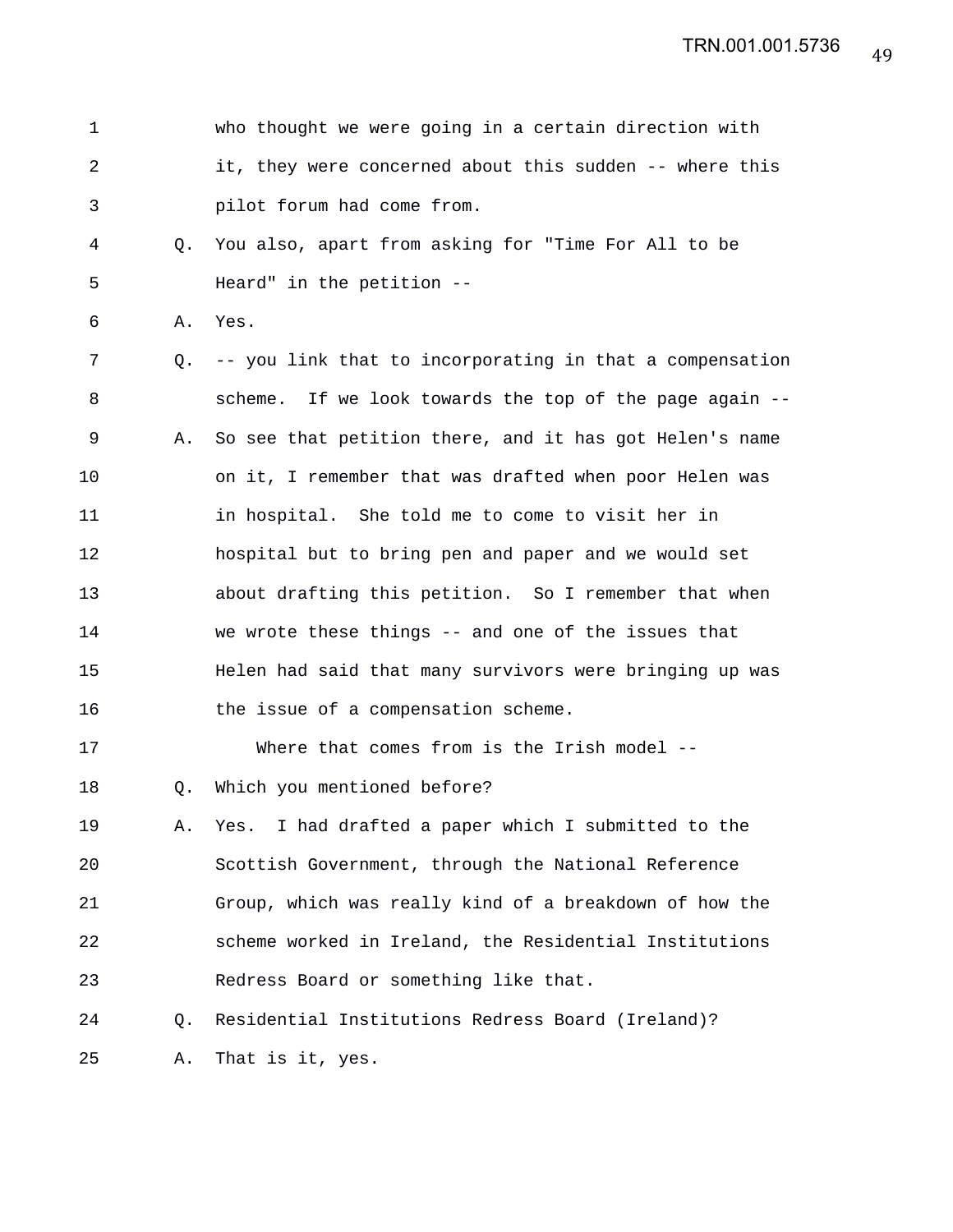1 who thought we were going in a certain direction with
2 it, they were concerned about this sudden -- where this
3 pilot forum had come from.

4 Q. You also, apart from asking for "Time For All to be
5 Heard" in the petition --

6 A. Yes.

7 Q. -- you link that to incorporating in that a compensation
8 scheme. If we look towards the top of the page again --

9 A. So see that petition there, and it has got Helen's name
10 on it, I remember that was drafted when poor Helen was
11 in hospital. She told me to come to visit her in
12 hospital but to bring pen and paper and we would set
13 about drafting this petition. So I remember that when
14 we wrote these things -- and one of the issues that
15 Helen had said that many survivors were bringing up was
16 the issue of a compensation scheme.

17 Where that comes from is the Irish model --

18 Q. Which you mentioned before?

19 A. Yes. I had drafted a paper which I submitted to the
20 Scottish Government, through the National Reference
21 Group, which was really kind of a breakdown of how the
22 scheme worked in Ireland, the Residential Institutions
23 Redress Board or something like that.

24 Q. Residential Institutions Redress Board (Ireland)?

25 A. That is it, yes.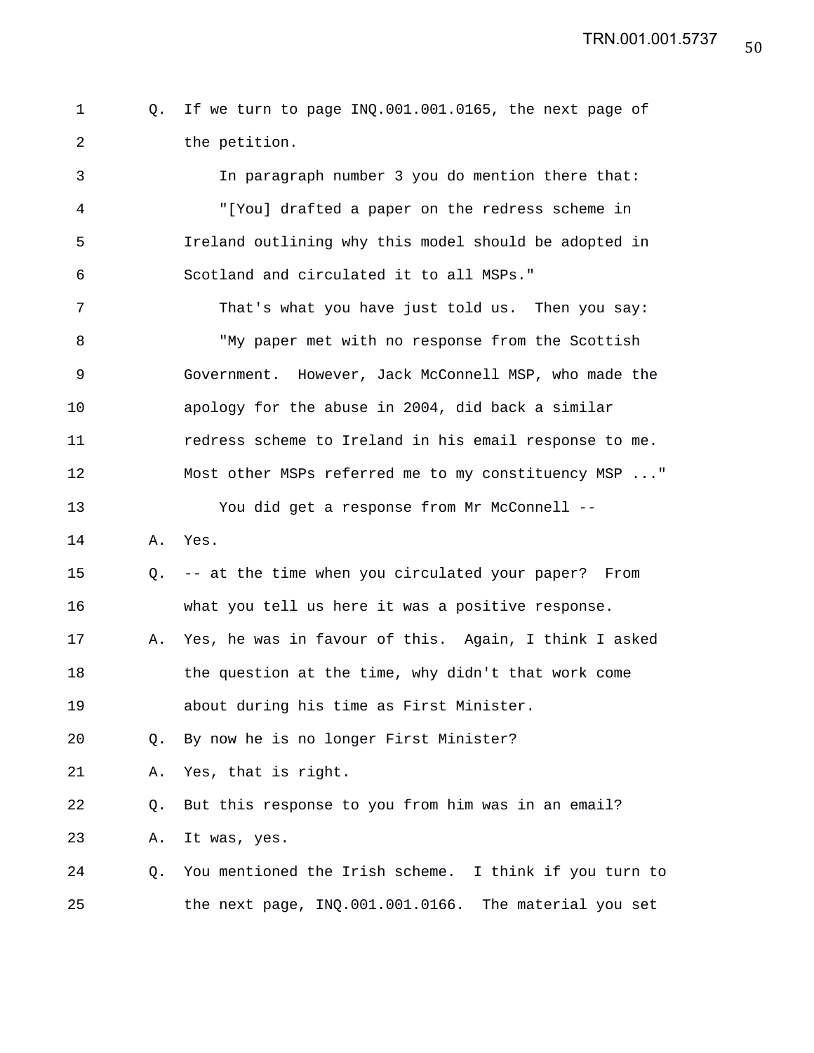Q. If we turn to page INQ.001.001.0165, the next page of the petition.

In paragraph number 3 you do mention there that:

"[You] drafted a paper on the redress scheme in Ireland outlining why this model should be adopted in Scotland and circulated it to all MSPs."

That's what you have just told us. Then you say:

"My paper met with no response from the Scottish Government. However, Jack McConnell MSP, who made the apology for the abuse in 2004, did back a similar redress scheme to Ireland in his email response to me. Most other MSPs referred me to my constituency MSP ..."

You did get a response from Mr McConnell --

A. Yes.

Q. -- at the time when you circulated your paper? From what you tell us here it was a positive response.

A. Yes, he was in favour of this. Again, I think I asked the question at the time, why didn't that work come about during his time as First Minister.

Q. By now he is no longer First Minister?

A. Yes, that is right.

Q. But this response to you from him was in an email?

A. It was, yes.

Q. You mentioned the Irish scheme. I think if you turn to the next page, INQ.001.001.0166. The material you set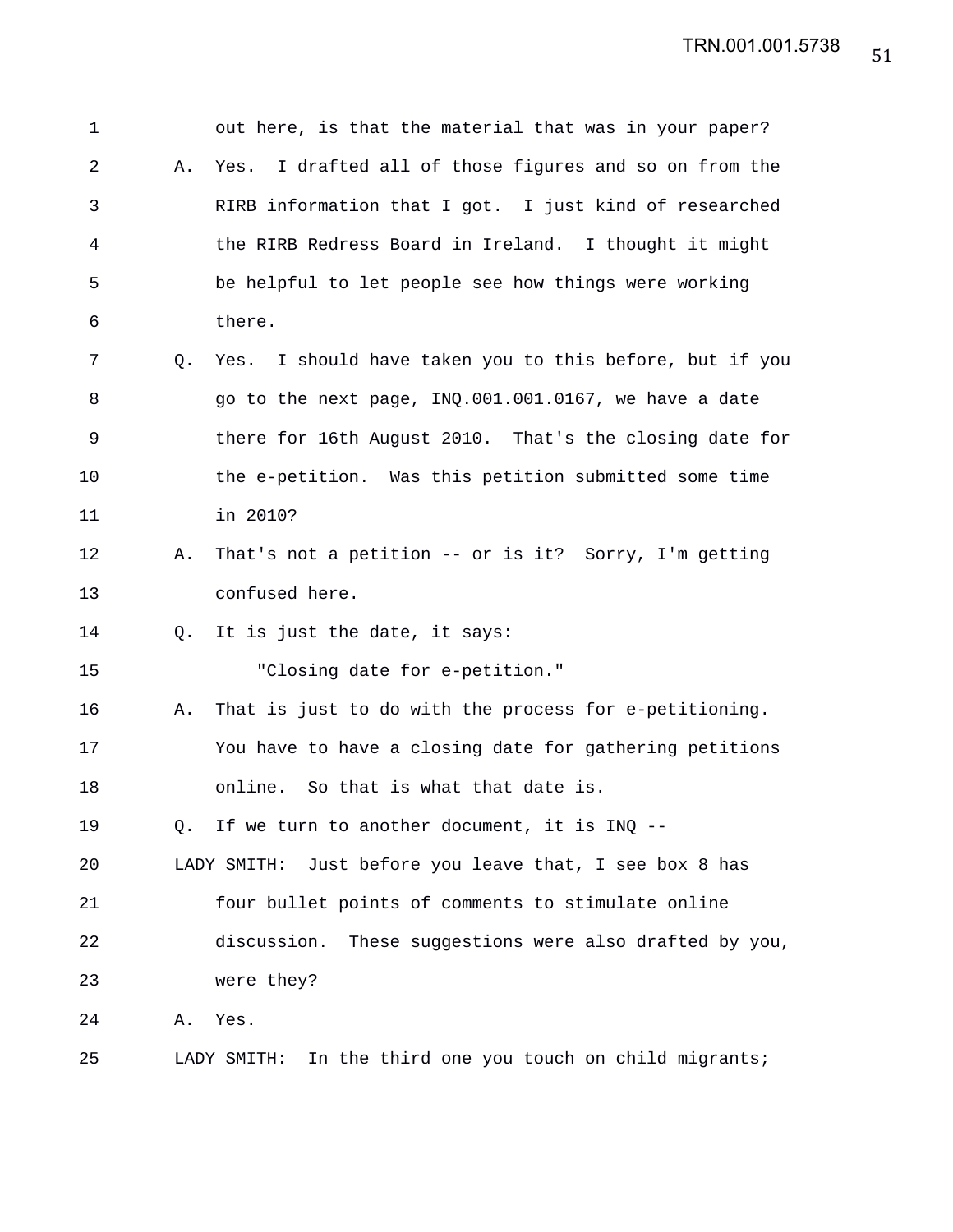out here, is that the material that was in your paper?

A. Yes. I drafted all of those figures and so on from the RIRB information that I got. I just kind of researched the RIRB Redress Board in Ireland. I thought it might be helpful to let people see how things were working there.

Q. Yes. I should have taken you to this before, but if you go to the next page, INQ.001.001.0167, we have a date there for 16th August 2010. That's the closing date for the e-petition. Was this petition submitted some time in 2010?

A. That's not a petition -- or is it? Sorry, I'm getting confused here.

Q. It is just the date, it says:

"Closing date for e-petition."

A. That is just to do with the process for e-petitioning. You have to have a closing date for gathering petitions online. So that is what that date is.

Q. If we turn to another document, it is INQ --

LADY SMITH: Just before you leave that, I see box 8 has four bullet points of comments to stimulate online discussion. These suggestions were also drafted by you, were they?

A. Yes.

LADY SMITH: In the third one you touch on child migrants;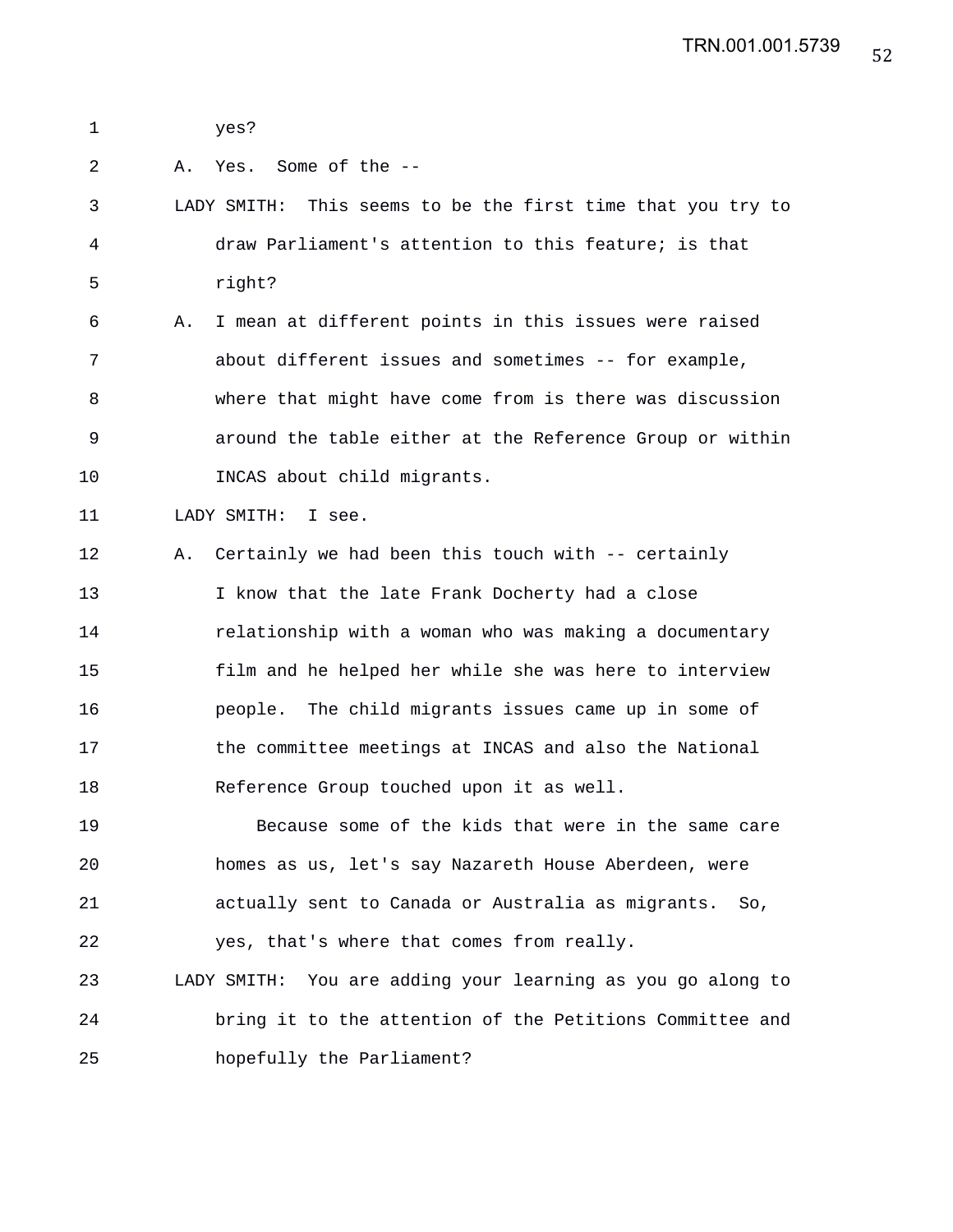1 yes?

2 A. Yes. Some of the --

3 LADY SMITH: This seems to be the first time that you try to

4 draw Parliament's attention to this feature; is that

5 right?

6 A. I mean at different points in this issues were raised

7 about different issues and sometimes -- for example,

8 where that might have come from is there was discussion

9 around the table either at the Reference Group or within

10 INCAS about child migrants.

11 LADY SMITH: I see.

12 A. Certainly we had been this touch with -- certainly

13 I know that the late Frank Docherty had a close

14 relationship with a woman who was making a documentary

15 film and he helped her while she was here to interview

16 people. The child migrants issues came up in some of

17 the committee meetings at INCAS and also the National

18 Reference Group touched upon it as well.

19 Because some of the kids that were in the same care

20 homes as us, let's say Nazareth House Aberdeen, were

21 actually sent to Canada or Australia as migrants. So,

22 yes, that's where that comes from really.

23 LADY SMITH: You are adding your learning as you go along to

24 bring it to the attention of the Petitions Committee and

25 hopefully the Parliament?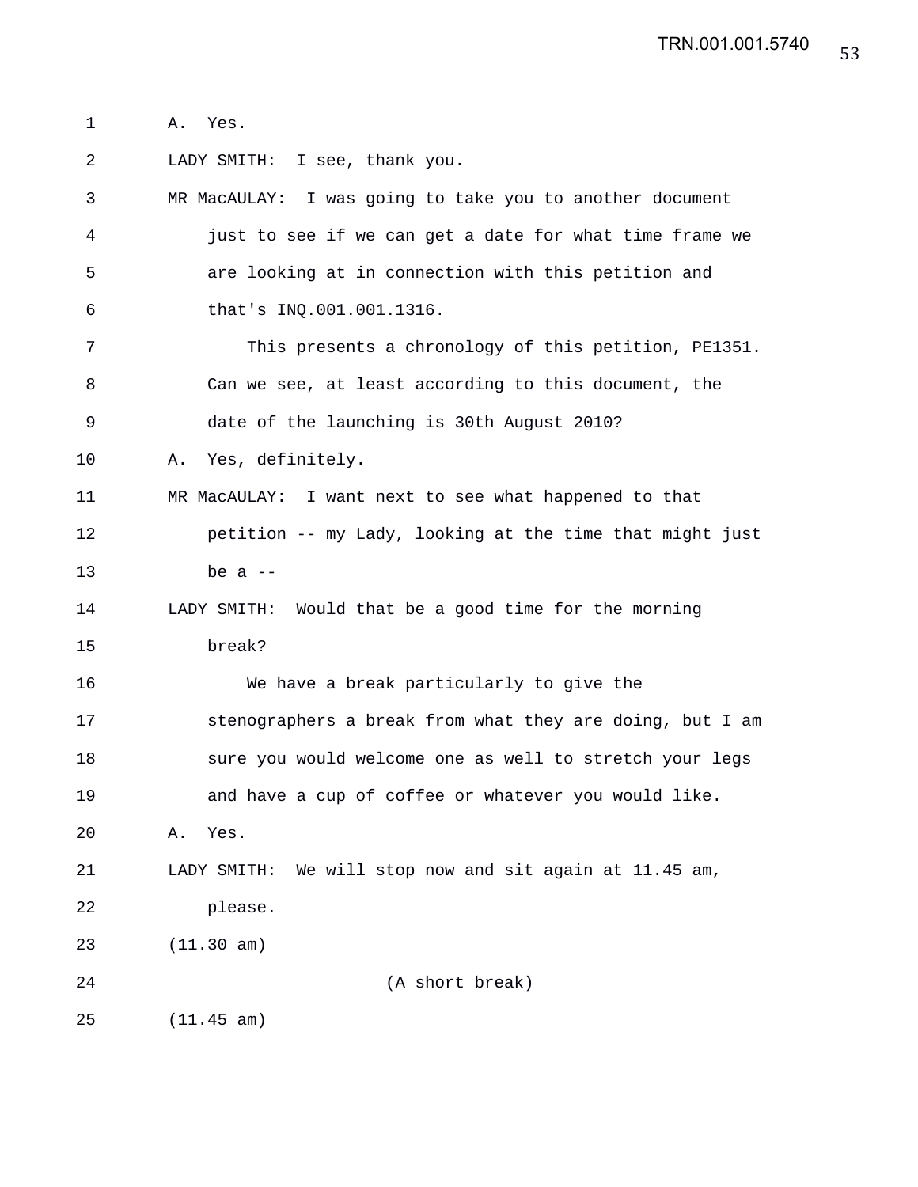A. Yes.

LADY SMITH: I see, thank you.

MR MacAULAY: I was going to take you to another document just to see if we can get a date for what time frame we are looking at in connection with this petition and that's INQ.001.001.1316.

This presents a chronology of this petition, PE1351. Can we see, at least according to this document, the date of the launching is 30th August 2010?

A. Yes, definitely.

MR MacAULAY: I want next to see what happened to that petition -- my Lady, looking at the time that might just be a --

LADY SMITH: Would that be a good time for the morning break?

We have a break particularly to give the stenographers a break from what they are doing, but I am sure you would welcome one as well to stretch your legs and have a cup of coffee or whatever you would like.

A. Yes.

LADY SMITH: We will stop now and sit again at 11.45 am, please.

(11.30 am)

(A short break)

(11.45 am)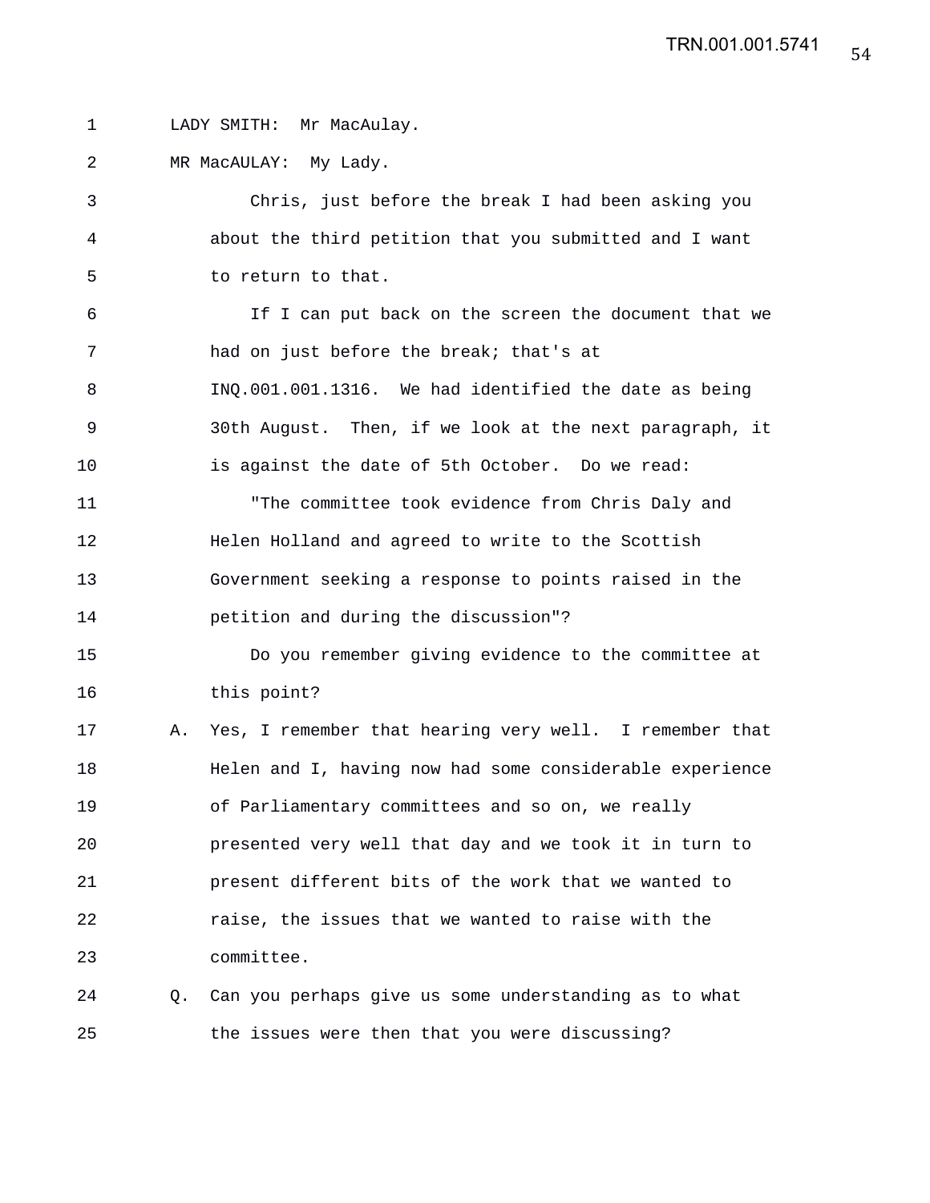LADY SMITH: Mr MacAulay.

MR MacAULAY: My Lady.

Chris, just before the break I had been asking you about the third petition that you submitted and I want to return to that.

If I can put back on the screen the document that we had on just before the break; that's at INQ.001.001.1316. We had identified the date as being 30th August. Then, if we look at the next paragraph, it is against the date of 5th October. Do we read:

"The committee took evidence from Chris Daly and Helen Holland and agreed to write to the Scottish Government seeking a response to points raised in the petition and during the discussion"?

Do you remember giving evidence to the committee at this point?

A. Yes, I remember that hearing very well. I remember that Helen and I, having now had some considerable experience of Parliamentary committees and so on, we really presented very well that day and we took it in turn to present different bits of the work that we wanted to raise, the issues that we wanted to raise with the committee.

Q. Can you perhaps give us some understanding as to what the issues were then that you were discussing?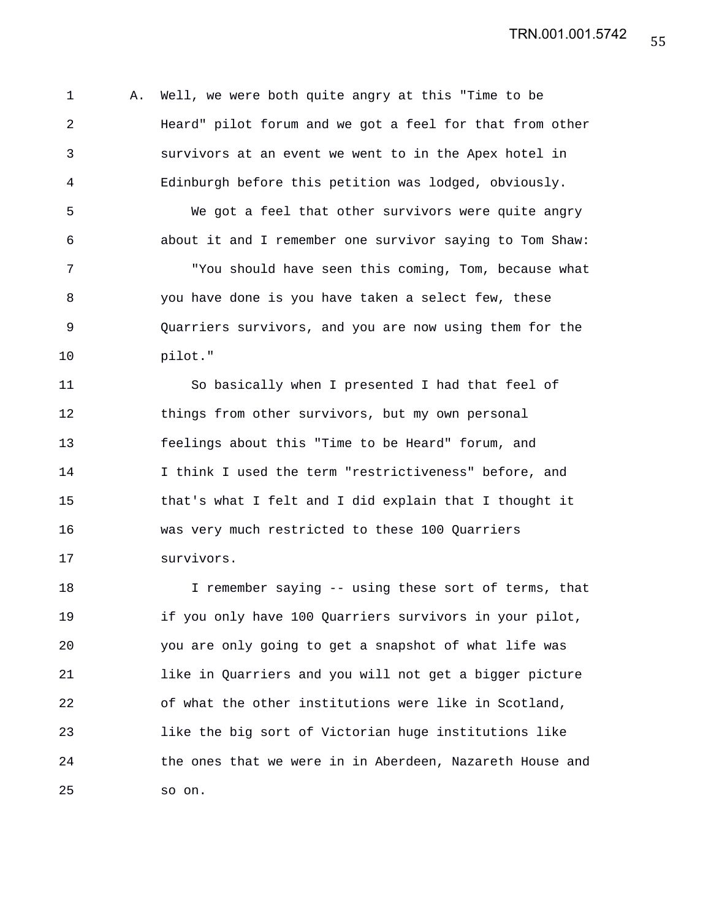A. Well, we were both quite angry at this "Time to be Heard" pilot forum and we got a feel for that from other survivors at an event we went to in the Apex hotel in Edinburgh before this petition was lodged, obviously.

We got a feel that other survivors were quite angry about it and I remember one survivor saying to Tom Shaw:

"You should have seen this coming, Tom, because what you have done is you have taken a select few, these Quarriers survivors, and you are now using them for the pilot."

So basically when I presented I had that feel of things from other survivors, but my own personal feelings about this "Time to be Heard" forum, and I think I used the term "restrictiveness" before, and that's what I felt and I did explain that I thought it was very much restricted to these 100 Quarriers survivors.

I remember saying -- using these sort of terms, that if you only have 100 Quarriers survivors in your pilot, you are only going to get a snapshot of what life was like in Quarriers and you will not get a bigger picture of what the other institutions were like in Scotland, like the big sort of Victorian huge institutions like the ones that we were in in Aberdeen, Nazareth House and so on.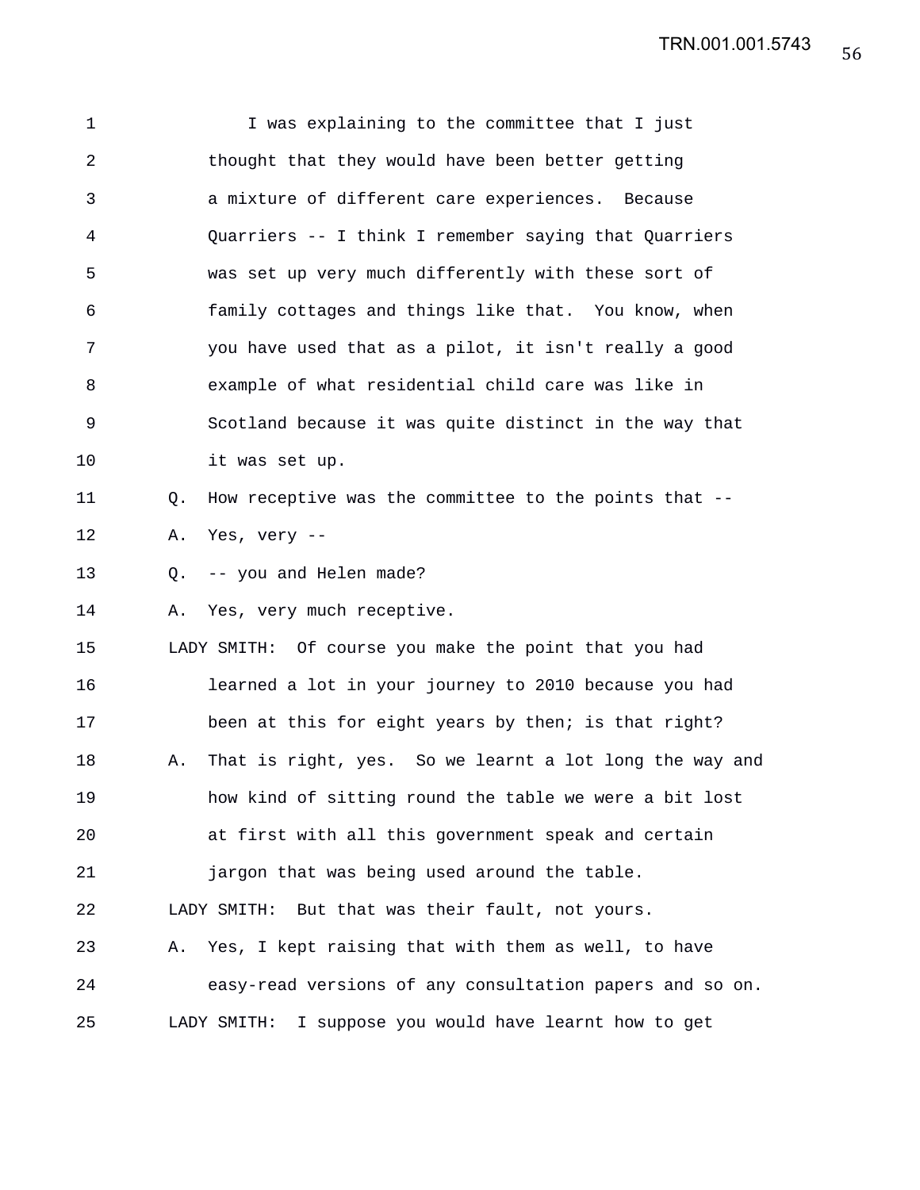I was explaining to the committee that I just thought that they would have been better getting a mixture of different care experiences. Because Quarriers -- I think I remember saying that Quarriers was set up very much differently with these sort of family cottages and things like that. You know, when you have used that as a pilot, it isn't really a good example of what residential child care was like in Scotland because it was quite distinct in the way that it was set up.

Q. How receptive was the committee to the points that --

A. Yes, very --

Q. -- you and Helen made?

A. Yes, very much receptive.

LADY SMITH: Of course you make the point that you had learned a lot in your journey to 2010 because you had been at this for eight years by then; is that right?

A. That is right, yes. So we learnt a lot long the way and how kind of sitting round the table we were a bit lost at first with all this government speak and certain jargon that was being used around the table.

LADY SMITH: But that was their fault, not yours.

A. Yes, I kept raising that with them as well, to have easy-read versions of any consultation papers and so on.

LADY SMITH: I suppose you would have learnt how to get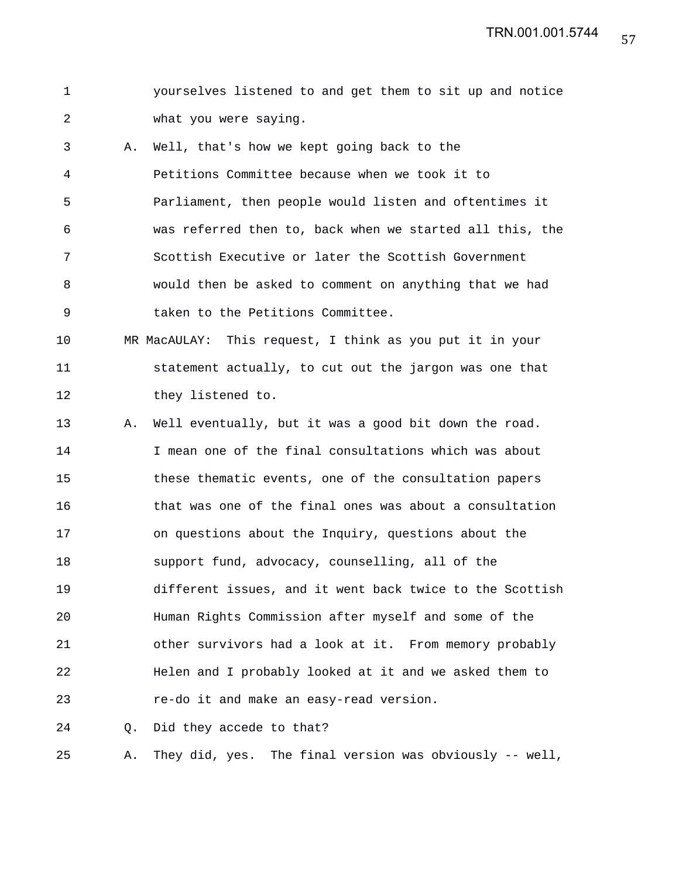yourselves listened to and get them to sit up and notice what you were saying.

A. Well, that's how we kept going back to the Petitions Committee because when we took it to Parliament, then people would listen and oftentimes it was referred then to, back when we started all this, the Scottish Executive or later the Scottish Government would then be asked to comment on anything that we had taken to the Petitions Committee.

MR MacAULAY: This request, I think as you put it in your statement actually, to cut out the jargon was one that they listened to.

A. Well eventually, but it was a good bit down the road. I mean one of the final consultations which was about these thematic events, one of the consultation papers that was one of the final ones was about a consultation on questions about the Inquiry, questions about the support fund, advocacy, counselling, all of the different issues, and it went back twice to the Scottish Human Rights Commission after myself and some of the other survivors had a look at it. From memory probably Helen and I probably looked at it and we asked them to re-do it and make an easy-read version.

Q. Did they accede to that?

A. They did, yes. The final version was obviously -- well,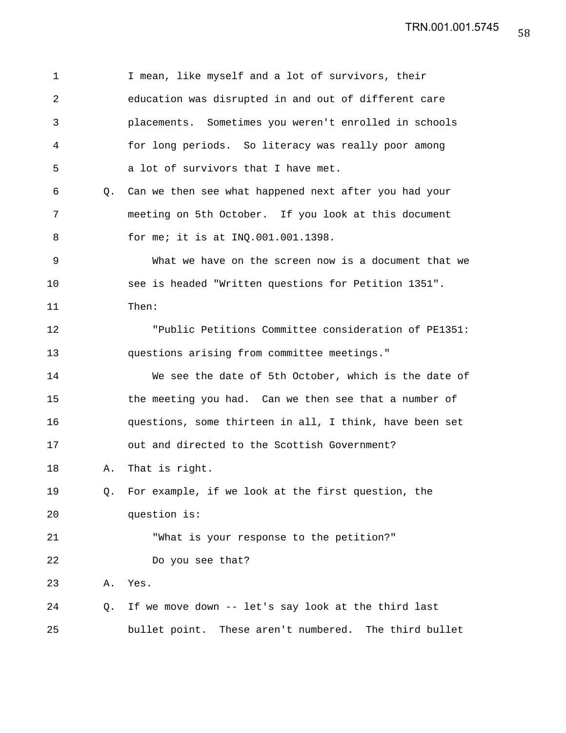1 I mean, like myself and a lot of survivors, their
2 education was disrupted in and out of different care
3 placements. Sometimes you weren't enrolled in schools
4 for long periods. So literacy was really poor among
5 a lot of survivors that I have met.

6 Q. Can we then see what happened next after you had your
7 meeting on 5th October. If you look at this document
8 for me; it is at INQ.001.001.1398.

9 What we have on the screen now is a document that we
10 see is headed "Written questions for Petition 1351".
11 Then:

12 "Public Petitions Committee consideration of PE1351:
13 questions arising from committee meetings."

14 We see the date of 5th October, which is the date of
15 the meeting you had. Can we then see that a number of
16 questions, some thirteen in all, I think, have been set
17 out and directed to the Scottish Government?

18 A. That is right.

19 Q. For example, if we look at the first question, the
20 question is:

21 "What is your response to the petition?"

22 Do you see that?

23 A. Yes.

24 Q. If we move down -- let's say look at the third last
25 bullet point. These aren't numbered. The third bullet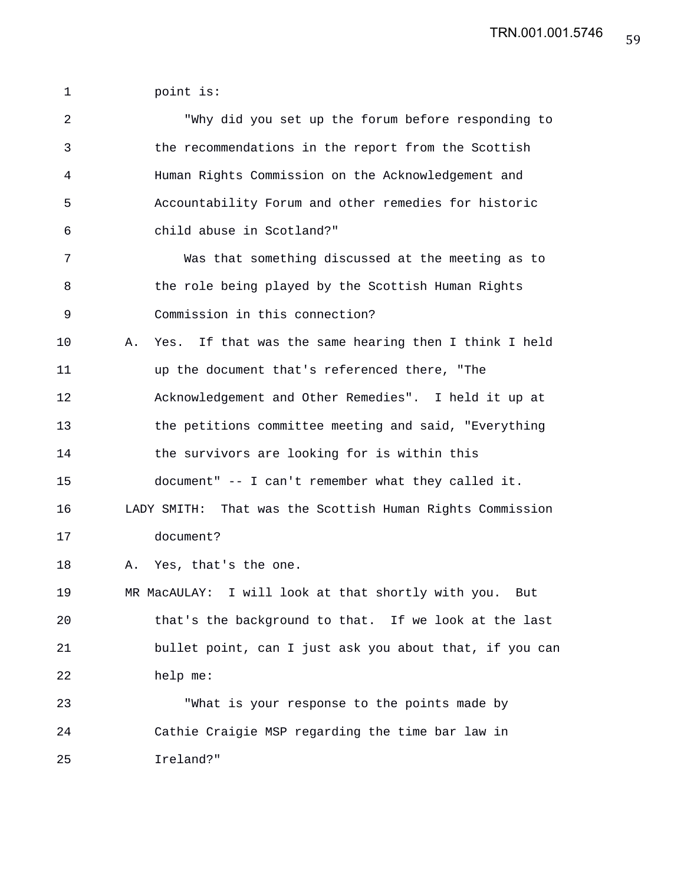point is:

"Why did you set up the forum before responding to the recommendations in the report from the Scottish Human Rights Commission on the Acknowledgement and Accountability Forum and other remedies for historic child abuse in Scotland?"

Was that something discussed at the meeting as to the role being played by the Scottish Human Rights Commission in this connection?

A. Yes. If that was the same hearing then I think I held up the document that's referenced there, "The Acknowledgement and Other Remedies". I held it up at the petitions committee meeting and said, "Everything the survivors are looking for is within this document" -- I can't remember what they called it.

LADY SMITH: That was the Scottish Human Rights Commission document?

A. Yes, that's the one.

MR MacAULAY: I will look at that shortly with you. But that's the background to that. If we look at the last bullet point, can I just ask you about that, if you can help me:

"What is your response to the points made by Cathie Craigie MSP regarding the time bar law in Ireland?"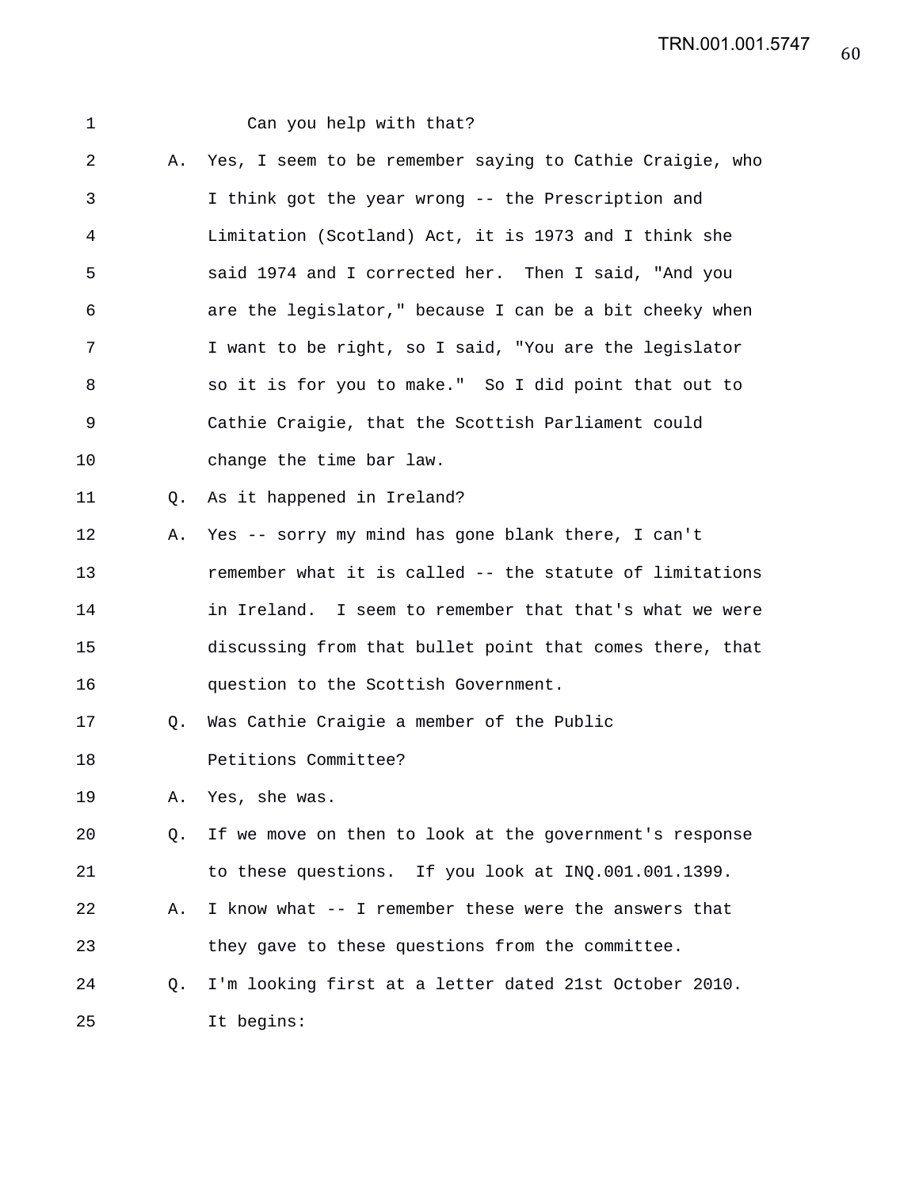1 Can you help with that?

2 A. Yes, I seem to be remember saying to Cathie Craigie, who

3 I think got the year wrong -- the Prescription and

4 Limitation (Scotland) Act, it is 1973 and I think she

5 said 1974 and I corrected her. Then I said, "And you

6 are the legislator," because I can be a bit cheeky when

7 I want to be right, so I said, "You are the legislator

8 so it is for you to make." So I did point that out to

9 Cathie Craigie, that the Scottish Parliament could

10 change the time bar law.

11 Q. As it happened in Ireland?

12 A. Yes -- sorry my mind has gone blank there, I can't

13 remember what it is called -- the statute of limitations

14 in Ireland. I seem to remember that that's what we were

15 discussing from that bullet point that comes there, that

16 question to the Scottish Government.

17 Q. Was Cathie Craigie a member of the Public

18 Petitions Committee?

19 A. Yes, she was.

20 Q. If we move on then to look at the government's response

21 to these questions. If you look at INQ.001.001.1399.

22 A. I know what -- I remember these were the answers that

23 they gave to these questions from the committee.

24 Q. I'm looking first at a letter dated 21st October 2010.

25 It begins: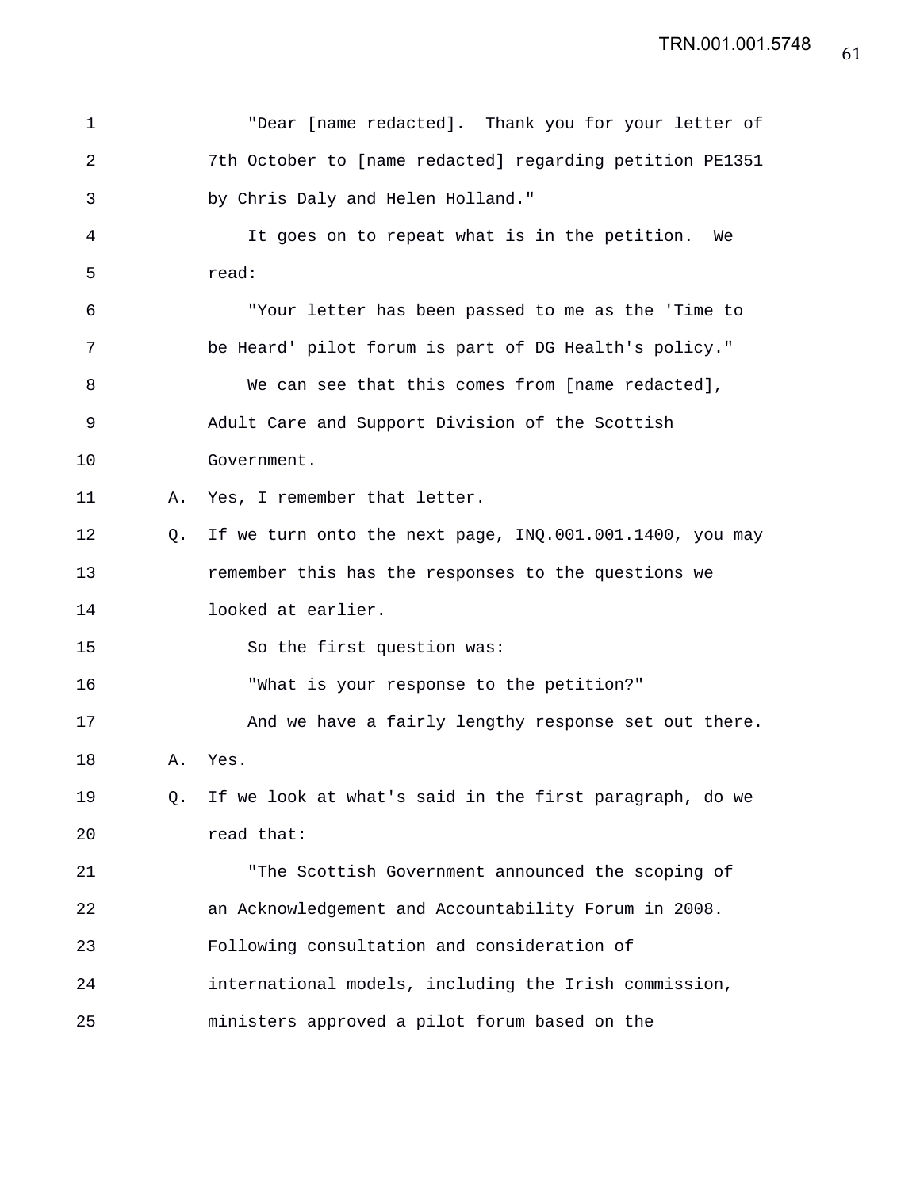"Dear [name redacted]. Thank you for your letter of 7th October to [name redacted] regarding petition PE1351 by Chris Daly and Helen Holland."

It goes on to repeat what is in the petition. We read:

"Your letter has been passed to me as the 'Time to be Heard' pilot forum is part of DG Health's policy."

We can see that this comes from [name redacted], Adult Care and Support Division of the Scottish Government.

A. Yes, I remember that letter.

Q. If we turn onto the next page, INQ.001.001.1400, you may remember this has the responses to the questions we looked at earlier.

So the first question was:

"What is your response to the petition?"

And we have a fairly lengthy response set out there.

A. Yes.

Q. If we look at what's said in the first paragraph, do we read that:

"The Scottish Government announced the scoping of an Acknowledgement and Accountability Forum in 2008. Following consultation and consideration of international models, including the Irish commission, ministers approved a pilot forum based on the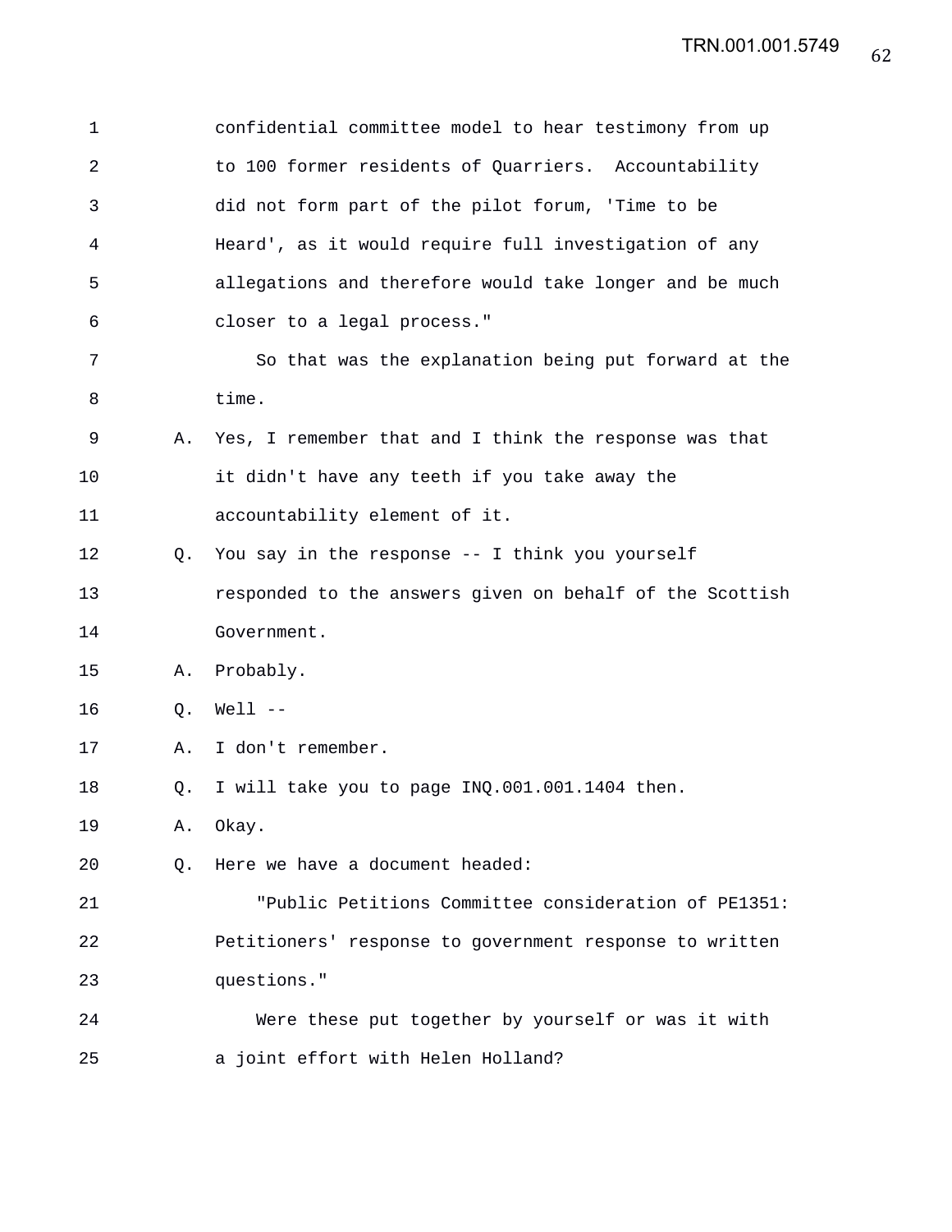confidential committee model to hear testimony from up to 100 former residents of Quarriers. Accountability did not form part of the pilot forum, 'Time to be Heard', as it would require full investigation of any allegations and therefore would take longer and be much closer to a legal process."

So that was the explanation being put forward at the time.

A. Yes, I remember that and I think the response was that it didn't have any teeth if you take away the accountability element of it.

Q. You say in the response -- I think you yourself responded to the answers given on behalf of the Scottish Government.

A. Probably.

Q. Well --

A. I don't remember.

Q. I will take you to page INQ.001.001.1404 then.

A. Okay.

Q. Here we have a document headed:

"Public Petitions Committee consideration of PE1351: Petitioners' response to government response to written questions."

Were these put together by yourself or was it with a joint effort with Helen Holland?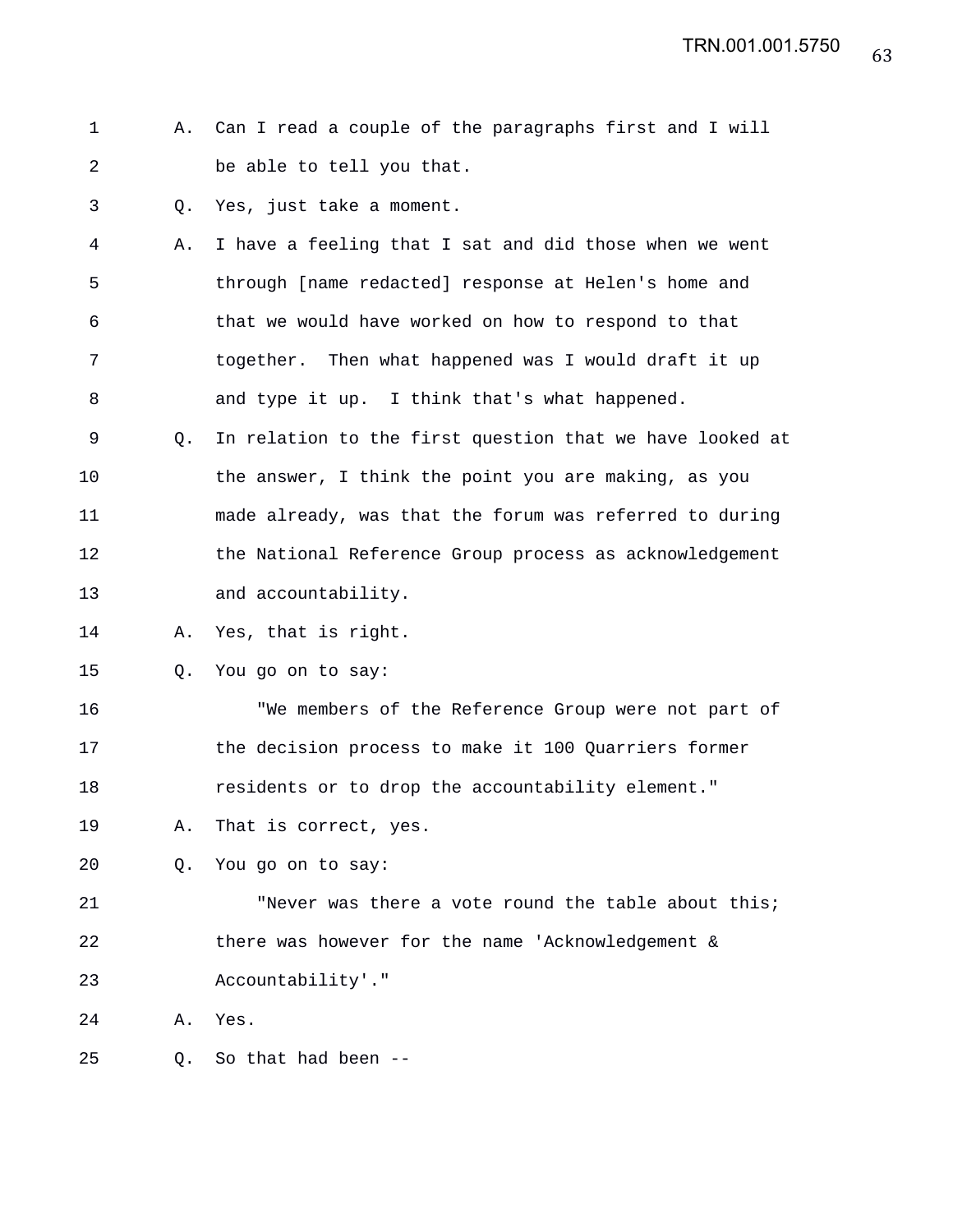A. Can I read a couple of the paragraphs first and I will be able to tell you that.

Q. Yes, just take a moment.

A. I have a feeling that I sat and did those when we went through [name redacted] response at Helen's home and that we would have worked on how to respond to that together. Then what happened was I would draft it up and type it up. I think that's what happened.

Q. In relation to the first question that we have looked at the answer, I think the point you are making, as you made already, was that the forum was referred to during the National Reference Group process as acknowledgement and accountability.

A. Yes, that is right.

Q. You go on to say:

"We members of the Reference Group were not part of the decision process to make it 100 Quarriers former residents or to drop the accountability element."

A. That is correct, yes.

Q. You go on to say:

"Never was there a vote round the table about this; there was however for the name 'Acknowledgement & Accountability'."

A. Yes.

Q. So that had been --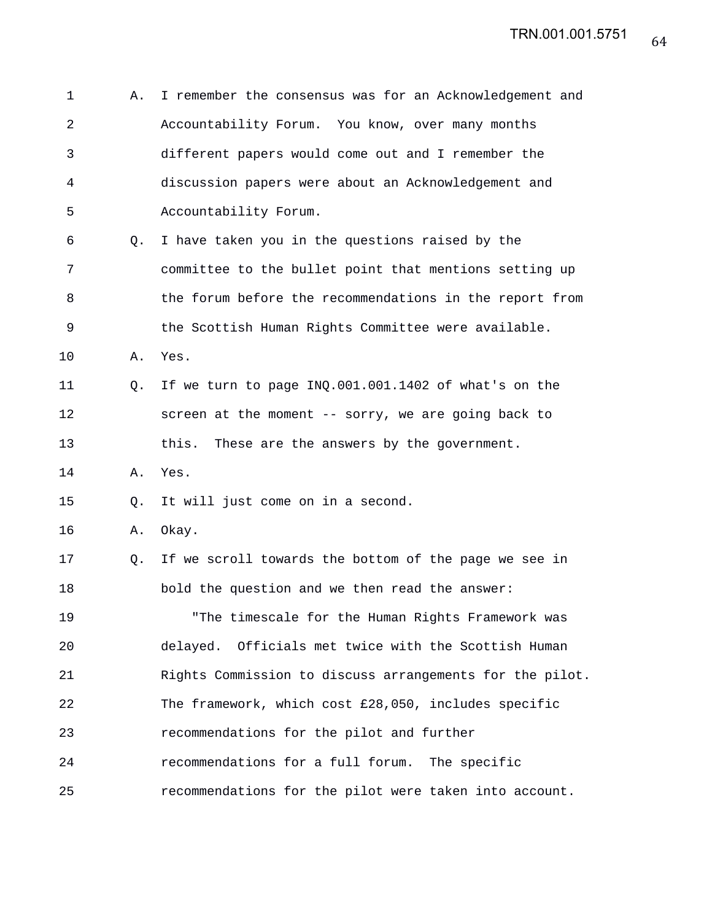A. I remember the consensus was for an Acknowledgement and Accountability Forum. You know, over many months different papers would come out and I remember the discussion papers were about an Acknowledgement and Accountability Forum.

Q. I have taken you in the questions raised by the committee to the bullet point that mentions setting up the forum before the recommendations in the report from the Scottish Human Rights Committee were available.

A. Yes.

Q. If we turn to page INQ.001.001.1402 of what's on the screen at the moment -- sorry, we are going back to this. These are the answers by the government.

A. Yes.

Q. It will just come on in a second.

A. Okay.

Q. If we scroll towards the bottom of the page we see in bold the question and we then read the answer:

"The timescale for the Human Rights Framework was delayed. Officials met twice with the Scottish Human Rights Commission to discuss arrangements for the pilot. The framework, which cost £28,050, includes specific recommendations for the pilot and further recommendations for a full forum. The specific recommendations for the pilot were taken into account.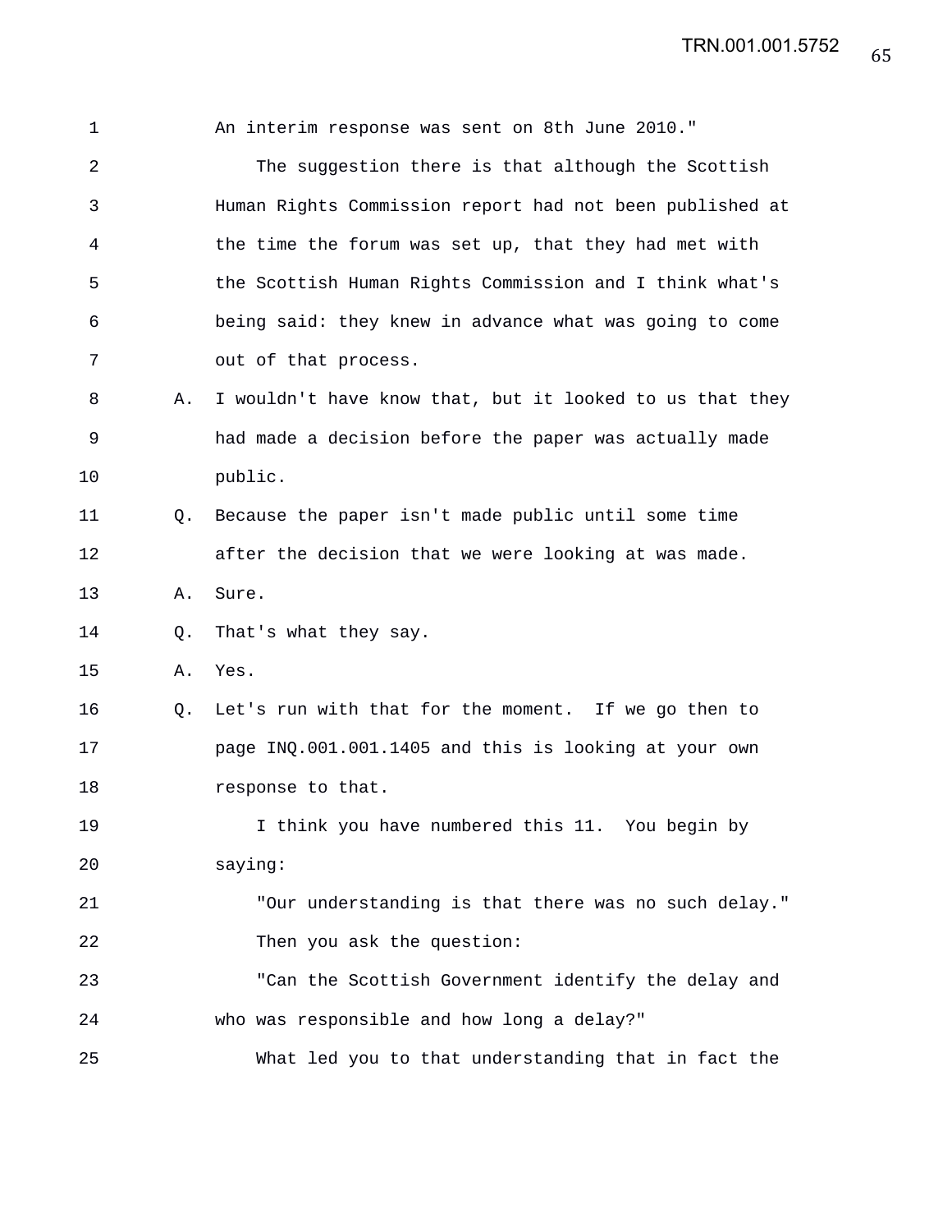An interim response was sent on 8th June 2010."

The suggestion there is that although the Scottish Human Rights Commission report had not been published at the time the forum was set up, that they had met with the Scottish Human Rights Commission and I think what's being said: they knew in advance what was going to come out of that process.

A. I wouldn't have know that, but it looked to us that they had made a decision before the paper was actually made public.

Q. Because the paper isn't made public until some time after the decision that we were looking at was made.

A. Sure.

Q. That's what they say.

A. Yes.

Q. Let's run with that for the moment. If we go then to page INQ.001.001.1405 and this is looking at your own response to that.

I think you have numbered this 11. You begin by saying:

"Our understanding is that there was no such delay."

Then you ask the question:

"Can the Scottish Government identify the delay and who was responsible and how long a delay?"

What led you to that understanding that in fact the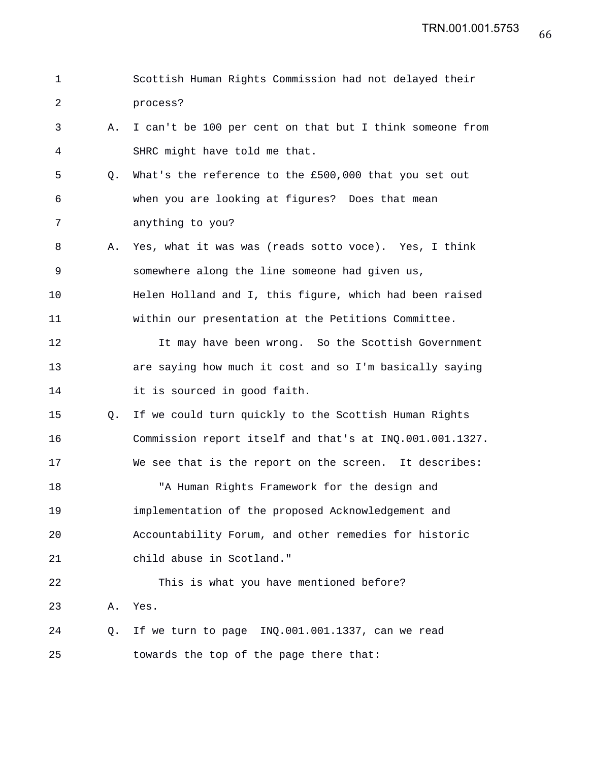Scottish Human Rights Commission had not delayed their process?

A. I can't be 100 per cent on that but I think someone from SHRC might have told me that.

Q. What's the reference to the £500,000 that you set out when you are looking at figures? Does that mean anything to you?

A. Yes, what it was was (reads sotto voce). Yes, I think somewhere along the line someone had given us, Helen Holland and I, this figure, which had been raised within our presentation at the Petitions Committee.

It may have been wrong. So the Scottish Government are saying how much it cost and so I'm basically saying it is sourced in good faith.

Q. If we could turn quickly to the Scottish Human Rights Commission report itself and that's at INQ.001.001.1327. We see that is the report on the screen. It describes:

"A Human Rights Framework for the design and implementation of the proposed Acknowledgement and Accountability Forum, and other remedies for historic child abuse in Scotland."

This is what you have mentioned before?

A. Yes.

Q. If we turn to page INQ.001.001.1337, can we read towards the top of the page there that: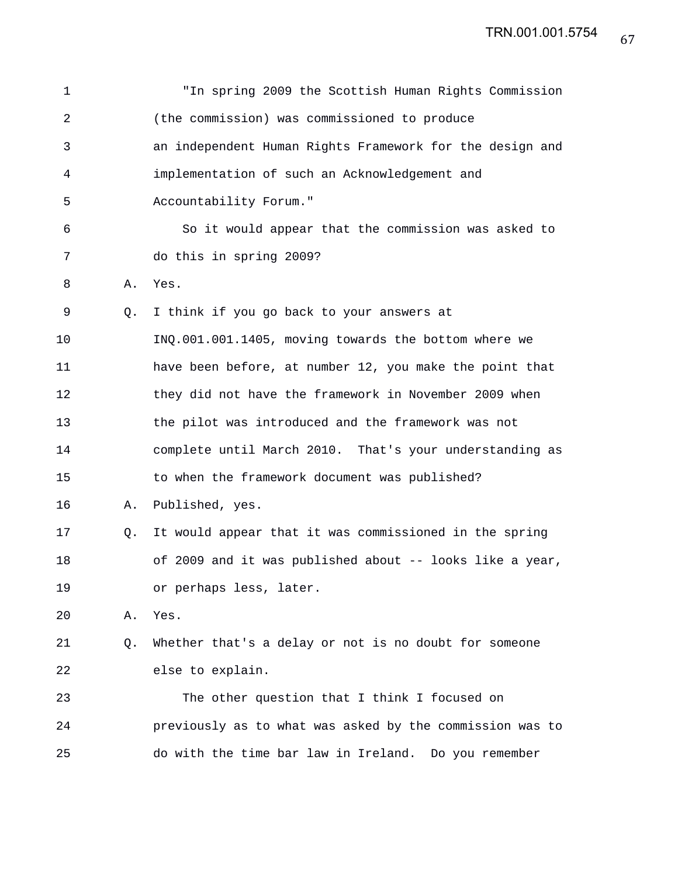"In spring 2009 the Scottish Human Rights Commission (the commission) was commissioned to produce an independent Human Rights Framework for the design and implementation of such an Acknowledgement and Accountability Forum."

So it would appear that the commission was asked to do this in spring 2009?

A. Yes.

Q. I think if you go back to your answers at INQ.001.001.1405, moving towards the bottom where we have been before, at number 12, you make the point that they did not have the framework in November 2009 when the pilot was introduced and the framework was not complete until March 2010. That's your understanding as to when the framework document was published?

A. Published, yes.

Q. It would appear that it was commissioned in the spring of 2009 and it was published about -- looks like a year, or perhaps less, later.

A. Yes.

Q. Whether that's a delay or not is no doubt for someone else to explain.

The other question that I think I focused on previously as to what was asked by the commission was to do with the time bar law in Ireland. Do you remember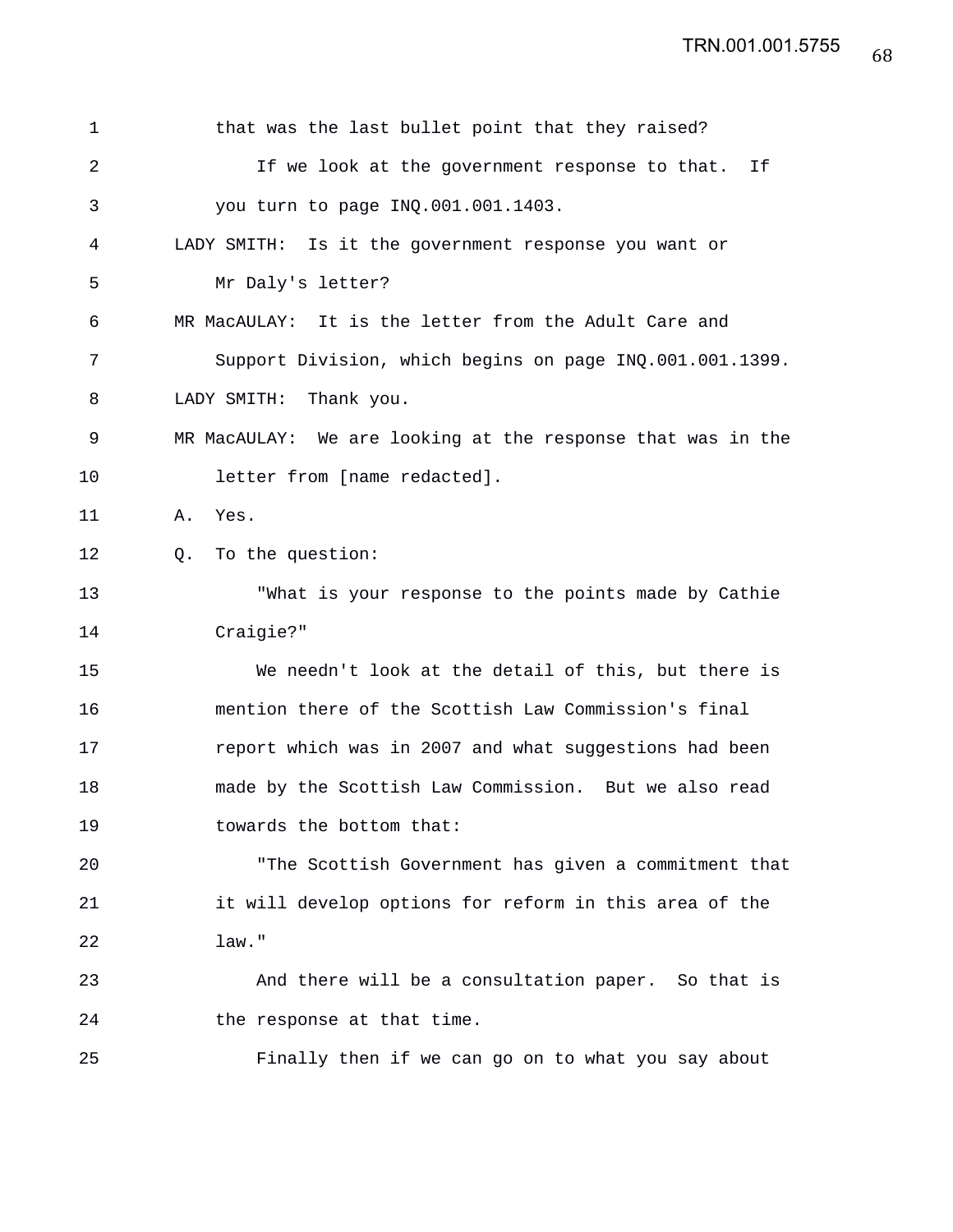1 that was the last bullet point that they raised?

2 If we look at the government response to that. If

3 you turn to page INQ.001.001.1403.

4 LADY SMITH: Is it the government response you want or

5 Mr Daly's letter?

6 MR MacAULAY: It is the letter from the Adult Care and

7 Support Division, which begins on page INQ.001.001.1399.

8 LADY SMITH: Thank you.

9 MR MacAULAY: We are looking at the response that was in the

10 letter from [name redacted].

11 A. Yes.

12 Q. To the question:

13 "What is your response to the points made by Cathie

14 Craigie?"

15 We needn't look at the detail of this, but there is

16 mention there of the Scottish Law Commission's final

17 report which was in 2007 and what suggestions had been

18 made by the Scottish Law Commission. But we also read

19 towards the bottom that:

20 "The Scottish Government has given a commitment that

21 it will develop options for reform in this area of the

22 law."

23 And there will be a consultation paper. So that is

24 the response at that time.

25 Finally then if we can go on to what you say about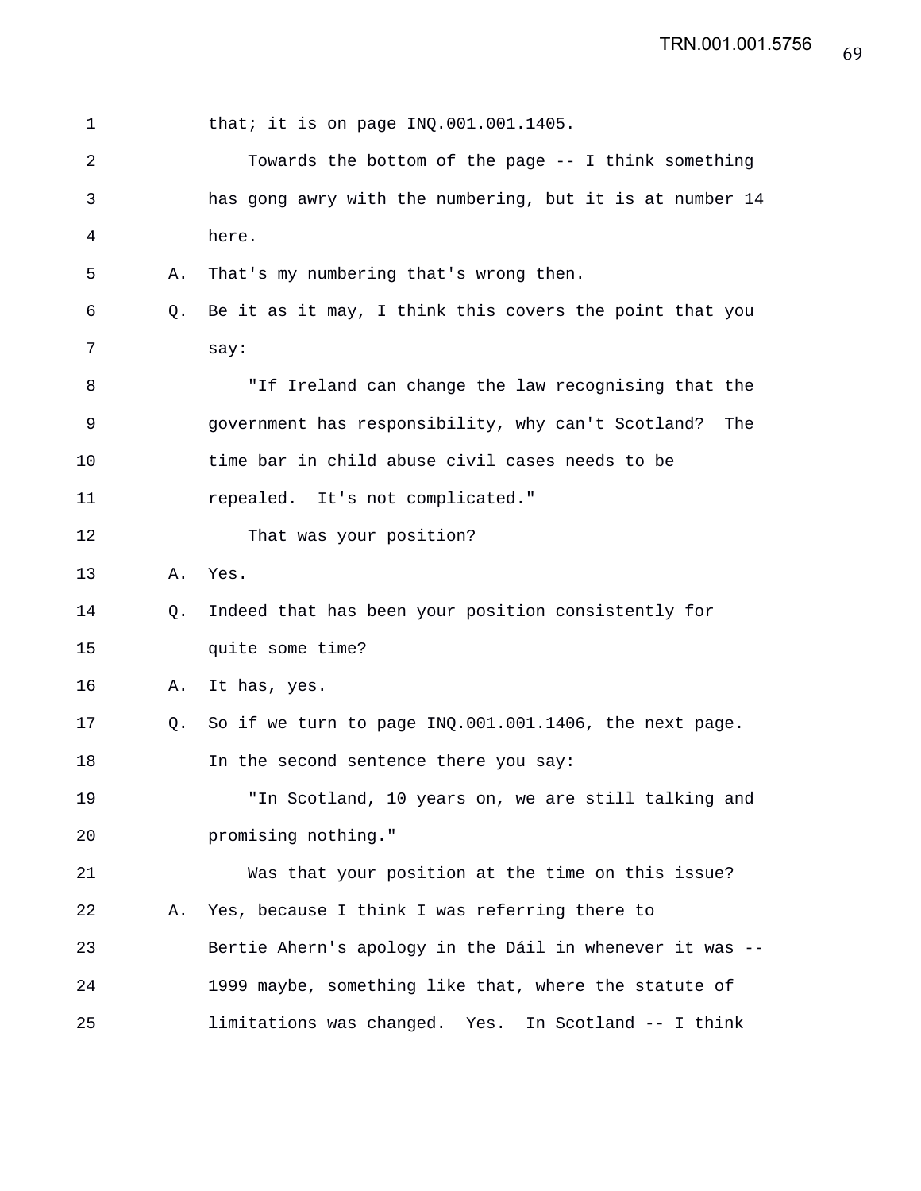that; it is on page INQ.001.001.1405.

Towards the bottom of the page -- I think something has gong awry with the numbering, but it is at number 14 here.

A. That's my numbering that's wrong then.

Q. Be it as it may, I think this covers the point that you say:

"If Ireland can change the law recognising that the government has responsibility, why can't Scotland? The time bar in child abuse civil cases needs to be repealed. It's not complicated."

That was your position?

A. Yes.

Q. Indeed that has been your position consistently for quite some time?

A. It has, yes.

Q. So if we turn to page INQ.001.001.1406, the next page. In the second sentence there you say:

"In Scotland, 10 years on, we are still talking and promising nothing."

Was that your position at the time on this issue?

A. Yes, because I think I was referring there to Bertie Ahern's apology in the Dáil in whenever it was -- 1999 maybe, something like that, where the statute of limitations was changed. Yes. In Scotland -- I think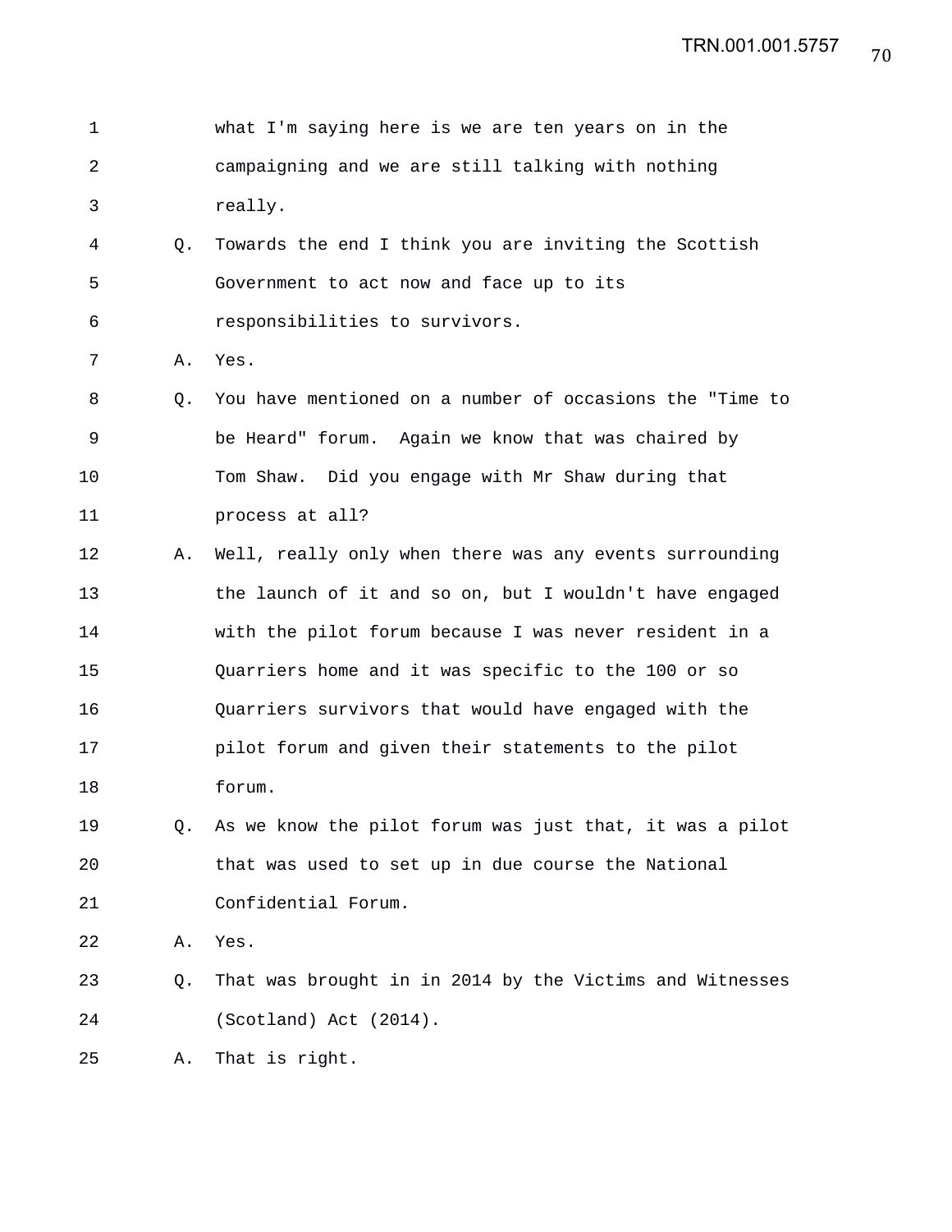what I'm saying here is we are ten years on in the campaigning and we are still talking with nothing really.

Q. Towards the end I think you are inviting the Scottish Government to act now and face up to its responsibilities to survivors.

A. Yes.

Q. You have mentioned on a number of occasions the "Time to be Heard" forum. Again we know that was chaired by Tom Shaw. Did you engage with Mr Shaw during that process at all?

A. Well, really only when there was any events surrounding the launch of it and so on, but I wouldn't have engaged with the pilot forum because I was never resident in a Quarriers home and it was specific to the 100 or so Quarriers survivors that would have engaged with the pilot forum and given their statements to the pilot forum.

Q. As we know the pilot forum was just that, it was a pilot that was used to set up in due course the National Confidential Forum.

A. Yes.

Q. That was brought in in 2014 by the Victims and Witnesses (Scotland) Act (2014).

A. That is right.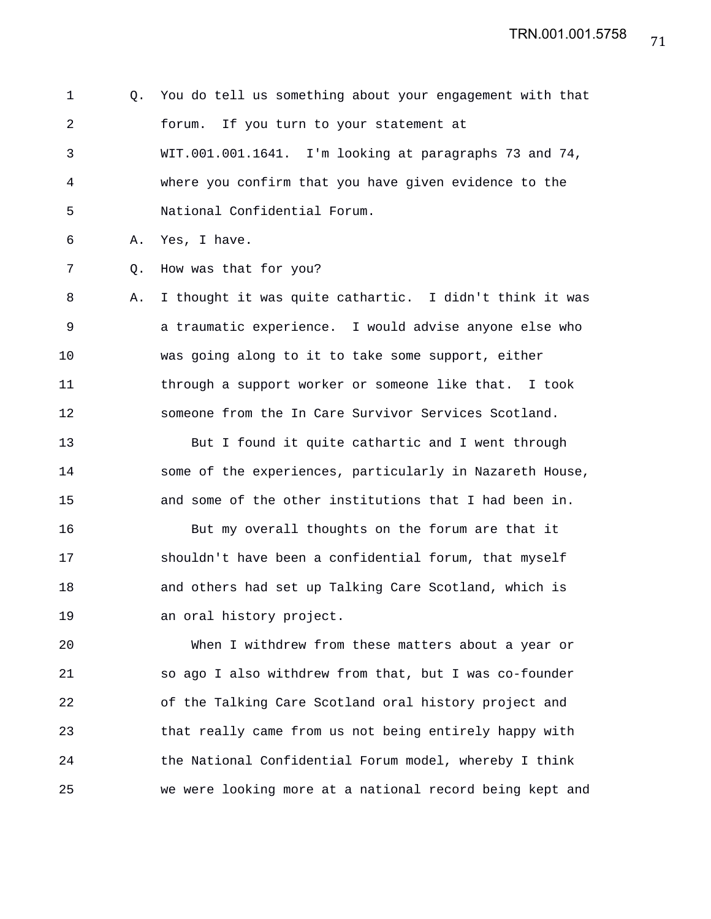Q. You do tell us something about your engagement with that forum. If you turn to your statement at WIT.001.001.1641. I'm looking at paragraphs 73 and 74, where you confirm that you have given evidence to the National Confidential Forum.

A. Yes, I have.

Q. How was that for you?

A. I thought it was quite cathartic. I didn't think it was a traumatic experience. I would advise anyone else who was going along to it to take some support, either through a support worker or someone like that. I took someone from the In Care Survivor Services Scotland.

But I found it quite cathartic and I went through some of the experiences, particularly in Nazareth House, and some of the other institutions that I had been in.

But my overall thoughts on the forum are that it shouldn't have been a confidential forum, that myself and others had set up Talking Care Scotland, which is an oral history project.

When I withdrew from these matters about a year or so ago I also withdrew from that, but I was co-founder of the Talking Care Scotland oral history project and that really came from us not being entirely happy with the National Confidential Forum model, whereby I think we were looking more at a national record being kept and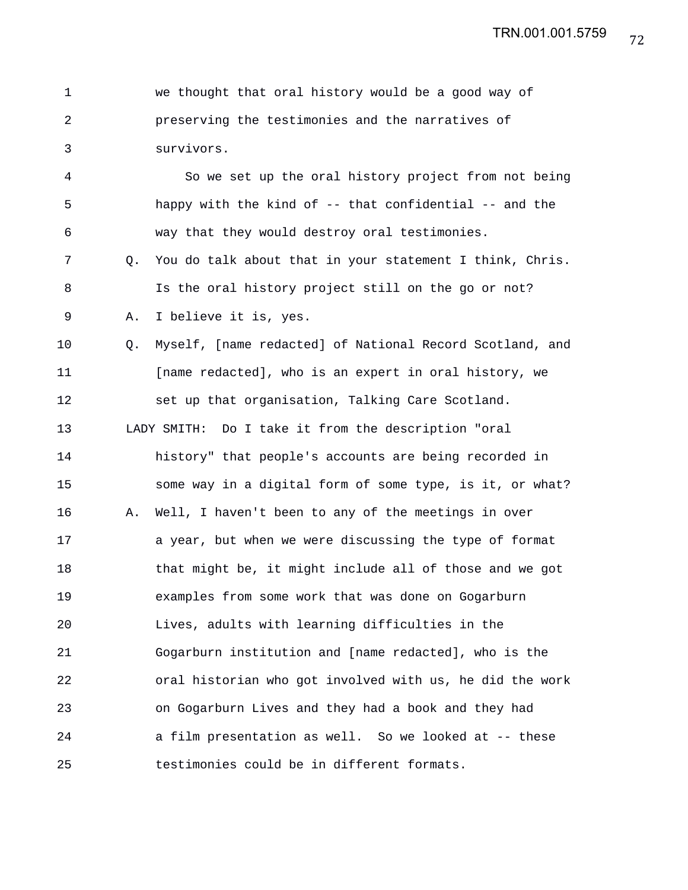1 we thought that oral history would be a good way of
2 preserving the testimonies and the narratives of
3 survivors.

4 So we set up the oral history project from not being
5 happy with the kind of -- that confidential -- and the
6 way that they would destroy oral testimonies.

7 Q. You do talk about that in your statement I think, Chris.
8 Is the oral history project still on the go or not?

9 A. I believe it is, yes.

10 Q. Myself, [name redacted] of National Record Scotland, and
11 [name redacted], who is an expert in oral history, we
12 set up that organisation, Talking Care Scotland.

13 LADY SMITH: Do I take it from the description "oral
14 history" that people's accounts are being recorded in
15 some way in a digital form of some type, is it, or what?

16 A. Well, I haven't been to any of the meetings in over
17 a year, but when we were discussing the type of format
18 that might be, it might include all of those and we got
19 examples from some work that was done on Gogarburn
20 Lives, adults with learning difficulties in the
21 Gogarburn institution and [name redacted], who is the
22 oral historian who got involved with us, he did the work
23 on Gogarburn Lives and they had a book and they had
24 a film presentation as well. So we looked at -- these
25 testimonies could be in different formats.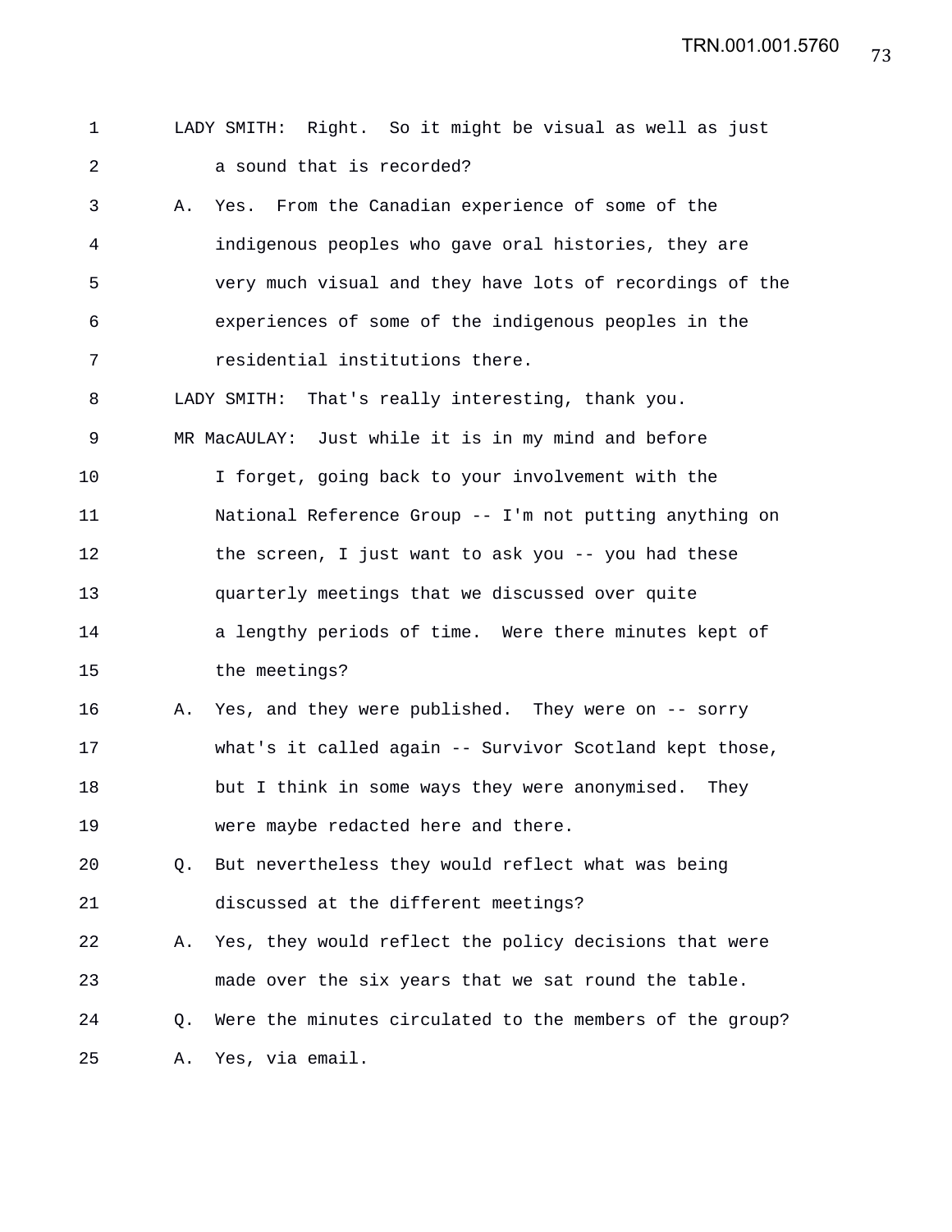1 LADY SMITH: Right. So it might be visual as well as just
2 a sound that is recorded?
3 A. Yes. From the Canadian experience of some of the
4 indigenous peoples who gave oral histories, they are
5 very much visual and they have lots of recordings of the
6 experiences of some of the indigenous peoples in the
7 residential institutions there.
8 LADY SMITH: That's really interesting, thank you.
9 MR MacAULAY: Just while it is in my mind and before
10 I forget, going back to your involvement with the
11 National Reference Group -- I'm not putting anything on
12 the screen, I just want to ask you -- you had these
13 quarterly meetings that we discussed over quite
14 a lengthy periods of time. Were there minutes kept of
15 the meetings?
16 A. Yes, and they were published. They were on -- sorry
17 what's it called again -- Survivor Scotland kept those,
18 but I think in some ways they were anonymised. They
19 were maybe redacted here and there.
20 Q. But nevertheless they would reflect what was being
21 discussed at the different meetings?
22 A. Yes, they would reflect the policy decisions that were
23 made over the six years that we sat round the table.
24 Q. Were the minutes circulated to the members of the group?
25 A. Yes, via email.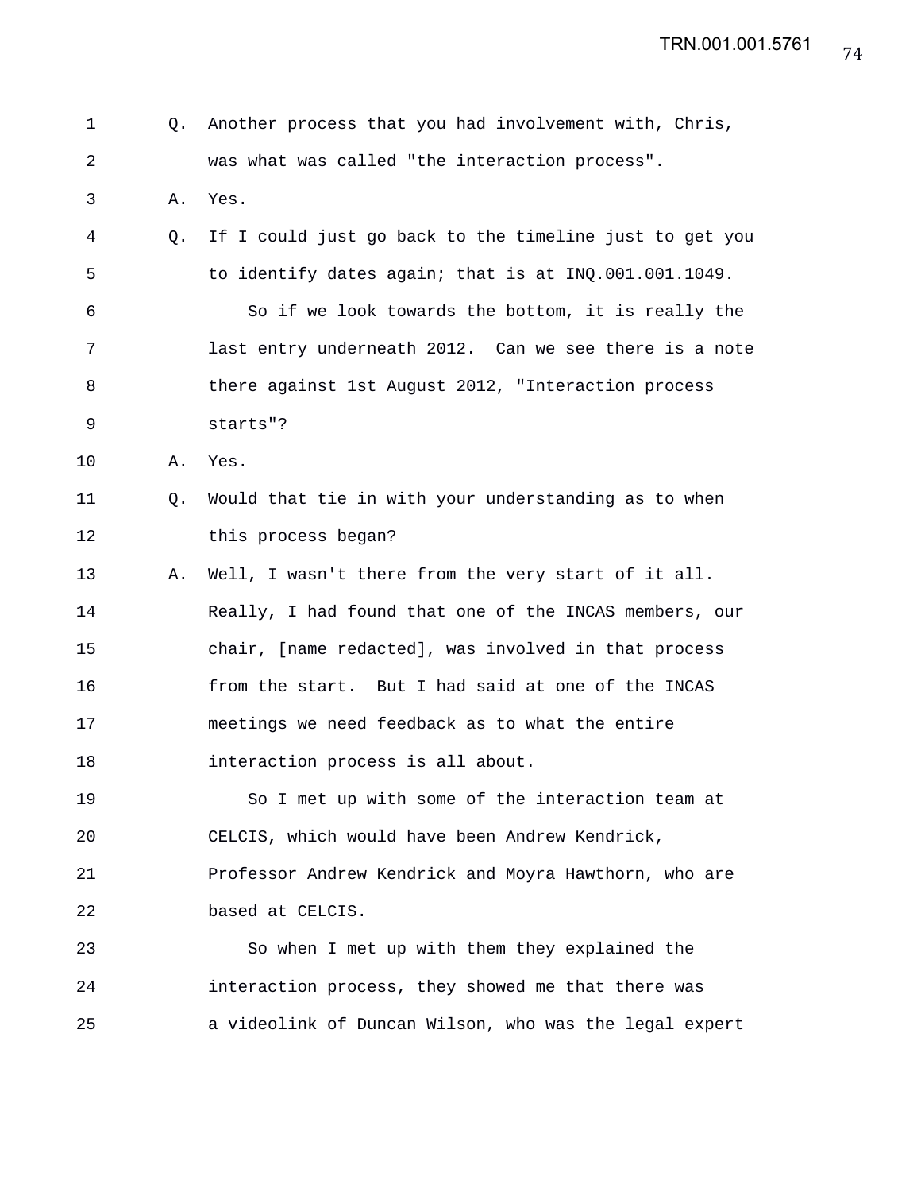Q. Another process that you had involvement with, Chris, was what was called "the interaction process".

A. Yes.

Q. If I could just go back to the timeline just to get you to identify dates again; that is at INQ.001.001.1049.

So if we look towards the bottom, it is really the last entry underneath 2012. Can we see there is a note there against 1st August 2012, "Interaction process starts"?

A. Yes.

Q. Would that tie in with your understanding as to when this process began?

A. Well, I wasn't there from the very start of it all. Really, I had found that one of the INCAS members, our chair, [name redacted], was involved in that process from the start. But I had said at one of the INCAS meetings we need feedback as to what the entire interaction process is all about.

So I met up with some of the interaction team at CELCIS, which would have been Andrew Kendrick, Professor Andrew Kendrick and Moyra Hawthorn, who are based at CELCIS.

So when I met up with them they explained the interaction process, they showed me that there was a videolink of Duncan Wilson, who was the legal expert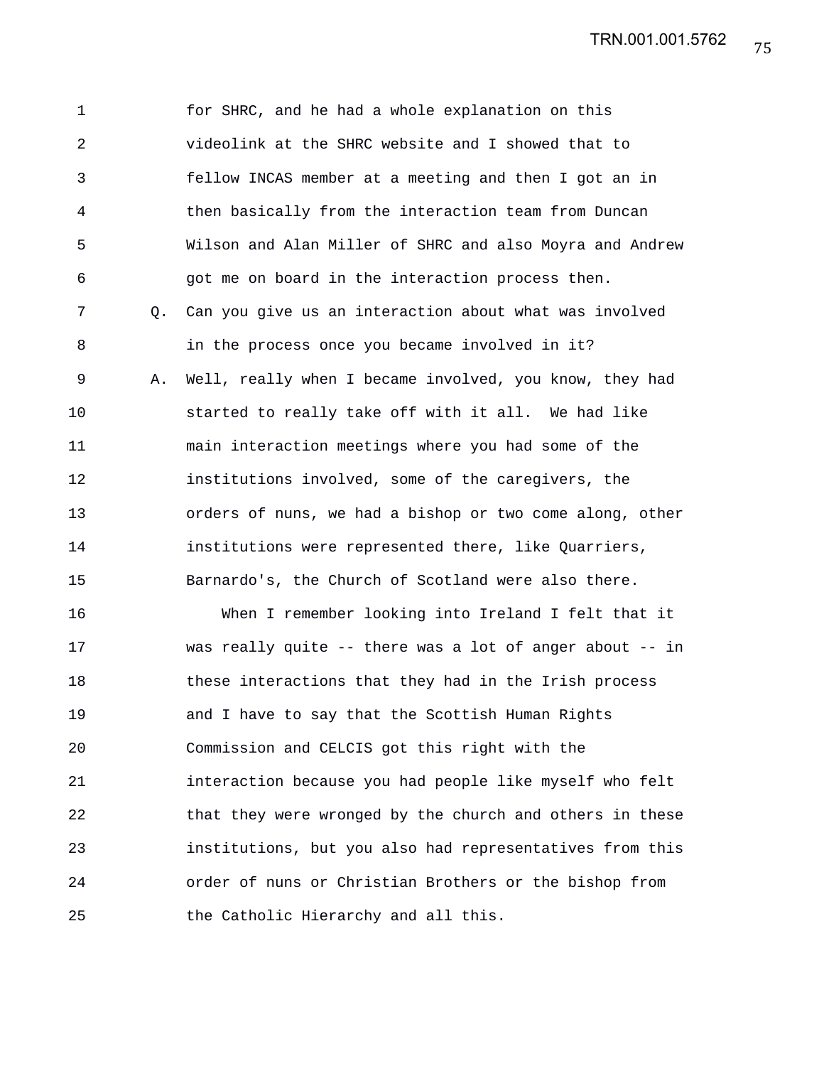for SHRC, and he had a whole explanation on this videolink at the SHRC website and I showed that to fellow INCAS member at a meeting and then I got an in then basically from the interaction team from Duncan Wilson and Alan Miller of SHRC and also Moyra and Andrew got me on board in the interaction process then.

Q. Can you give us an interaction about what was involved in the process once you became involved in it?

A. Well, really when I became involved, you know, they had started to really take off with it all. We had like main interaction meetings where you had some of the institutions involved, some of the caregivers, the orders of nuns, we had a bishop or two come along, other institutions were represented there, like Quarriers, Barnardo's, the Church of Scotland were also there.

When I remember looking into Ireland I felt that it was really quite -- there was a lot of anger about -- in these interactions that they had in the Irish process and I have to say that the Scottish Human Rights Commission and CELCIS got this right with the interaction because you had people like myself who felt that they were wronged by the church and others in these institutions, but you also had representatives from this order of nuns or Christian Brothers or the bishop from the Catholic Hierarchy and all this.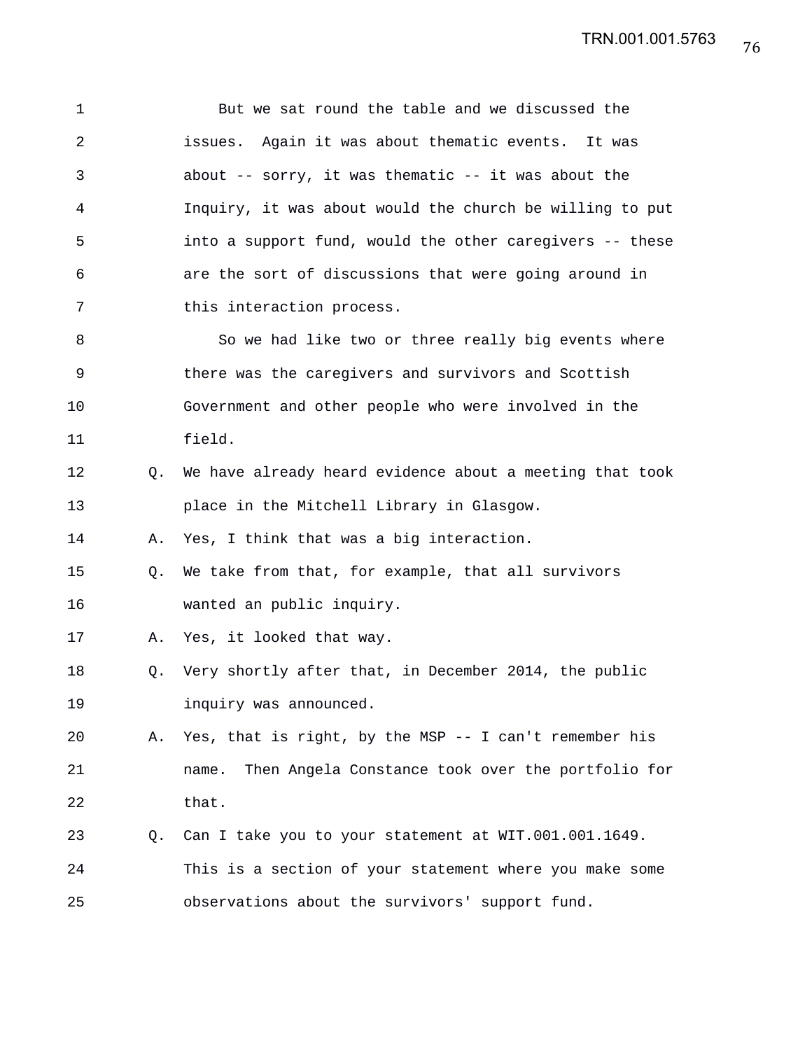1 But we sat round the table and we discussed the
2 issues. Again it was about thematic events. It was
3 about -- sorry, it was thematic -- it was about the
4 Inquiry, it was about would the church be willing to put
5 into a support fund, would the other caregivers -- these
6 are the sort of discussions that were going around in
7 this interaction process.
8 So we had like two or three really big events where
9 there was the caregivers and survivors and Scottish
10 Government and other people who were involved in the
11 field.
12 Q. We have already heard evidence about a meeting that took
13 place in the Mitchell Library in Glasgow.
14 A. Yes, I think that was a big interaction.
15 Q. We take from that, for example, that all survivors
16 wanted an public inquiry.
17 A. Yes, it looked that way.
18 Q. Very shortly after that, in December 2014, the public
19 inquiry was announced.
20 A. Yes, that is right, by the MSP -- I can't remember his
21 name. Then Angela Constance took over the portfolio for
22 that.
23 Q. Can I take you to your statement at WIT.001.001.1649.
24 This is a section of your statement where you make some
25 observations about the survivors' support fund.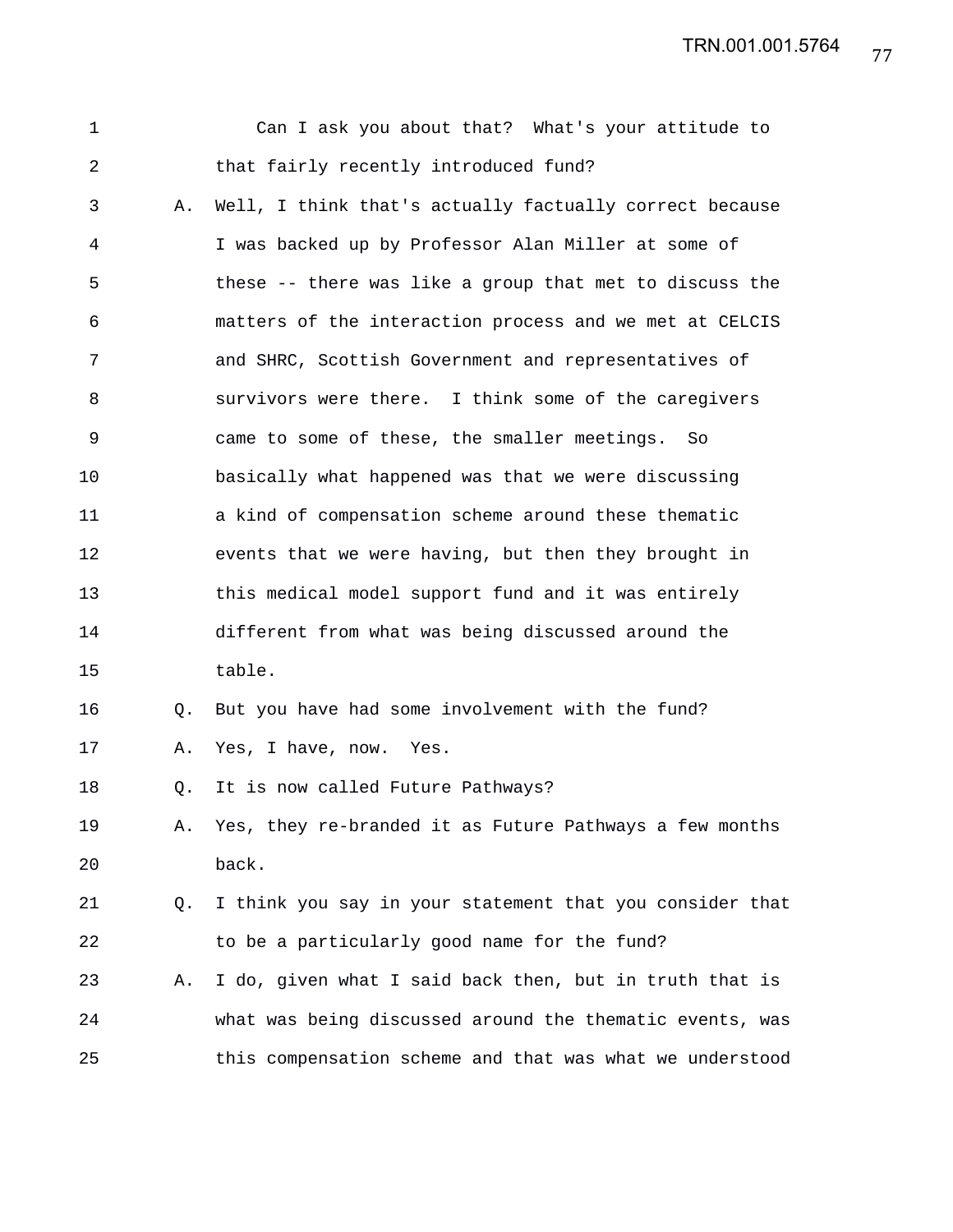Can I ask you about that? What's your attitude to that fairly recently introduced fund?

A. Well, I think that's actually factually correct because I was backed up by Professor Alan Miller at some of these -- there was like a group that met to discuss the matters of the interaction process and we met at CELCIS and SHRC, Scottish Government and representatives of survivors were there. I think some of the caregivers came to some of these, the smaller meetings. So basically what happened was that we were discussing a kind of compensation scheme around these thematic events that we were having, but then they brought in this medical model support fund and it was entirely different from what was being discussed around the table.

Q. But you have had some involvement with the fund?

A. Yes, I have, now. Yes.

Q. It is now called Future Pathways?

A. Yes, they re-branded it as Future Pathways a few months back.

Q. I think you say in your statement that you consider that to be a particularly good name for the fund?

A. I do, given what I said back then, but in truth that is what was being discussed around the thematic events, was this compensation scheme and that was what we understood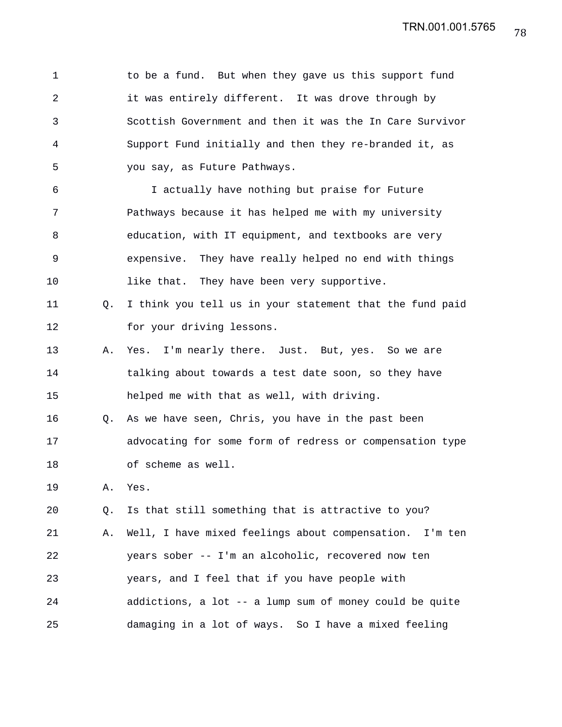to be a fund. But when they gave us this support fund it was entirely different. It was drove through by Scottish Government and then it was the In Care Survivor Support Fund initially and then they re-branded it, as you say, as Future Pathways.

I actually have nothing but praise for Future Pathways because it has helped me with my university education, with IT equipment, and textbooks are very expensive. They have really helped no end with things like that. They have been very supportive.

Q. I think you tell us in your statement that the fund paid for your driving lessons.

A. Yes. I'm nearly there. Just. But, yes. So we are talking about towards a test date soon, so they have helped me with that as well, with driving.

Q. As we have seen, Chris, you have in the past been advocating for some form of redress or compensation type of scheme as well.

A. Yes.

Q. Is that still something that is attractive to you?

A. Well, I have mixed feelings about compensation. I'm ten years sober -- I'm an alcoholic, recovered now ten years, and I feel that if you have people with addictions, a lot -- a lump sum of money could be quite damaging in a lot of ways. So I have a mixed feeling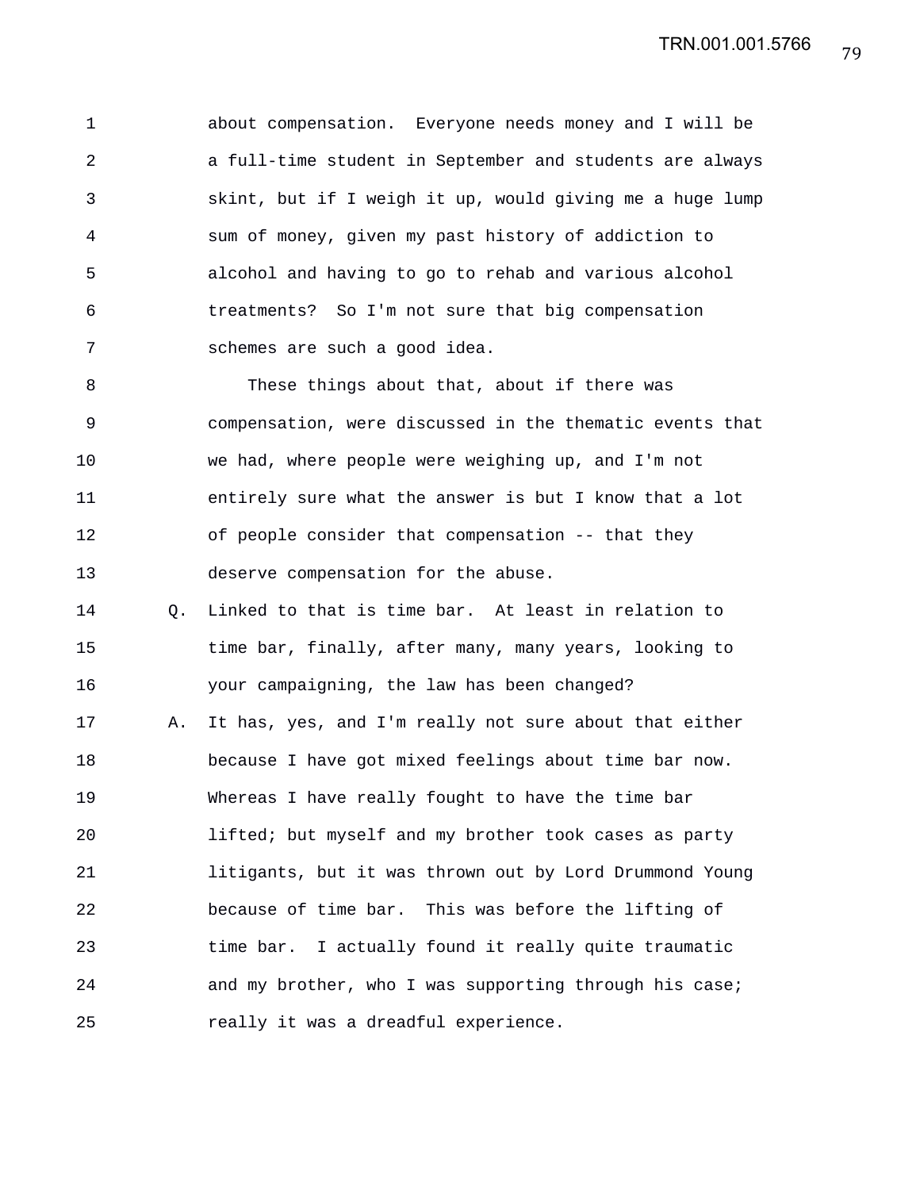about compensation. Everyone needs money and I will be a full-time student in September and students are always skint, but if I weigh it up, would giving me a huge lump sum of money, given my past history of addiction to alcohol and having to go to rehab and various alcohol treatments? So I'm not sure that big compensation schemes are such a good idea.

These things about that, about if there was compensation, were discussed in the thematic events that we had, where people were weighing up, and I'm not entirely sure what the answer is but I know that a lot of people consider that compensation -- that they deserve compensation for the abuse.

Q. Linked to that is time bar. At least in relation to time bar, finally, after many, many years, looking to your campaigning, the law has been changed?

A. It has, yes, and I'm really not sure about that either because I have got mixed feelings about time bar now. Whereas I have really fought to have the time bar lifted; but myself and my brother took cases as party litigants, but it was thrown out by Lord Drummond Young because of time bar. This was before the lifting of time bar. I actually found it really quite traumatic and my brother, who I was supporting through his case; really it was a dreadful experience.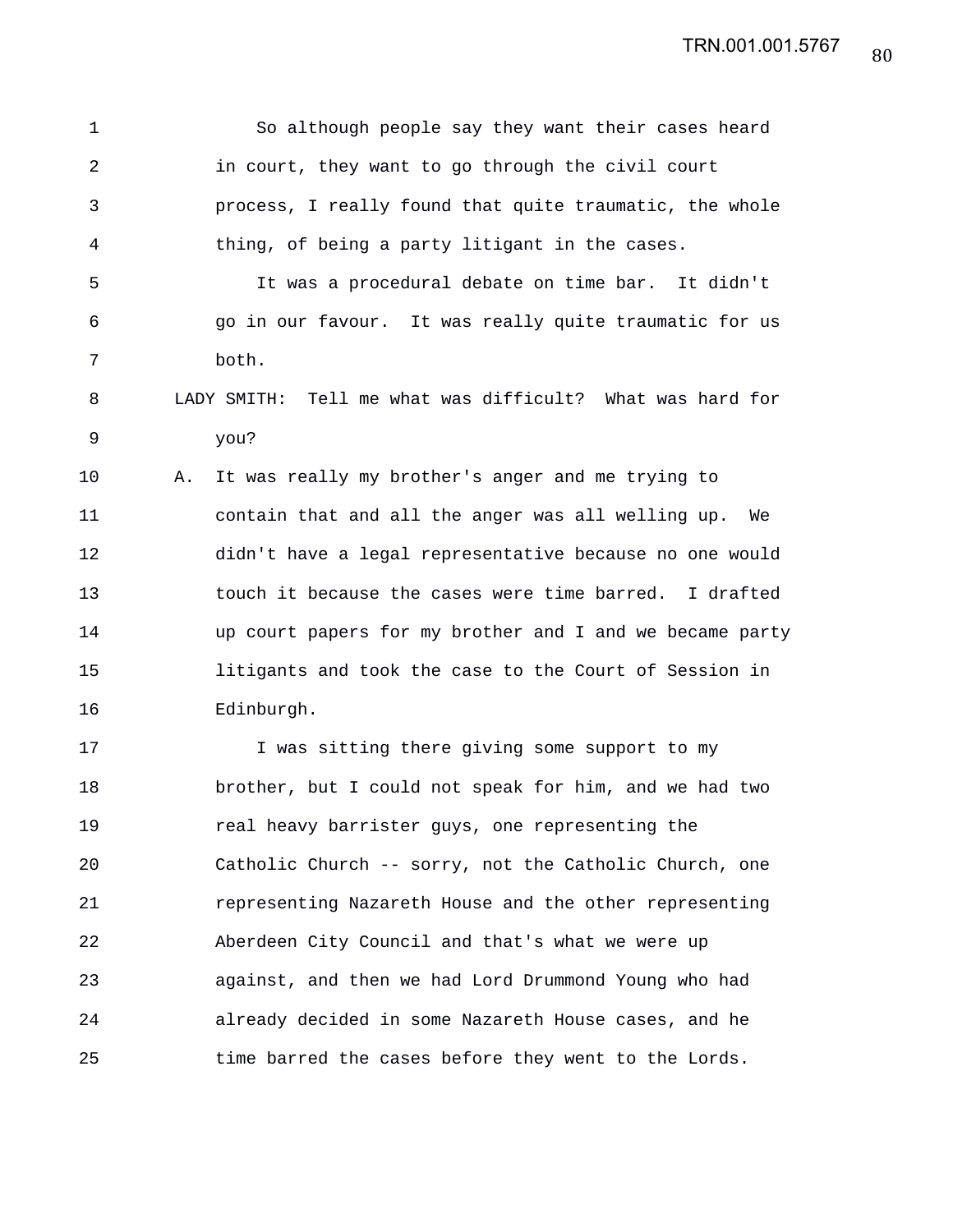So although people say they want their cases heard in court, they want to go through the civil court process, I really found that quite traumatic, the whole thing, of being a party litigant in the cases.

It was a procedural debate on time bar. It didn't go in our favour. It was really quite traumatic for us both.

LADY SMITH: Tell me what was difficult? What was hard for you?

A. It was really my brother's anger and me trying to contain that and all the anger was all welling up. We didn't have a legal representative because no one would touch it because the cases were time barred. I drafted up court papers for my brother and I and we became party litigants and took the case to the Court of Session in Edinburgh.

I was sitting there giving some support to my brother, but I could not speak for him, and we had two real heavy barrister guys, one representing the Catholic Church -- sorry, not the Catholic Church, one representing Nazareth House and the other representing Aberdeen City Council and that's what we were up against, and then we had Lord Drummond Young who had already decided in some Nazareth House cases, and he time barred the cases before they went to the Lords.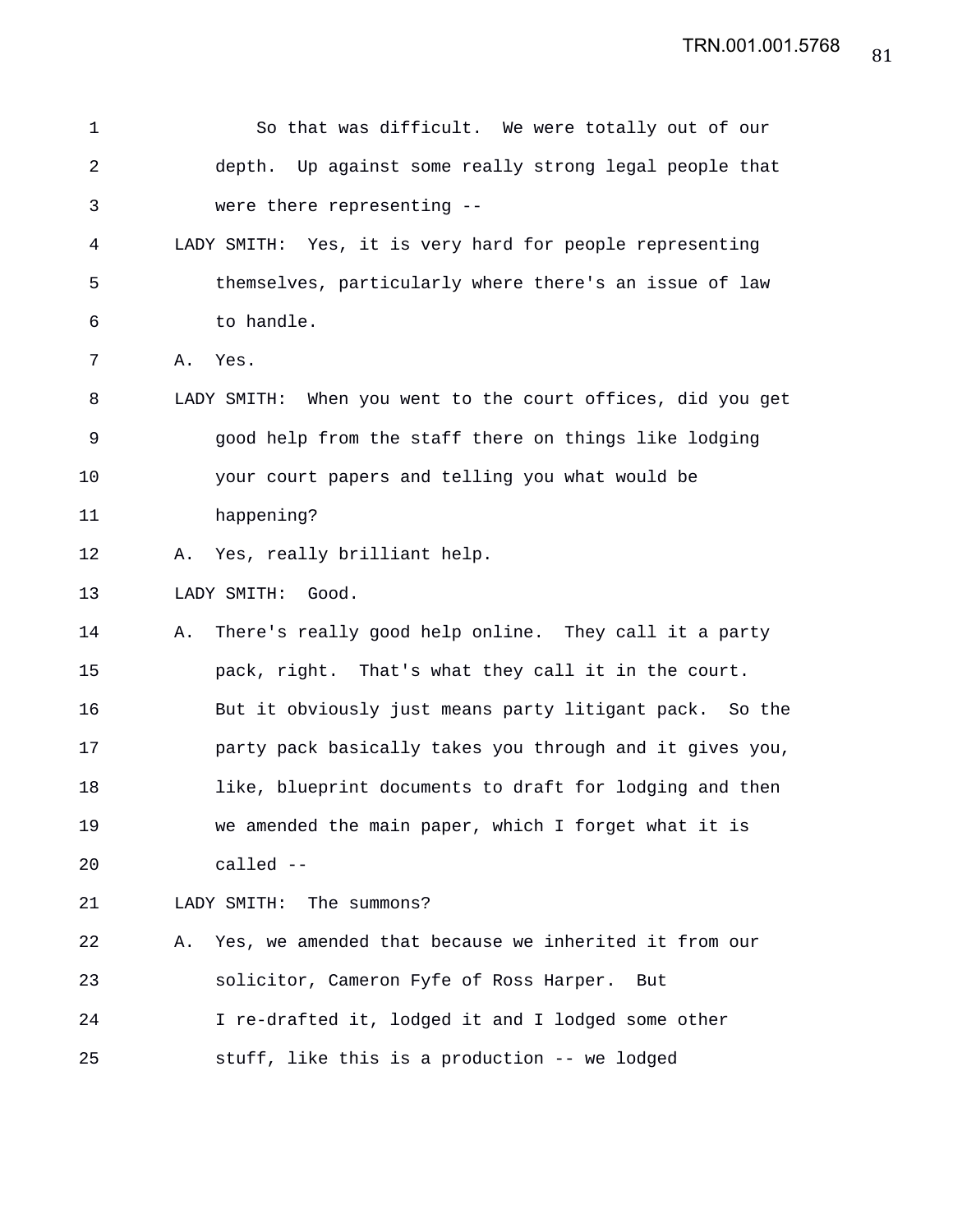So that was difficult. We were totally out of our depth. Up against some really strong legal people that were there representing --

LADY SMITH: Yes, it is very hard for people representing themselves, particularly where there's an issue of law to handle.

A. Yes.

LADY SMITH: When you went to the court offices, did you get good help from the staff there on things like lodging your court papers and telling you what would be happening?

A. Yes, really brilliant help.

LADY SMITH: Good.

A. There's really good help online. They call it a party pack, right. That's what they call it in the court. But it obviously just means party litigant pack. So the party pack basically takes you through and it gives you, like, blueprint documents to draft for lodging and then we amended the main paper, which I forget what it is called --

LADY SMITH: The summons?

A. Yes, we amended that because we inherited it from our solicitor, Cameron Fyfe of Ross Harper. But I re-drafted it, lodged it and I lodged some other stuff, like this is a production -- we lodged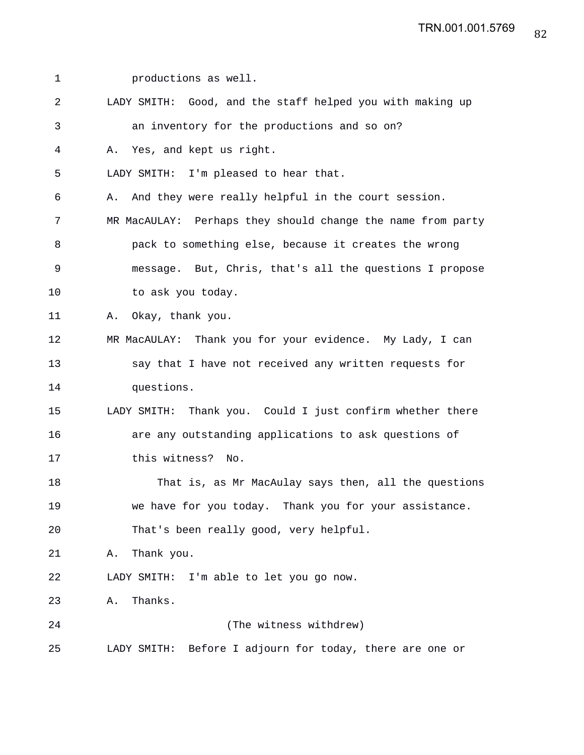productions as well.

LADY SMITH: Good, and the staff helped you with making up an inventory for the productions and so on?

A. Yes, and kept us right.

LADY SMITH: I'm pleased to hear that.

A. And they were really helpful in the court session.

MR MacAULAY: Perhaps they should change the name from party pack to something else, because it creates the wrong message. But, Chris, that's all the questions I propose to ask you today.

A. Okay, thank you.

MR MacAULAY: Thank you for your evidence. My Lady, I can say that I have not received any written requests for questions.

LADY SMITH: Thank you. Could I just confirm whether there are any outstanding applications to ask questions of this witness? No.

That is, as Mr MacAulay says then, all the questions we have for you today. Thank you for your assistance. That's been really good, very helpful.

A. Thank you.

LADY SMITH: I'm able to let you go now.

A. Thanks.

(The witness withdrew)

LADY SMITH: Before I adjourn for today, there are one or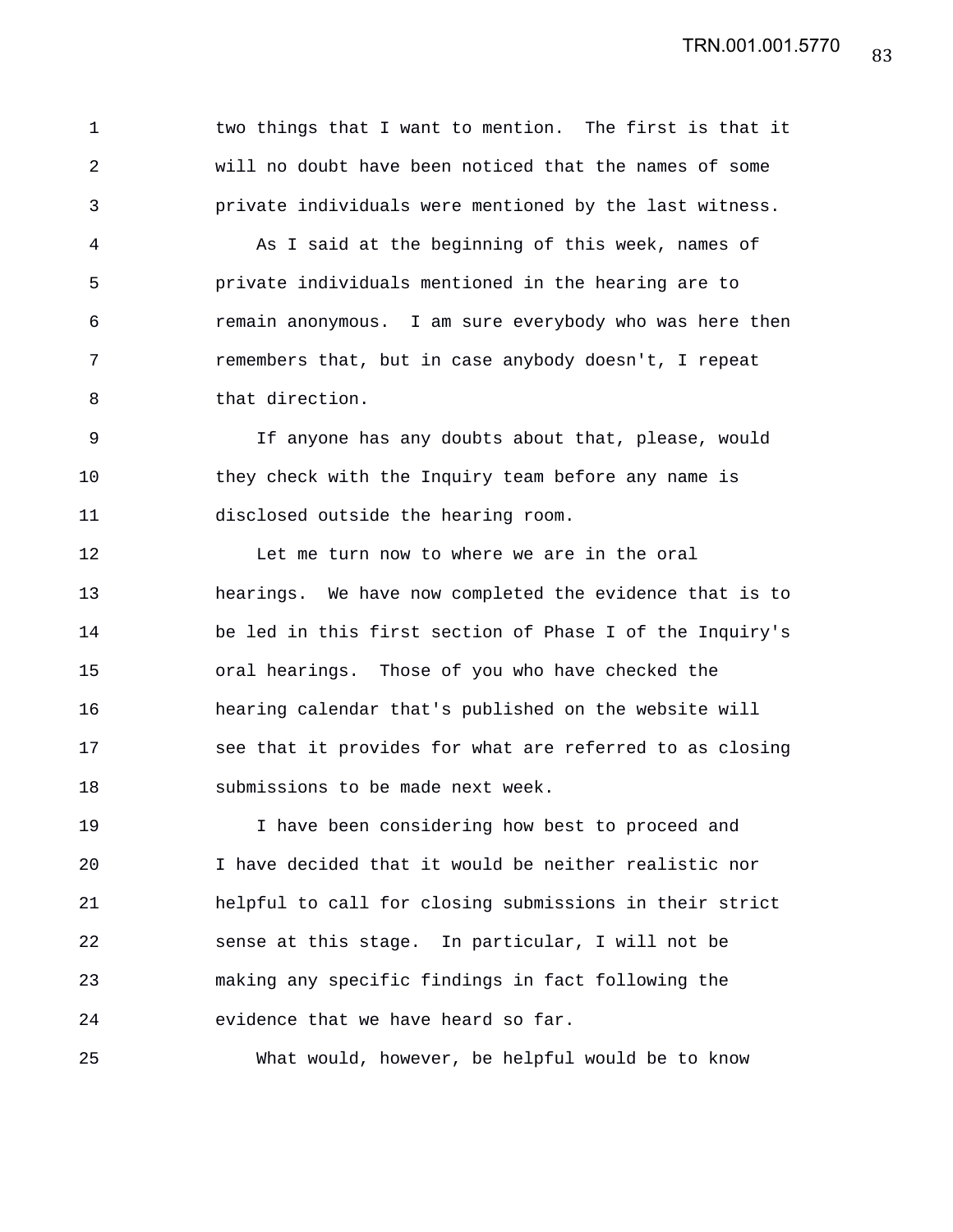two things that I want to mention. The first is that it will no doubt have been noticed that the names of some private individuals were mentioned by the last witness.

As I said at the beginning of this week, names of private individuals mentioned in the hearing are to remain anonymous. I am sure everybody who was here then remembers that, but in case anybody doesn't, I repeat that direction.

If anyone has any doubts about that, please, would they check with the Inquiry team before any name is disclosed outside the hearing room.

Let me turn now to where we are in the oral hearings. We have now completed the evidence that is to be led in this first section of Phase I of the Inquiry's oral hearings. Those of you who have checked the hearing calendar that's published on the website will see that it provides for what are referred to as closing submissions to be made next week.

I have been considering how best to proceed and I have decided that it would be neither realistic nor helpful to call for closing submissions in their strict sense at this stage. In particular, I will not be making any specific findings in fact following the evidence that we have heard so far.

What would, however, be helpful would be to know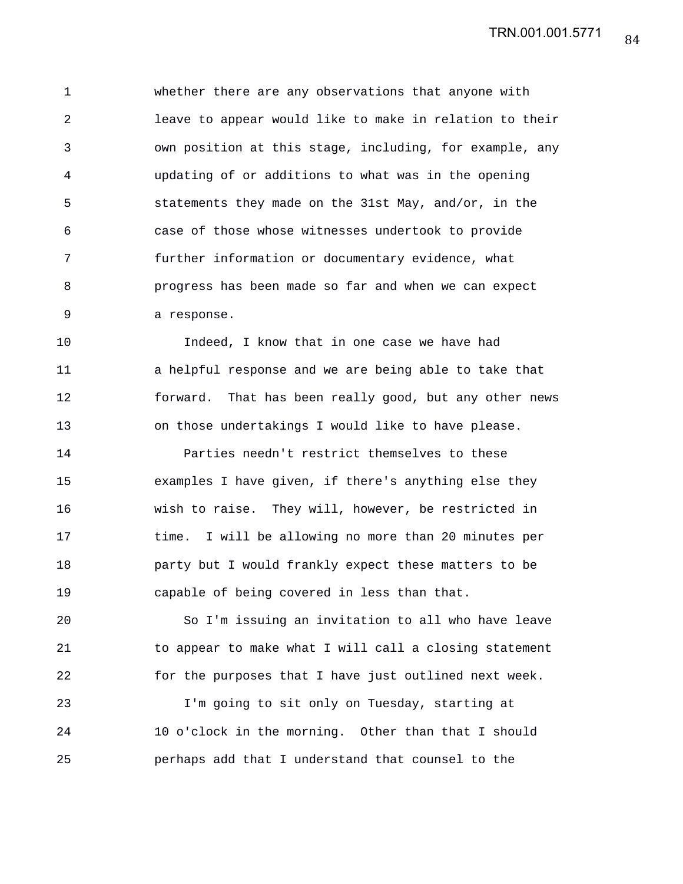whether there are any observations that anyone with leave to appear would like to make in relation to their own position at this stage, including, for example, any updating of or additions to what was in the opening statements they made on the 31st May, and/or, in the case of those whose witnesses undertook to provide further information or documentary evidence, what progress has been made so far and when we can expect a response.

Indeed, I know that in one case we have had a helpful response and we are being able to take that forward. That has been really good, but any other news on those undertakings I would like to have please.

Parties needn't restrict themselves to these examples I have given, if there's anything else they wish to raise. They will, however, be restricted in time. I will be allowing no more than 20 minutes per party but I would frankly expect these matters to be capable of being covered in less than that.

So I'm issuing an invitation to all who have leave to appear to make what I will call a closing statement for the purposes that I have just outlined next week.

I'm going to sit only on Tuesday, starting at 10 o'clock in the morning. Other than that I should perhaps add that I understand that counsel to the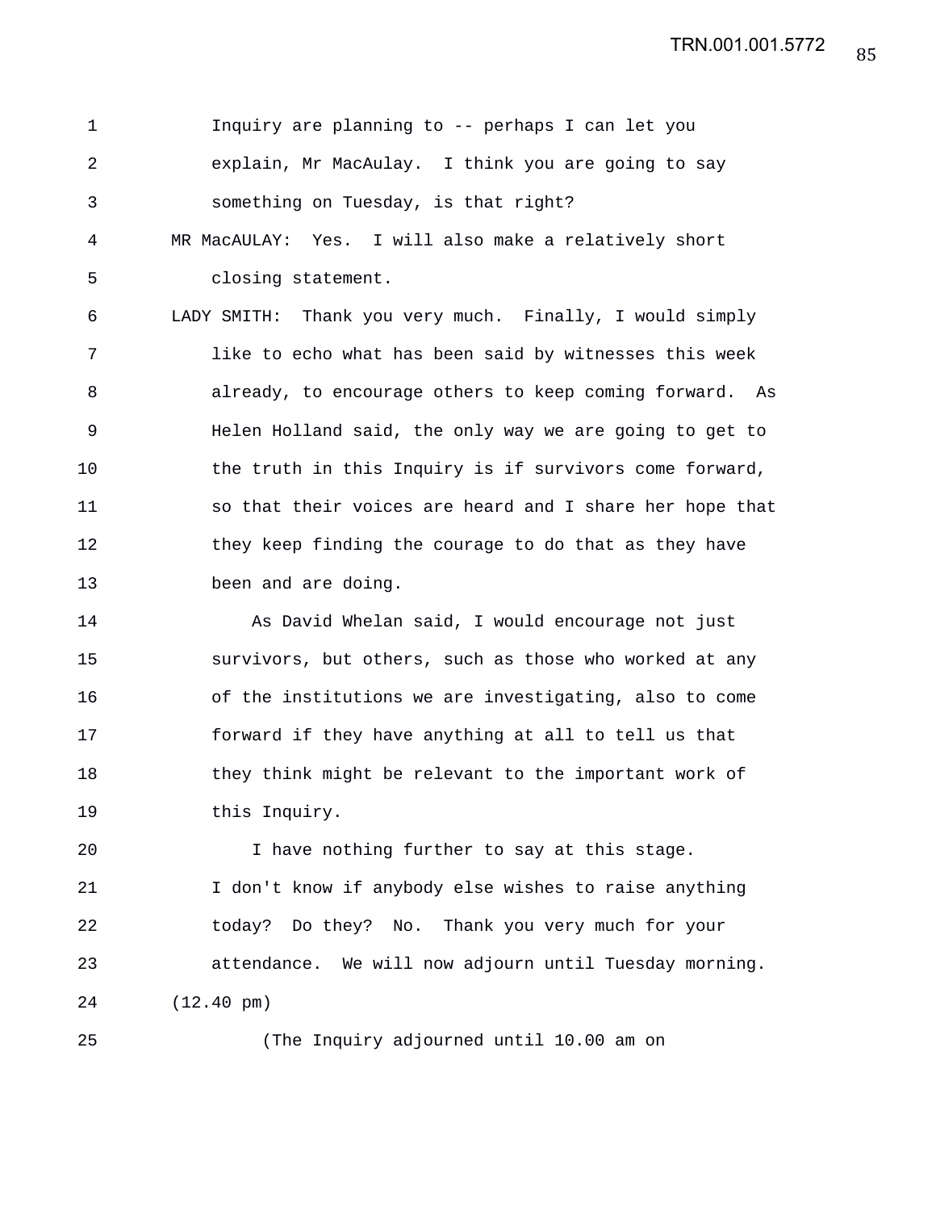Inquiry are planning to -- perhaps I can let you explain, Mr MacAulay. I think you are going to say something on Tuesday, is that right?

MR MacAULAY: Yes. I will also make a relatively short closing statement.

LADY SMITH: Thank you very much. Finally, I would simply like to echo what has been said by witnesses this week already, to encourage others to keep coming forward. As Helen Holland said, the only way we are going to get to the truth in this Inquiry is if survivors come forward, so that their voices are heard and I share her hope that they keep finding the courage to do that as they have been and are doing.

As David Whelan said, I would encourage not just survivors, but others, such as those who worked at any of the institutions we are investigating, also to come forward if they have anything at all to tell us that they think might be relevant to the important work of this Inquiry.

I have nothing further to say at this stage. I don't know if anybody else wishes to raise anything today? Do they? No. Thank you very much for your attendance. We will now adjourn until Tuesday morning.

(12.40 pm)

(The Inquiry adjourned until 10.00 am on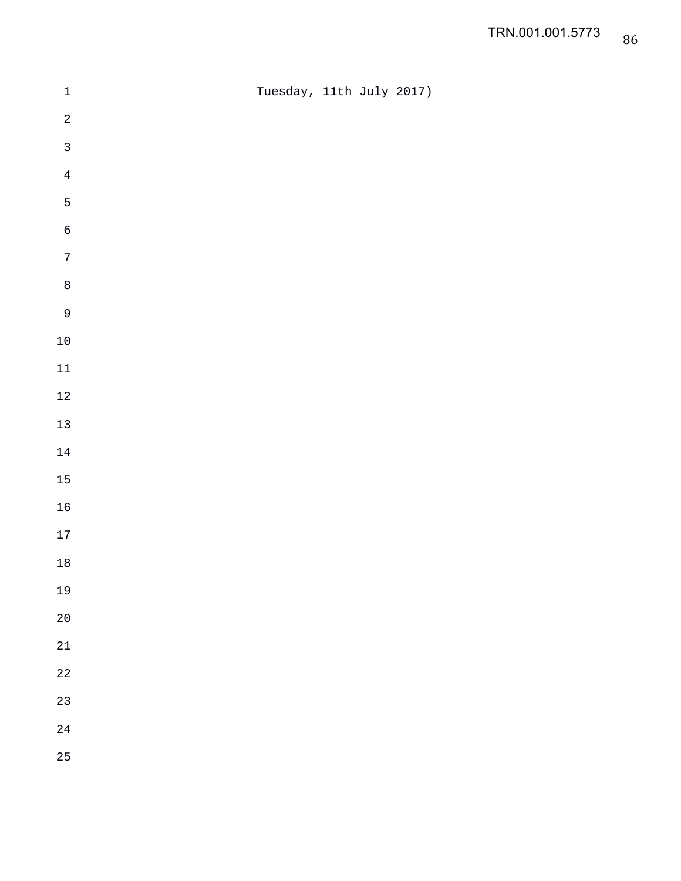Tuesday, 11th July 2017)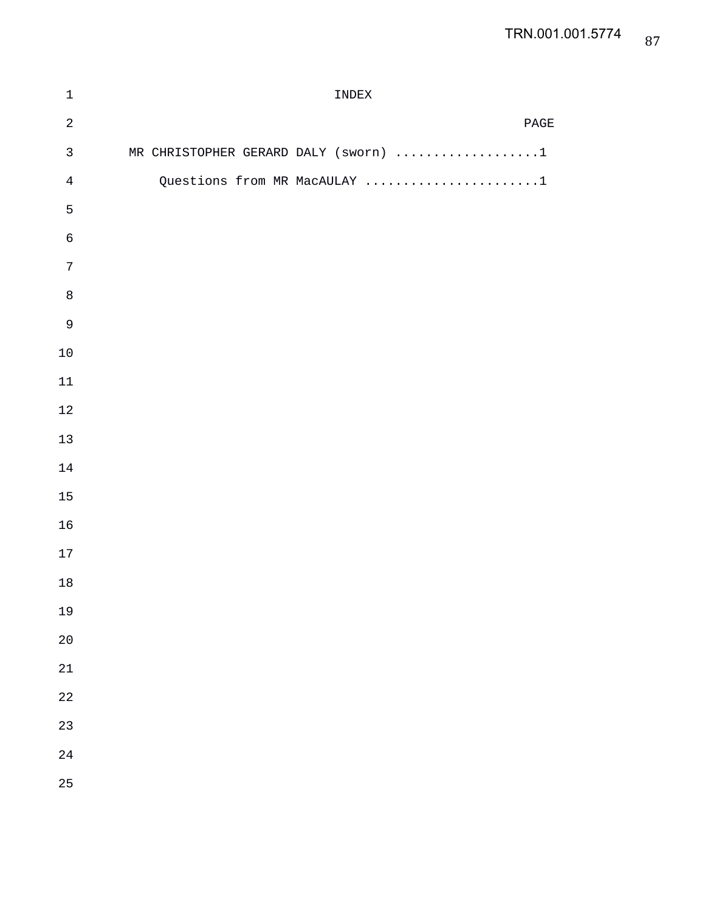# INDEX

PAGE

MR CHRISTOPHER GERARD DALY (sworn) ...................1

Questions from MR MacAULAY ........................1